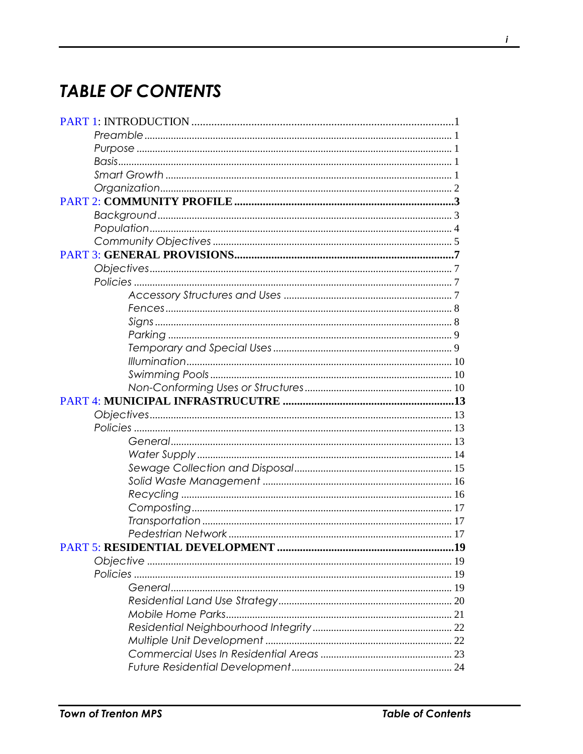# TABLE OF CONTENTS

PART 1: INTRODUCTION ............................................................................................1
- *Preamble* .................................................................................................... 1
- *Purpose* ...................................................................................................... 1
- *Basis*.......................................................................................................... 1
- *Smart Growth* ............................................................................................. 1
- *Organization*............................................................................................... 2

PART 2: **COMMUNITY PROFILE** ............................................................................3
- *Background* ................................................................................................ 3
- *Population*................................................................................................... 4
- *Community Objectives* ................................................................................. 5

PART 3: **GENERAL PROVISIONS**............................................................................7
- *Objectives* .................................................................................................. 7
- *Policies* ....................................................................................................... 7
  - *Accessory Structures and Uses* ............................................................... 7
  - *Fences* ................................................................................................... 8
  - *Signs* ..................................................................................................... 8
  - *Parking* .................................................................................................. 9
  - *Temporary and Special Uses* ................................................................... 9
  - *Illumination* ........................................................................................... 10
  - *Swimming Pools* ..................................................................................... 10
  - *Non-Conforming Uses or Structures* ....................................................... 10

PART 4: **MUNICIPAL INFRASTRUCUTRE** ...........................................................13
- *Objectives* ................................................................................................. 13
- *Policies* ...................................................................................................... 13
  - *General* ................................................................................................. 13
  - *Water Supply* ......................................................................................... 14
  - *Sewage Collection and Disposal* ............................................................. 15
  - *Solid Waste Management* ...................................................................... 16
  - *Recycling* .............................................................................................. 16
  - *Composting* ........................................................................................... 17
  - *Transportation* ...................................................................................... 17
  - *Pedestrian Network* ................................................................................ 17

PART 5: **RESIDENTIAL DEVELOPMENT** .............................................................19
- *Objective* .................................................................................................... 19
- *Policies* ...................................................................................................... 19
  - *General* ................................................................................................. 19
  - *Residential Land Use Strategy* ................................................................ 20
  - *Mobile Home Parks* ................................................................................. 21
  - *Residential Neighbourhood Integrity* ....................................................... 22
  - *Multiple Unit Development* ...................................................................... 22
  - *Commercial Uses In Residential Areas* ..................................................... 23
  - *Future Residential Development* ............................................................ 24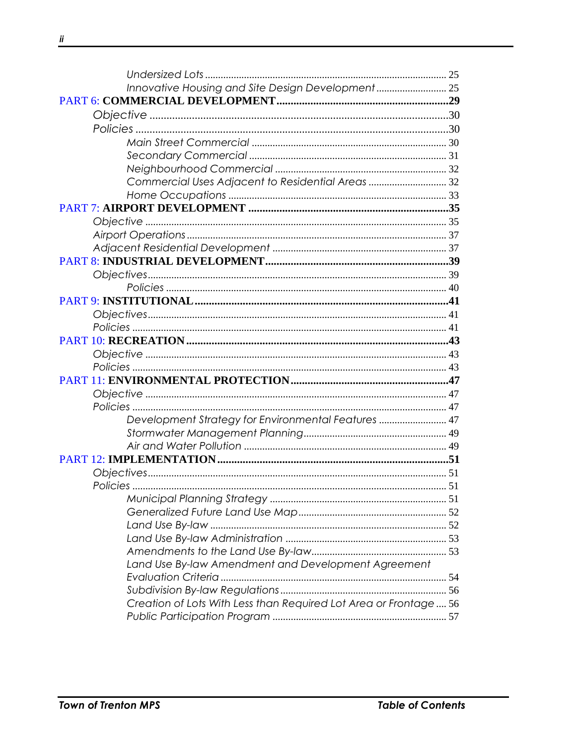- *Undersized Lots* ............ 25
- *Innovative Housing and Site Design Development* ............ 25

**PART 6: COMMERCIAL DEVELOPMENT** ............ **29**

- *Objective* ............ 30
- *Policies* ............ 30
  - *Main Street Commercial* ............ 30
  - *Secondary Commercial* ............ 31
  - *Neighbourhood Commercial* ............ 32
  - *Commercial Uses Adjacent to Residential Areas* ............ 32
  - *Home Occupations* ............ 33

**PART 7: AIRPORT DEVELOPMENT** ............ **35**

- *Objective* ............ 35
- *Airport Operations* ............ 37
- *Adjacent Residential Development* ............ 37

**PART 8: INDUSTRIAL DEVELOPMENT** ............ **39**

- *Objectives* ............ 39
  - *Policies* ............ 40

**PART 9: INSTITUTIONAL** ............ **41**

- *Objectives* ............ 41
- *Policies* ............ 41

**PART 10: RECREATION** ............ **43**

- *Objective* ............ 43
- *Policies* ............ 43

**PART 11: ENVIRONMENTAL PROTECTION** ............ **47**

- *Objective* ............ 47
- *Policies* ............ 47
  - *Development Strategy for Environmental Features* ............ 47
  - *Stormwater Management Planning* ............ 49
  - *Air and Water Pollution* ............ 49

**PART 12: IMPLEMENTATION** ............ **51**

- *Objectives* ............ 51
- *Policies* ............ 51
  - *Municipal Planning Strategy* ............ 51
  - *Generalized Future Land Use Map* ............ 52
  - *Land Use By-law* ............ 52
  - *Land Use By-law Administration* ............ 53
  - *Amendments to the Land Use By-law* ............ 53
  - *Land Use By-law Amendment and Development Agreement Evaluation Criteria* ............ 54
  - *Subdivision By-law Regulations* ............ 56
  - *Creation of Lots With Less than Required Lot Area or Frontage* ............ 56
  - *Public Participation Program* ............ 57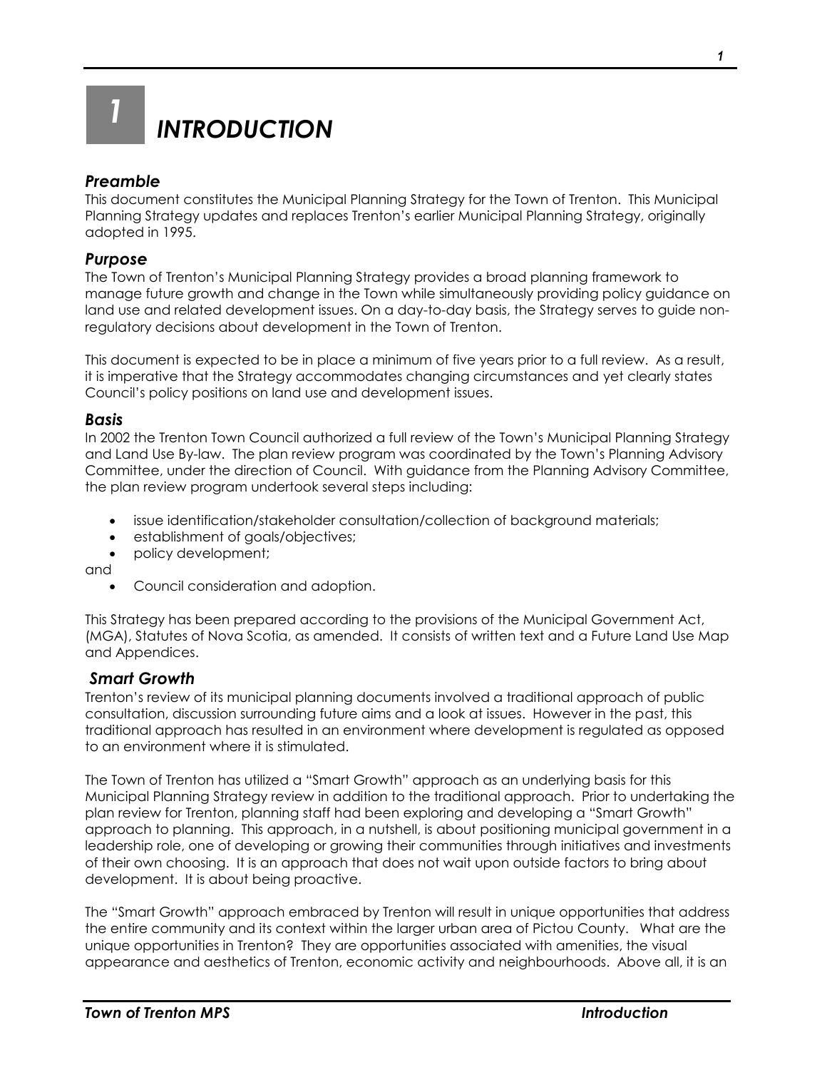# 1 INTRODUCTION

### *Preamble*

This document constitutes the Municipal Planning Strategy for the Town of Trenton. This Municipal Planning Strategy updates and replaces Trenton's earlier Municipal Planning Strategy, originally adopted in 1995.

### *Purpose*

The Town of Trenton's Municipal Planning Strategy provides a broad planning framework to manage future growth and change in the Town while simultaneously providing policy guidance on land use and related development issues. On a day-to-day basis, the Strategy serves to guide non-regulatory decisions about development in the Town of Trenton.

This document is expected to be in place a minimum of five years prior to a full review. As a result, it is imperative that the Strategy accommodates changing circumstances and yet clearly states Council's policy positions on land use and development issues.

### *Basis*

In 2002 the Trenton Town Council authorized a full review of the Town's Municipal Planning Strategy and Land Use By-law. The plan review program was coordinated by the Town's Planning Advisory Committee, under the direction of Council. With guidance from the Planning Advisory Committee, the plan review program undertook several steps including:

- issue identification/stakeholder consultation/collection of background materials;
- establishment of goals/objectives;
- policy development;

and

- Council consideration and adoption.

This Strategy has been prepared according to the provisions of the Municipal Government Act, (MGA), Statutes of Nova Scotia, as amended. It consists of written text and a Future Land Use Map and Appendices.

### *Smart Growth*

Trenton's review of its municipal planning documents involved a traditional approach of public consultation, discussion surrounding future aims and a look at issues. However in the past, this traditional approach has resulted in an environment where development is regulated as opposed to an environment where it is stimulated.

The Town of Trenton has utilized a "Smart Growth" approach as an underlying basis for this Municipal Planning Strategy review in addition to the traditional approach. Prior to undertaking the plan review for Trenton, planning staff had been exploring and developing a "Smart Growth" approach to planning. This approach, in a nutshell, is about positioning municipal government in a leadership role, one of developing or growing their communities through initiatives and investments of their own choosing. It is an approach that does not wait upon outside factors to bring about development. It is about being proactive.

The "Smart Growth" approach embraced by Trenton will result in unique opportunities that address the entire community and its context within the larger urban area of Pictou County. What are the unique opportunities in Trenton? They are opportunities associated with amenities, the visual appearance and aesthetics of Trenton, economic activity and neighbourhoods. Above all, it is an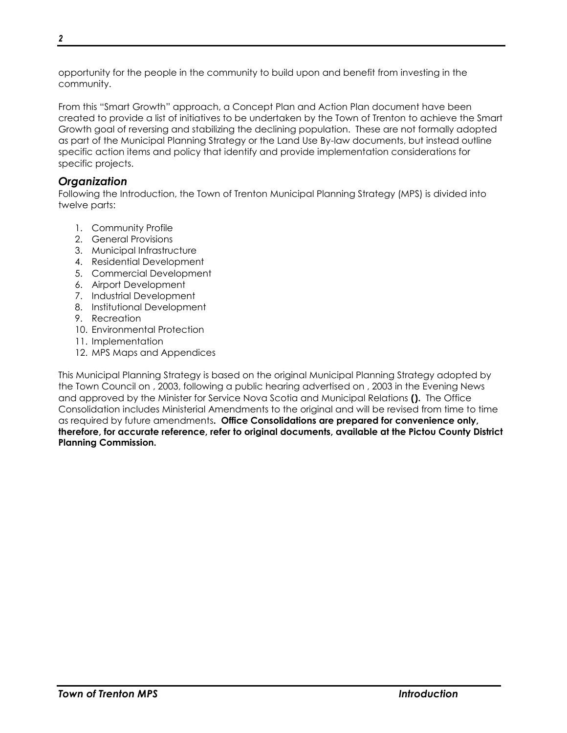opportunity for the people in the community to build upon and benefit from investing in the community.

From this "Smart Growth" approach, a Concept Plan and Action Plan document have been created to provide a list of initiatives to be undertaken by the Town of Trenton to achieve the Smart Growth goal of reversing and stabilizing the declining population. These are not formally adopted as part of the Municipal Planning Strategy or the Land Use By-law documents, but instead outline specific action items and policy that identify and provide implementation considerations for specific projects.

### *Organization*

Following the Introduction, the Town of Trenton Municipal Planning Strategy (MPS) is divided into twelve parts:

1. Community Profile
2. General Provisions
3. Municipal Infrastructure
4. Residential Development
5. Commercial Development
6. Airport Development
7. Industrial Development
8. Institutional Development
9. Recreation
10. Environmental Protection
11. Implementation
12. MPS Maps and Appendices

This Municipal Planning Strategy is based on the original Municipal Planning Strategy adopted by the Town Council on , 2003, following a public hearing advertised on , 2003 in the Evening News and approved by the Minister for Service Nova Scotia and Municipal Relations **().** The Office Consolidation includes Ministerial Amendments to the original and will be revised from time to time as required by future amendments**. Office Consolidations are prepared for convenience only, therefore, for accurate reference, refer to original documents, available at the Pictou County District Planning Commission.**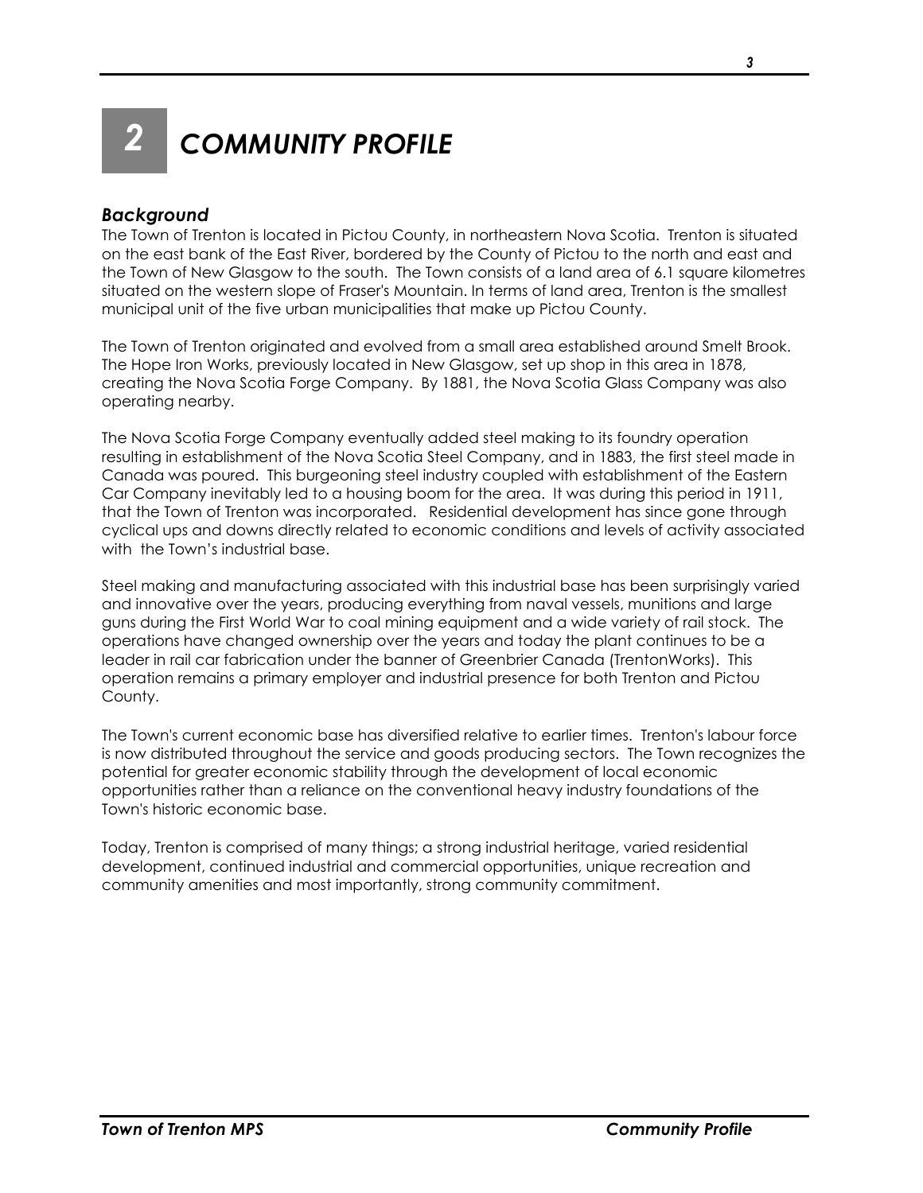# 2 *COMMUNITY PROFILE*

### *Background*

The Town of Trenton is located in Pictou County, in northeastern Nova Scotia. Trenton is situated on the east bank of the East River, bordered by the County of Pictou to the north and east and the Town of New Glasgow to the south. The Town consists of a land area of 6.1 square kilometres situated on the western slope of Fraser's Mountain. In terms of land area, Trenton is the smallest municipal unit of the five urban municipalities that make up Pictou County.

The Town of Trenton originated and evolved from a small area established around Smelt Brook. The Hope Iron Works, previously located in New Glasgow, set up shop in this area in 1878, creating the Nova Scotia Forge Company. By 1881, the Nova Scotia Glass Company was also operating nearby.

The Nova Scotia Forge Company eventually added steel making to its foundry operation resulting in establishment of the Nova Scotia Steel Company, and in 1883, the first steel made in Canada was poured. This burgeoning steel industry coupled with establishment of the Eastern Car Company inevitably led to a housing boom for the area. It was during this period in 1911, that the Town of Trenton was incorporated. Residential development has since gone through cyclical ups and downs directly related to economic conditions and levels of activity associated with the Town's industrial base.

Steel making and manufacturing associated with this industrial base has been surprisingly varied and innovative over the years, producing everything from naval vessels, munitions and large guns during the First World War to coal mining equipment and a wide variety of rail stock. The operations have changed ownership over the years and today the plant continues to be a leader in rail car fabrication under the banner of Greenbrier Canada (TrentonWorks). This operation remains a primary employer and industrial presence for both Trenton and Pictou County.

The Town's current economic base has diversified relative to earlier times. Trenton's labour force is now distributed throughout the service and goods producing sectors. The Town recognizes the potential for greater economic stability through the development of local economic opportunities rather than a reliance on the conventional heavy industry foundations of the Town's historic economic base.

Today, Trenton is comprised of many things; a strong industrial heritage, varied residential development, continued industrial and commercial opportunities, unique recreation and community amenities and most importantly, strong community commitment.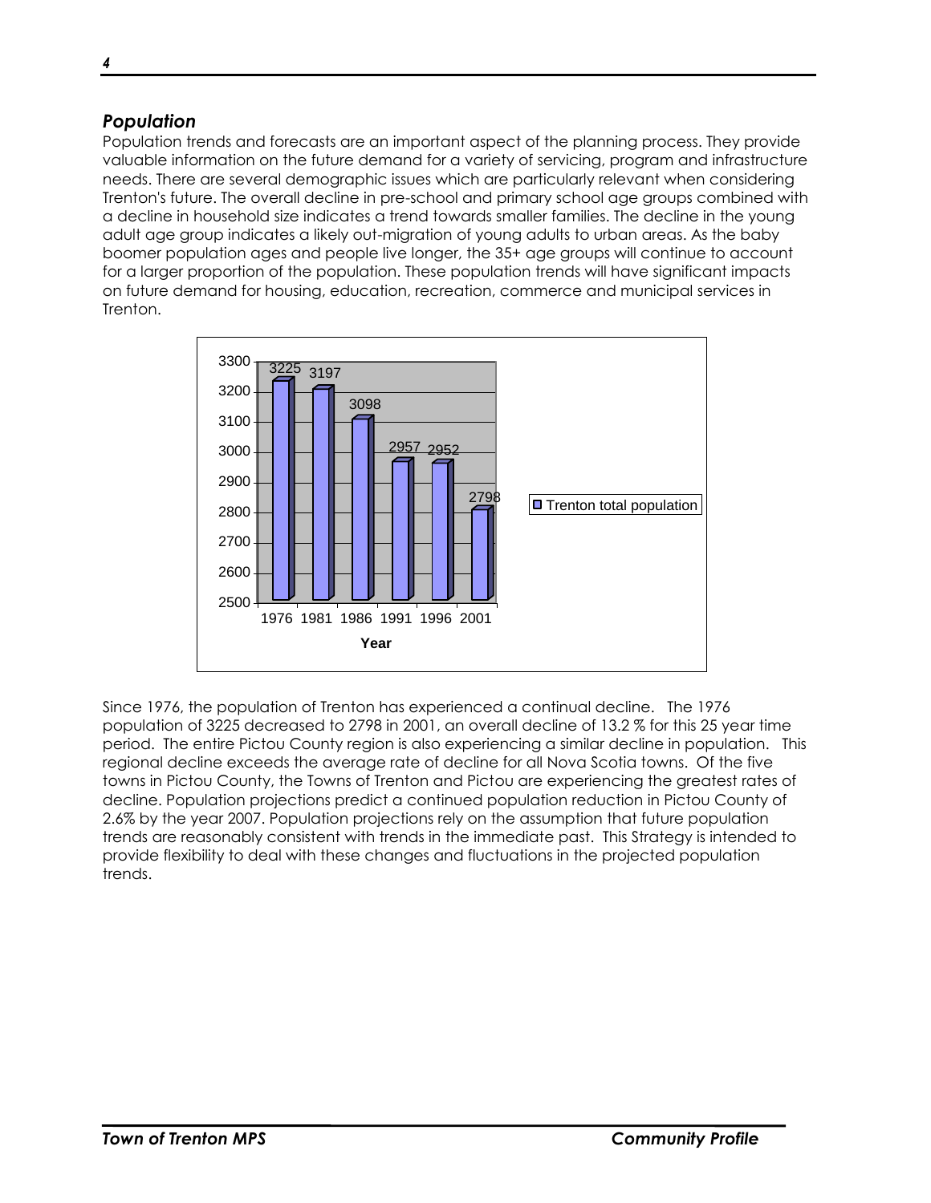## *Population*

Population trends and forecasts are an important aspect of the planning process. They provide valuable information on the future demand for a variety of servicing, program and infrastructure needs. There are several demographic issues which are particularly relevant when considering Trenton's future. The overall decline in pre-school and primary school age groups combined with a decline in household size indicates a trend towards smaller families. The decline in the young adult age group indicates a likely out-migration of young adults to urban areas. As the baby boomer population ages and people live longer, the 35+ age groups will continue to account for a larger proportion of the population. These population trends will have significant impacts on future demand for housing, education, recreation, commerce and municipal services in Trenton.

| Year | Trenton total population |
|---|---|
| 1976 | 3225 |
| 1981 | 3197 |
| 1986 | 3098 |
| 1991 | 2957 |
| 1996 | 2952 |
| 2001 | 2798 |

Since 1976, the population of Trenton has experienced a continual decline. The 1976 population of 3225 decreased to 2798 in 2001, an overall decline of 13.2 % for this 25 year time period. The entire Pictou County region is also experiencing a similar decline in population. This regional decline exceeds the average rate of decline for all Nova Scotia towns. Of the five towns in Pictou County, the Towns of Trenton and Pictou are experiencing the greatest rates of decline. Population projections predict a continued population reduction in Pictou County of 2.6% by the year 2007. Population projections rely on the assumption that future population trends are reasonably consistent with trends in the immediate past. This Strategy is intended to provide flexibility to deal with these changes and fluctuations in the projected population trends.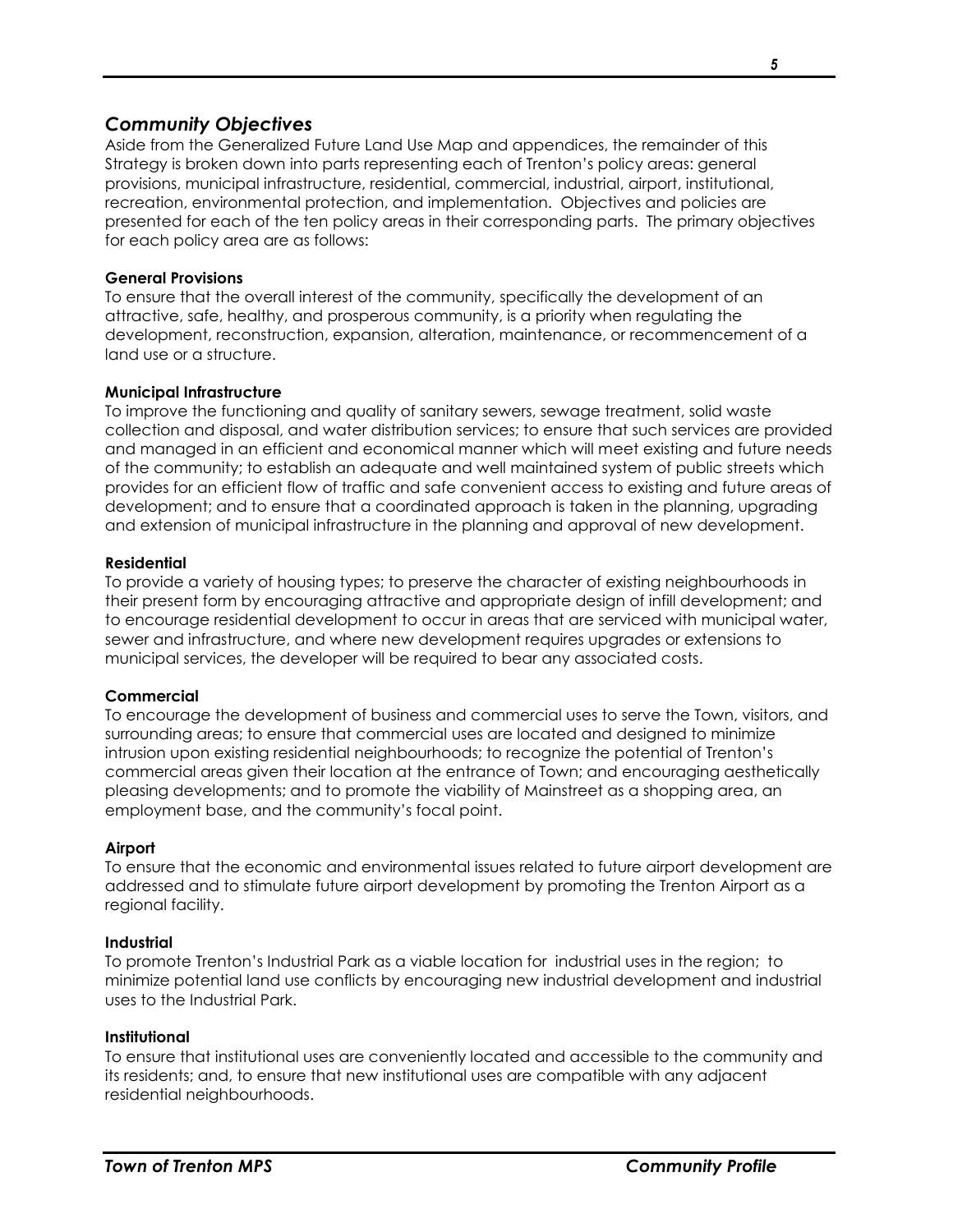## *Community Objectives*

Aside from the Generalized Future Land Use Map and appendices, the remainder of this Strategy is broken down into parts representing each of Trenton's policy areas: general provisions, municipal infrastructure, residential, commercial, industrial, airport, institutional, recreation, environmental protection, and implementation. Objectives and policies are presented for each of the ten policy areas in their corresponding parts. The primary objectives for each policy area are as follows:

**General Provisions**

To ensure that the overall interest of the community, specifically the development of an attractive, safe, healthy, and prosperous community, is a priority when regulating the development, reconstruction, expansion, alteration, maintenance, or recommencement of a land use or a structure.

**Municipal Infrastructure**

To improve the functioning and quality of sanitary sewers, sewage treatment, solid waste collection and disposal, and water distribution services; to ensure that such services are provided and managed in an efficient and economical manner which will meet existing and future needs of the community; to establish an adequate and well maintained system of public streets which provides for an efficient flow of traffic and safe convenient access to existing and future areas of development; and to ensure that a coordinated approach is taken in the planning, upgrading and extension of municipal infrastructure in the planning and approval of new development.

**Residential**

To provide a variety of housing types; to preserve the character of existing neighbourhoods in their present form by encouraging attractive and appropriate design of infill development; and to encourage residential development to occur in areas that are serviced with municipal water, sewer and infrastructure, and where new development requires upgrades or extensions to municipal services, the developer will be required to bear any associated costs.

**Commercial**

To encourage the development of business and commercial uses to serve the Town, visitors, and surrounding areas; to ensure that commercial uses are located and designed to minimize intrusion upon existing residential neighbourhoods; to recognize the potential of Trenton's commercial areas given their location at the entrance of Town; and encouraging aesthetically pleasing developments; and to promote the viability of Mainstreet as a shopping area, an employment base, and the community's focal point.

**Airport**

To ensure that the economic and environmental issues related to future airport development are addressed and to stimulate future airport development by promoting the Trenton Airport as a regional facility.

**Industrial**

To promote Trenton's Industrial Park as a viable location for industrial uses in the region; to minimize potential land use conflicts by encouraging new industrial development and industrial uses to the Industrial Park.

**Institutional**

To ensure that institutional uses are conveniently located and accessible to the community and its residents; and, to ensure that new institutional uses are compatible with any adjacent residential neighbourhoods.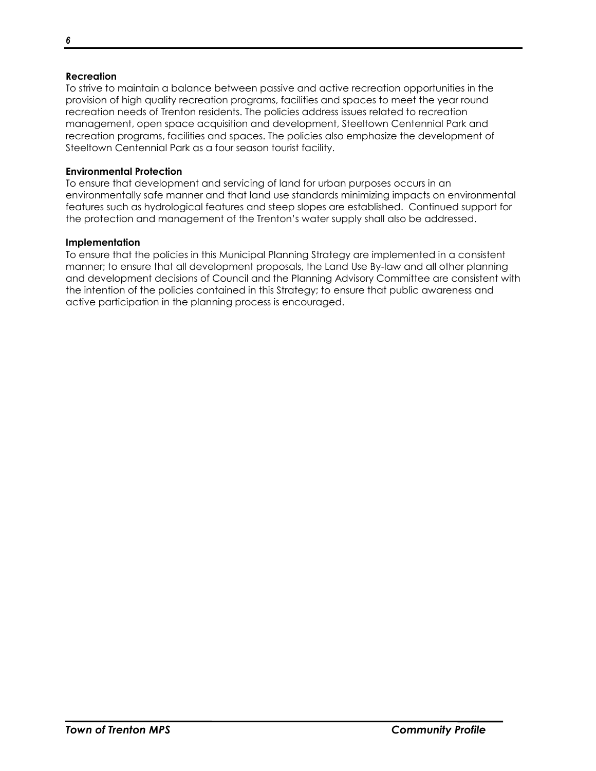**Recreation**

To strive to maintain a balance between passive and active recreation opportunities in the provision of high quality recreation programs, facilities and spaces to meet the year round recreation needs of Trenton residents. The policies address issues related to recreation management, open space acquisition and development, Steeltown Centennial Park and recreation programs, facilities and spaces. The policies also emphasize the development of Steeltown Centennial Park as a four season tourist facility.

**Environmental Protection**

To ensure that development and servicing of land for urban purposes occurs in an environmentally safe manner and that land use standards minimizing impacts on environmental features such as hydrological features and steep slopes are established. Continued support for the protection and management of the Trenton's water supply shall also be addressed.

**Implementation**

To ensure that the policies in this Municipal Planning Strategy are implemented in a consistent manner; to ensure that all development proposals, the Land Use By-law and all other planning and development decisions of Council and the Planning Advisory Committee are consistent with the intention of the policies contained in this Strategy; to ensure that public awareness and active participation in the planning process is encouraged.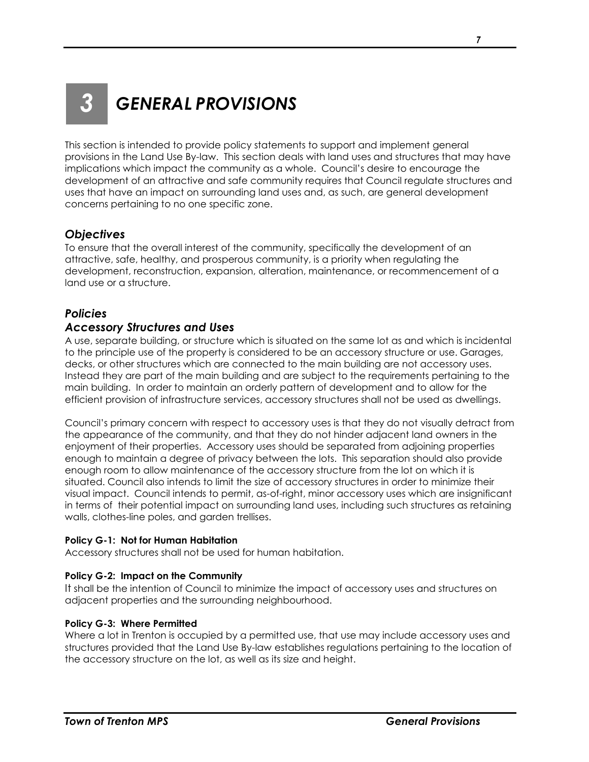# 3 GENERAL PROVISIONS

This section is intended to provide policy statements to support and implement general provisions in the Land Use By-law. This section deals with land uses and structures that may have implications which impact the community as a whole. Council's desire to encourage the development of an attractive and safe community requires that Council regulate structures and uses that have an impact on surrounding land uses and, as such, are general development concerns pertaining to no one specific zone.

## *Objectives*

To ensure that the overall interest of the community, specifically the development of an attractive, safe, healthy, and prosperous community, is a priority when regulating the development, reconstruction, expansion, alteration, maintenance, or recommencement of a land use or a structure.

## *Policies*

### *Accessory Structures and Uses*

A use, separate building, or structure which is situated on the same lot as and which is incidental to the principle use of the property is considered to be an accessory structure or use. Garages, decks, or other structures which are connected to the main building are not accessory uses. Instead they are part of the main building and are subject to the requirements pertaining to the main building. In order to maintain an orderly pattern of development and to allow for the efficient provision of infrastructure services, accessory structures shall not be used as dwellings.

Council's primary concern with respect to accessory uses is that they do not visually detract from the appearance of the community, and that they do not hinder adjacent land owners in the enjoyment of their properties. Accessory uses should be separated from adjoining properties enough to maintain a degree of privacy between the lots. This separation should also provide enough room to allow maintenance of the accessory structure from the lot on which it is situated. Council also intends to limit the size of accessory structures in order to minimize their visual impact. Council intends to permit, as-of-right, minor accessory uses which are insignificant in terms of their potential impact on surrounding land uses, including such structures as retaining walls, clothes-line poles, and garden trellises.

#### Policy G-1: Not for Human Habitation

Accessory structures shall not be used for human habitation.

#### Policy G-2: Impact on the Community

It shall be the intention of Council to minimize the impact of accessory uses and structures on adjacent properties and the surrounding neighbourhood.

#### Policy G-3: Where Permitted

Where a lot in Trenton is occupied by a permitted use, that use may include accessory uses and structures provided that the Land Use By-law establishes regulations pertaining to the location of the accessory structure on the lot, as well as its size and height.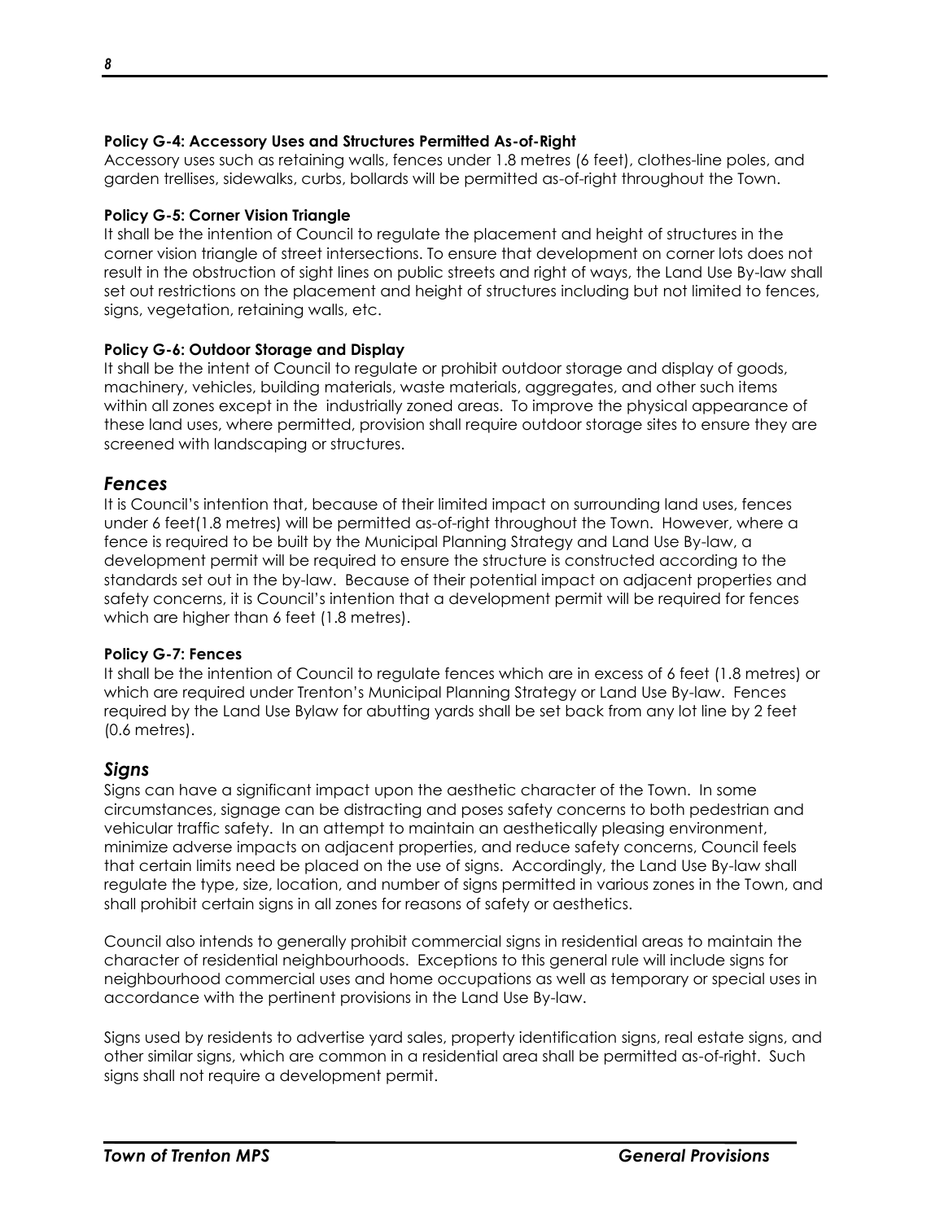**Policy G-4: Accessory Uses and Structures Permitted As-of-Right**
Accessory uses such as retaining walls, fences under 1.8 metres (6 feet), clothes-line poles, and garden trellises, sidewalks, curbs, bollards will be permitted as-of-right throughout the Town.

**Policy G-5: Corner Vision Triangle**
It shall be the intention of Council to regulate the placement and height of structures in the corner vision triangle of street intersections. To ensure that development on corner lots does not result in the obstruction of sight lines on public streets and right of ways, the Land Use By-law shall set out restrictions on the placement and height of structures including but not limited to fences, signs, vegetation, retaining walls, etc.

**Policy G-6: Outdoor Storage and Display**
It shall be the intent of Council to regulate or prohibit outdoor storage and display of goods, machinery, vehicles, building materials, waste materials, aggregates, and other such items within all zones except in the industrially zoned areas. To improve the physical appearance of these land uses, where permitted, provision shall require outdoor storage sites to ensure they are screened with landscaping or structures.

## *Fences*

It is Council's intention that, because of their limited impact on surrounding land uses, fences under 6 feet(1.8 metres) will be permitted as-of-right throughout the Town. However, where a fence is required to be built by the Municipal Planning Strategy and Land Use By-law, a development permit will be required to ensure the structure is constructed according to the standards set out in the by-law. Because of their potential impact on adjacent properties and safety concerns, it is Council's intention that a development permit will be required for fences which are higher than 6 feet (1.8 metres).

**Policy G-7: Fences**
It shall be the intention of Council to regulate fences which are in excess of 6 feet (1.8 metres) or which are required under Trenton's Municipal Planning Strategy or Land Use By-law. Fences required by the Land Use Bylaw for abutting yards shall be set back from any lot line by 2 feet (0.6 metres).

## *Signs*

Signs can have a significant impact upon the aesthetic character of the Town. In some circumstances, signage can be distracting and poses safety concerns to both pedestrian and vehicular traffic safety. In an attempt to maintain an aesthetically pleasing environment, minimize adverse impacts on adjacent properties, and reduce safety concerns, Council feels that certain limits need be placed on the use of signs. Accordingly, the Land Use By-law shall regulate the type, size, location, and number of signs permitted in various zones in the Town, and shall prohibit certain signs in all zones for reasons of safety or aesthetics.

Council also intends to generally prohibit commercial signs in residential areas to maintain the character of residential neighbourhoods. Exceptions to this general rule will include signs for neighbourhood commercial uses and home occupations as well as temporary or special uses in accordance with the pertinent provisions in the Land Use By-law.

Signs used by residents to advertise yard sales, property identification signs, real estate signs, and other similar signs, which are common in a residential area shall be permitted as-of-right. Such signs shall not require a development permit.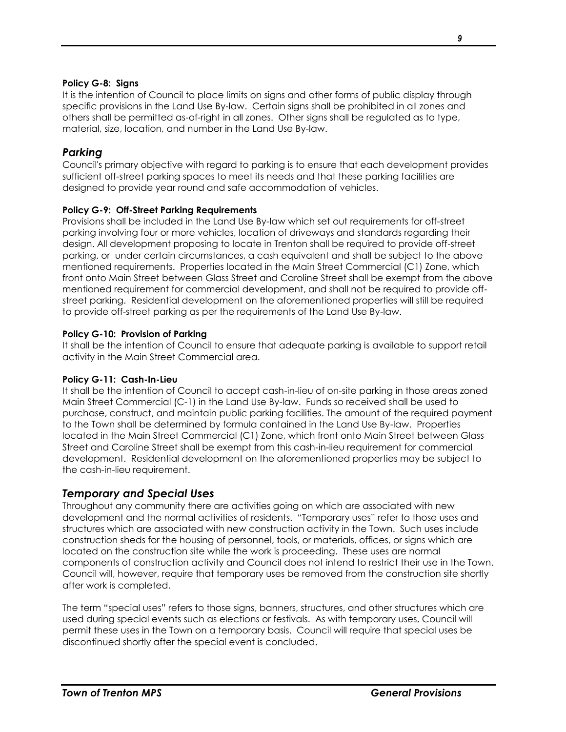**Policy G-8: Signs**
It is the intention of Council to place limits on signs and other forms of public display through specific provisions in the Land Use By-law. Certain signs shall be prohibited in all zones and others shall be permitted as-of-right in all zones. Other signs shall be regulated as to type, material, size, location, and number in the Land Use By-law.

## *Parking*

Council's primary objective with regard to parking is to ensure that each development provides sufficient off-street parking spaces to meet its needs and that these parking facilities are designed to provide year round and safe accommodation of vehicles.

**Policy G-9: Off-Street Parking Requirements**
Provisions shall be included in the Land Use By-law which set out requirements for off-street parking involving four or more vehicles, location of driveways and standards regarding their design. All development proposing to locate in Trenton shall be required to provide off-street parking, or under certain circumstances, a cash equivalent and shall be subject to the above mentioned requirements. Properties located in the Main Street Commercial (C1) Zone, which front onto Main Street between Glass Street and Caroline Street shall be exempt from the above mentioned requirement for commercial development, and shall not be required to provide off-street parking. Residential development on the aforementioned properties will still be required to provide off-street parking as per the requirements of the Land Use By-law.

**Policy G-10: Provision of Parking**
It shall be the intention of Council to ensure that adequate parking is available to support retail activity in the Main Street Commercial area.

**Policy G-11: Cash-In-Lieu**
It shall be the intention of Council to accept cash-in-lieu of on-site parking in those areas zoned Main Street Commercial (C-1) in the Land Use By-law. Funds so received shall be used to purchase, construct, and maintain public parking facilities. The amount of the required payment to the Town shall be determined by formula contained in the Land Use By-law. Properties located in the Main Street Commercial (C1) Zone, which front onto Main Street between Glass Street and Caroline Street shall be exempt from this cash-in-lieu requirement for commercial development. Residential development on the aforementioned properties may be subject to the cash-in-lieu requirement.

## *Temporary and Special Uses*

Throughout any community there are activities going on which are associated with new development and the normal activities of residents. "Temporary uses" refer to those uses and structures which are associated with new construction activity in the Town. Such uses include construction sheds for the housing of personnel, tools, or materials, offices, or signs which are located on the construction site while the work is proceeding. These uses are normal components of construction activity and Council does not intend to restrict their use in the Town. Council will, however, require that temporary uses be removed from the construction site shortly after work is completed.

The term "special uses" refers to those signs, banners, structures, and other structures which are used during special events such as elections or festivals. As with temporary uses, Council will permit these uses in the Town on a temporary basis. Council will require that special uses be discontinued shortly after the special event is concluded.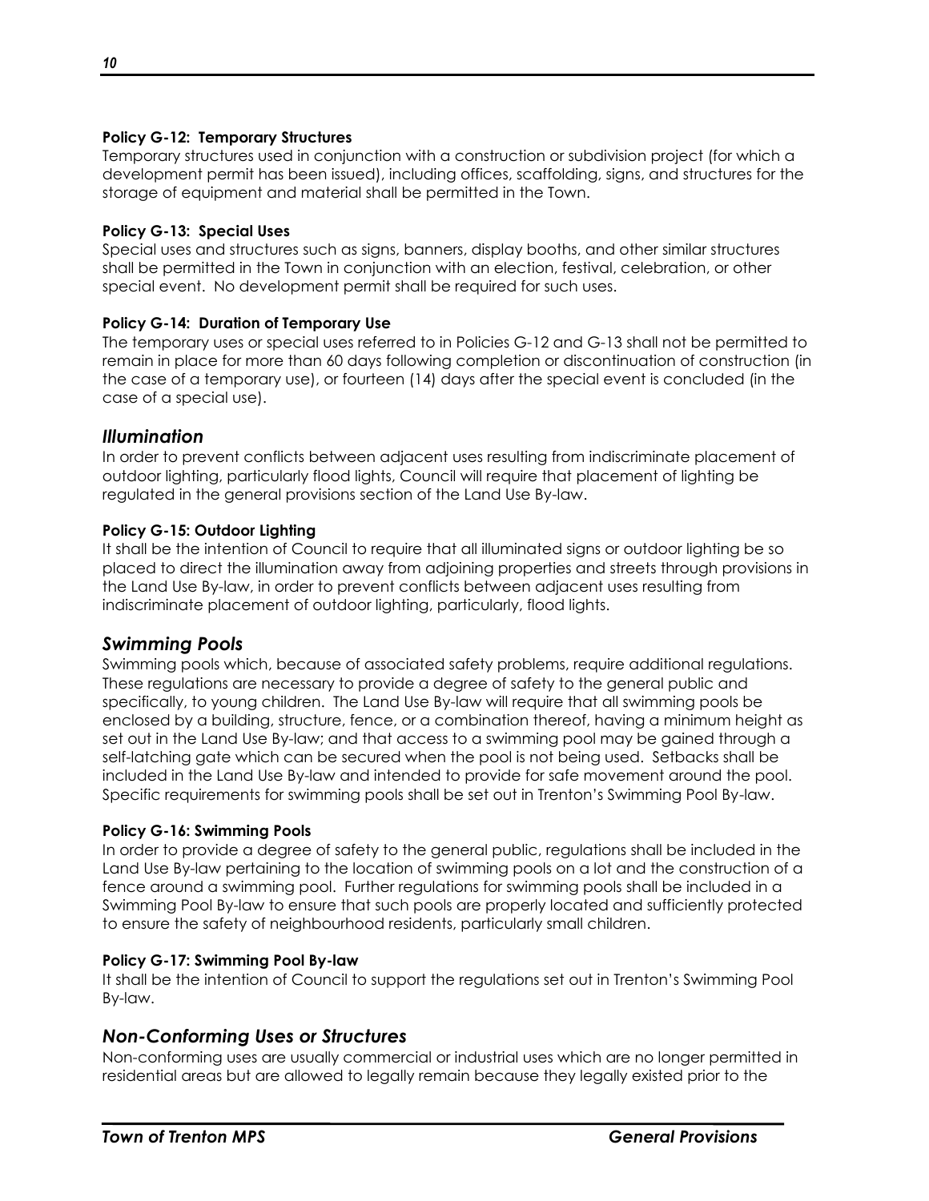**Policy G-12: Temporary Structures**
Temporary structures used in conjunction with a construction or subdivision project (for which a development permit has been issued), including offices, scaffolding, signs, and structures for the storage of equipment and material shall be permitted in the Town.

**Policy G-13: Special Uses**
Special uses and structures such as signs, banners, display booths, and other similar structures shall be permitted in the Town in conjunction with an election, festival, celebration, or other special event. No development permit shall be required for such uses.

**Policy G-14: Duration of Temporary Use**
The temporary uses or special uses referred to in Policies G-12 and G-13 shall not be permitted to remain in place for more than 60 days following completion or discontinuation of construction (in the case of a temporary use), or fourteen (14) days after the special event is concluded (in the case of a special use).

## *Illumination*

In order to prevent conflicts between adjacent uses resulting from indiscriminate placement of outdoor lighting, particularly flood lights, Council will require that placement of lighting be regulated in the general provisions section of the Land Use By-law.

**Policy G-15: Outdoor Lighting**
It shall be the intention of Council to require that all illuminated signs or outdoor lighting be so placed to direct the illumination away from adjoining properties and streets through provisions in the Land Use By-law, in order to prevent conflicts between adjacent uses resulting from indiscriminate placement of outdoor lighting, particularly, flood lights.

## *Swimming Pools*

Swimming pools which, because of associated safety problems, require additional regulations. These regulations are necessary to provide a degree of safety to the general public and specifically, to young children. The Land Use By-law will require that all swimming pools be enclosed by a building, structure, fence, or a combination thereof, having a minimum height as set out in the Land Use By-law; and that access to a swimming pool may be gained through a self-latching gate which can be secured when the pool is not being used. Setbacks shall be included in the Land Use By-law and intended to provide for safe movement around the pool. Specific requirements for swimming pools shall be set out in Trenton's Swimming Pool By-law.

**Policy G-16: Swimming Pools**
In order to provide a degree of safety to the general public, regulations shall be included in the Land Use By-law pertaining to the location of swimming pools on a lot and the construction of a fence around a swimming pool. Further regulations for swimming pools shall be included in a Swimming Pool By-law to ensure that such pools are properly located and sufficiently protected to ensure the safety of neighbourhood residents, particularly small children.

**Policy G-17: Swimming Pool By-law**
It shall be the intention of Council to support the regulations set out in Trenton's Swimming Pool By-law.

## *Non-Conforming Uses or Structures*

Non-conforming uses are usually commercial or industrial uses which are no longer permitted in residential areas but are allowed to legally remain because they legally existed prior to the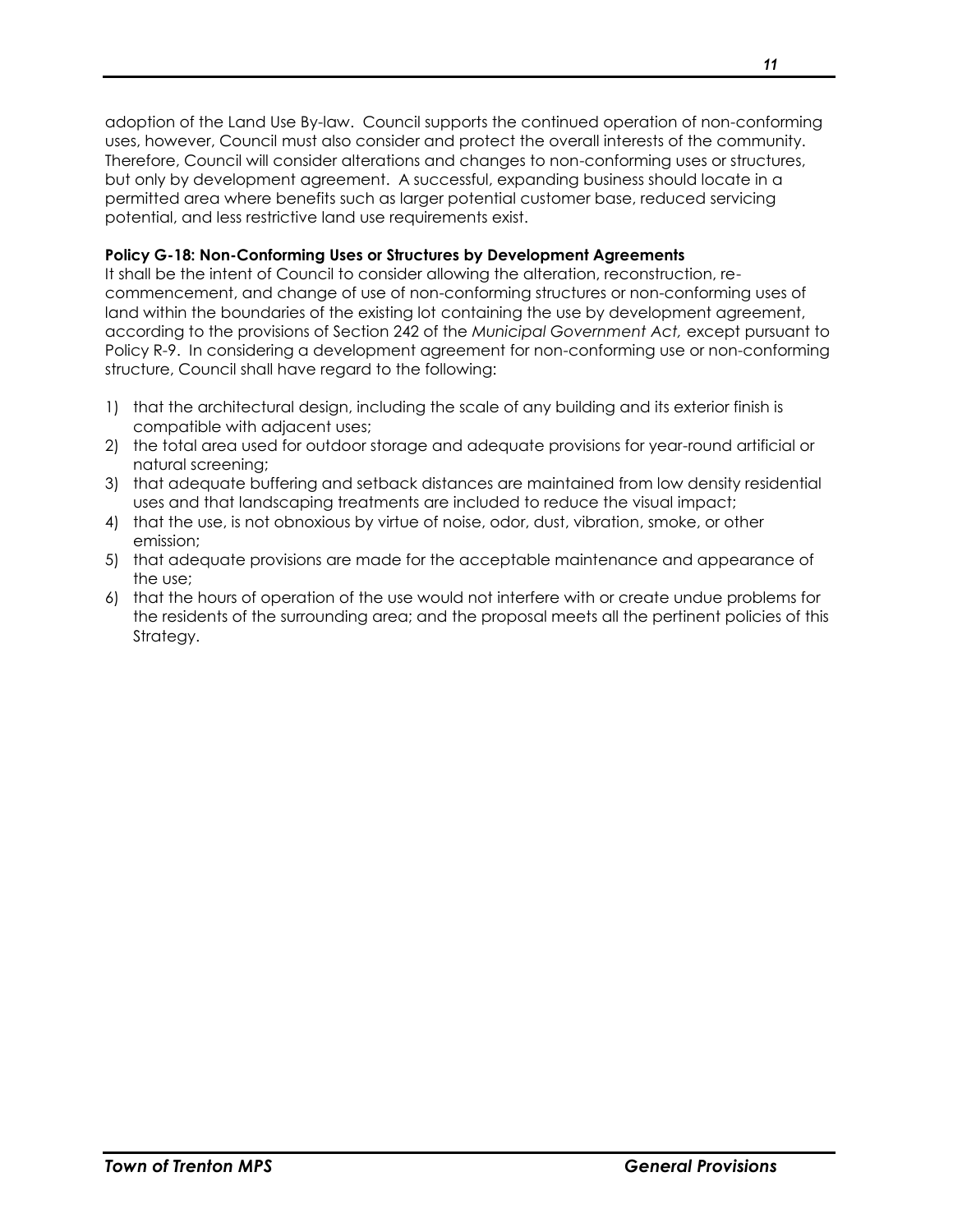adoption of the Land Use By-law. Council supports the continued operation of non-conforming uses, however, Council must also consider and protect the overall interests of the community. Therefore, Council will consider alterations and changes to non-conforming uses or structures, but only by development agreement. A successful, expanding business should locate in a permitted area where benefits such as larger potential customer base, reduced servicing potential, and less restrictive land use requirements exist.

**Policy G-18: Non-Conforming Uses or Structures by Development Agreements**
It shall be the intent of Council to consider allowing the alteration, reconstruction, re-commencement, and change of use of non-conforming structures or non-conforming uses of land within the boundaries of the existing lot containing the use by development agreement, according to the provisions of Section 242 of the *Municipal Government Act,* except pursuant to Policy R-9. In considering a development agreement for non-conforming use or non-conforming structure, Council shall have regard to the following:

1) that the architectural design, including the scale of any building and its exterior finish is compatible with adjacent uses;
2) the total area used for outdoor storage and adequate provisions for year-round artificial or natural screening;
3) that adequate buffering and setback distances are maintained from low density residential uses and that landscaping treatments are included to reduce the visual impact;
4) that the use, is not obnoxious by virtue of noise, odor, dust, vibration, smoke, or other emission;
5) that adequate provisions are made for the acceptable maintenance and appearance of the use;
6) that the hours of operation of the use would not interfere with or create undue problems for the residents of the surrounding area; and the proposal meets all the pertinent policies of this Strategy.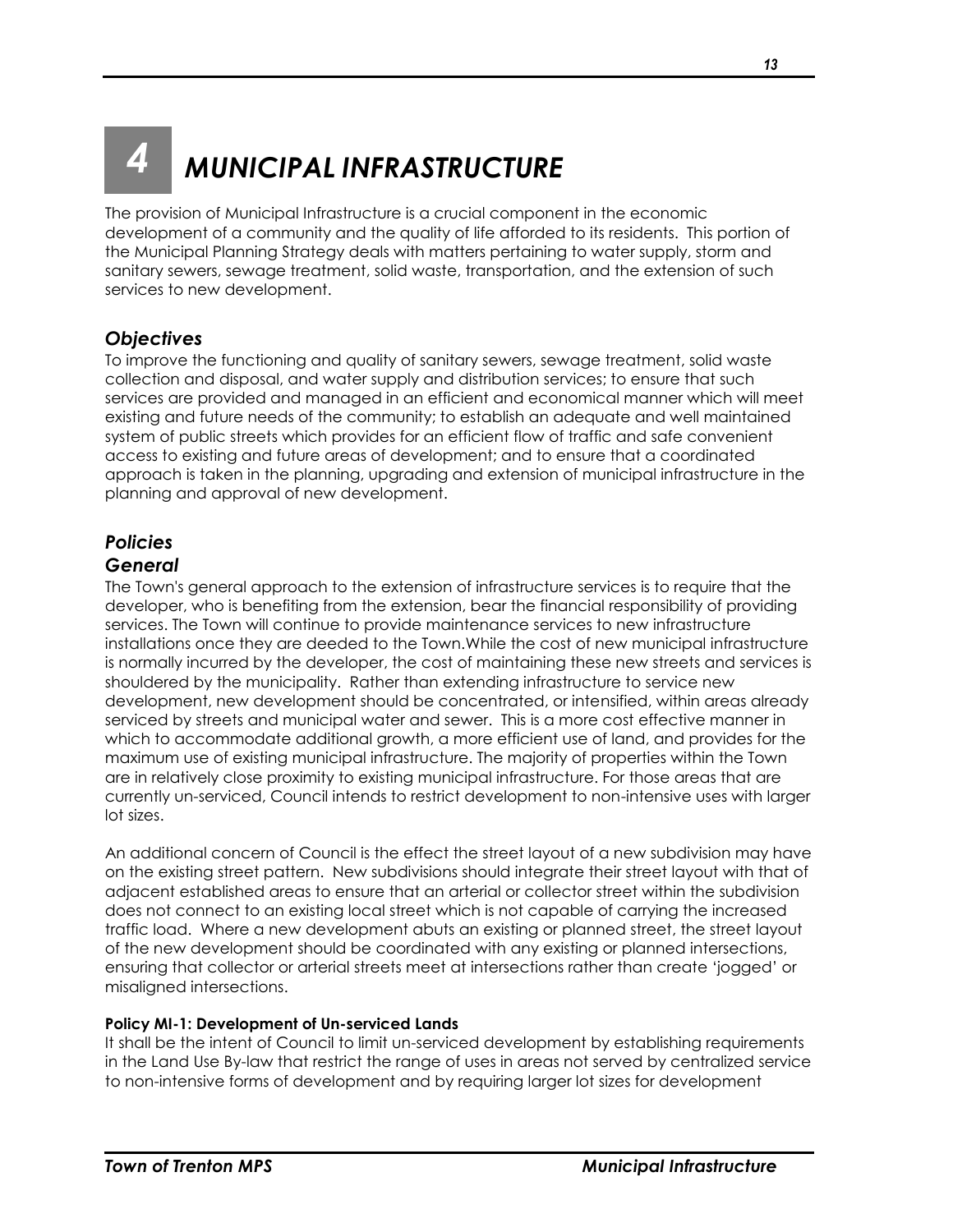# 4 MUNICIPAL INFRASTRUCTURE

The provision of Municipal Infrastructure is a crucial component in the economic development of a community and the quality of life afforded to its residents. This portion of the Municipal Planning Strategy deals with matters pertaining to water supply, storm and sanitary sewers, sewage treatment, solid waste, transportation, and the extension of such services to new development.

## *Objectives*

To improve the functioning and quality of sanitary sewers, sewage treatment, solid waste collection and disposal, and water supply and distribution services; to ensure that such services are provided and managed in an efficient and economical manner which will meet existing and future needs of the community; to establish an adequate and well maintained system of public streets which provides for an efficient flow of traffic and safe convenient access to existing and future areas of development; and to ensure that a coordinated approach is taken in the planning, upgrading and extension of municipal infrastructure in the planning and approval of new development.

## *Policies*

### *General*

The Town's general approach to the extension of infrastructure services is to require that the developer, who is benefiting from the extension, bear the financial responsibility of providing services. The Town will continue to provide maintenance services to new infrastructure installations once they are deeded to the Town.While the cost of new municipal infrastructure is normally incurred by the developer, the cost of maintaining these new streets and services is shouldered by the municipality. Rather than extending infrastructure to service new development, new development should be concentrated, or intensified, within areas already serviced by streets and municipal water and sewer. This is a more cost effective manner in which to accommodate additional growth, a more efficient use of land, and provides for the maximum use of existing municipal infrastructure. The majority of properties within the Town are in relatively close proximity to existing municipal infrastructure. For those areas that are currently un-serviced, Council intends to restrict development to non-intensive uses with larger lot sizes.

An additional concern of Council is the effect the street layout of a new subdivision may have on the existing street pattern. New subdivisions should integrate their street layout with that of adjacent established areas to ensure that an arterial or collector street within the subdivision does not connect to an existing local street which is not capable of carrying the increased traffic load. Where a new development abuts an existing or planned street, the street layout of the new development should be coordinated with any existing or planned intersections, ensuring that collector or arterial streets meet at intersections rather than create 'jogged' or misaligned intersections.

**Policy MI-1: Development of Un-serviced Lands**

It shall be the intent of Council to limit un-serviced development by establishing requirements in the Land Use By-law that restrict the range of uses in areas not served by centralized service to non-intensive forms of development and by requiring larger lot sizes for development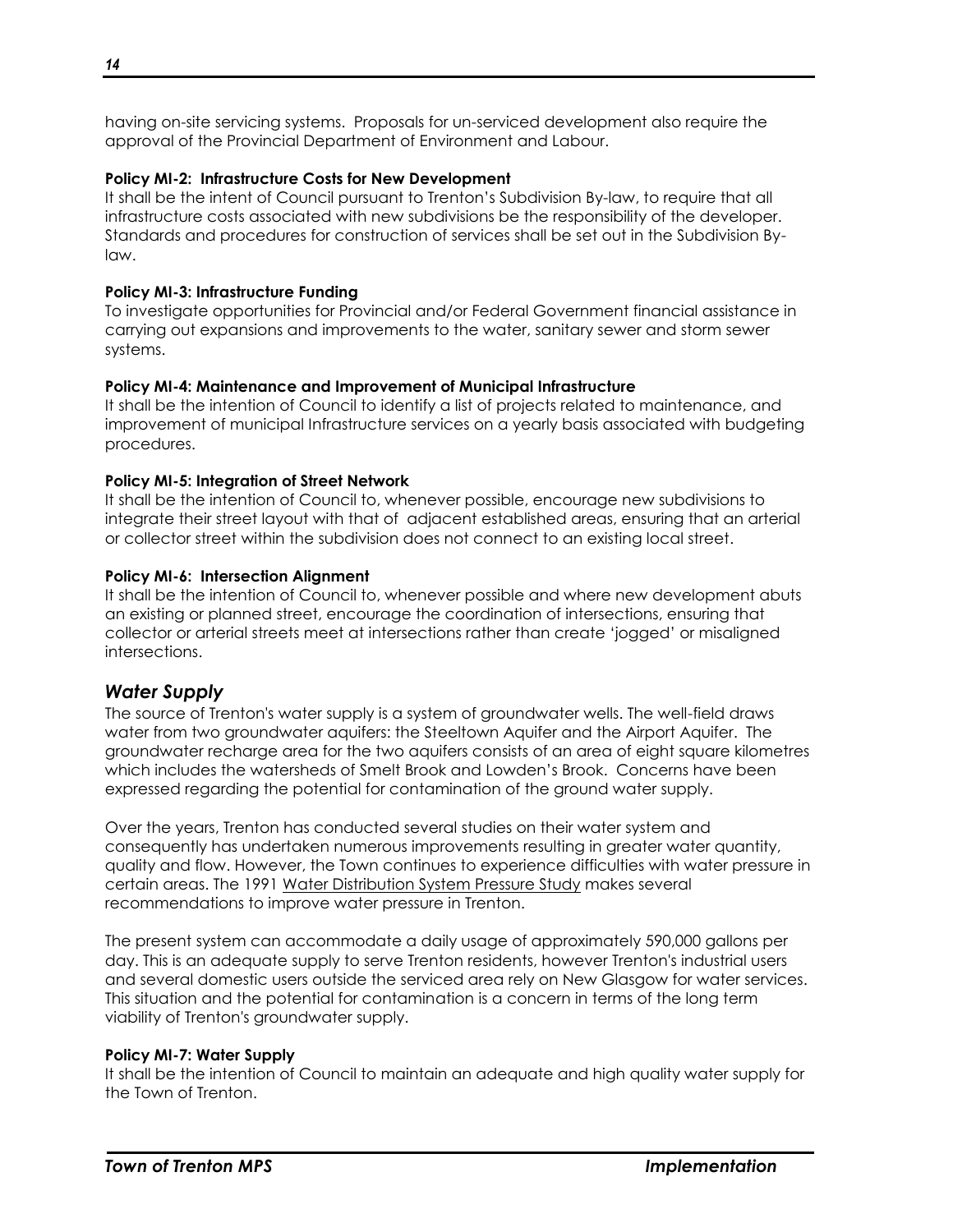having on-site servicing systems. Proposals for un-serviced development also require the approval of the Provincial Department of Environment and Labour.

**Policy MI-2: Infrastructure Costs for New Development**
It shall be the intent of Council pursuant to Trenton's Subdivision By-law, to require that all infrastructure costs associated with new subdivisions be the responsibility of the developer. Standards and procedures for construction of services shall be set out in the Subdivision By-law.

**Policy MI-3: Infrastructure Funding**
To investigate opportunities for Provincial and/or Federal Government financial assistance in carrying out expansions and improvements to the water, sanitary sewer and storm sewer systems.

**Policy MI-4: Maintenance and Improvement of Municipal Infrastructure**
It shall be the intention of Council to identify a list of projects related to maintenance, and improvement of municipal Infrastructure services on a yearly basis associated with budgeting procedures.

**Policy MI-5: Integration of Street Network**
It shall be the intention of Council to, whenever possible, encourage new subdivisions to integrate their street layout with that of adjacent established areas, ensuring that an arterial or collector street within the subdivision does not connect to an existing local street.

**Policy MI-6: Intersection Alignment**
It shall be the intention of Council to, whenever possible and where new development abuts an existing or planned street, encourage the coordination of intersections, ensuring that collector or arterial streets meet at intersections rather than create 'jogged' or misaligned intersections.

## *Water Supply*

The source of Trenton's water supply is a system of groundwater wells. The well-field draws water from two groundwater aquifers: the Steeltown Aquifer and the Airport Aquifer. The groundwater recharge area for the two aquifers consists of an area of eight square kilometres which includes the watersheds of Smelt Brook and Lowden's Brook. Concerns have been expressed regarding the potential for contamination of the ground water supply.

Over the years, Trenton has conducted several studies on their water system and consequently has undertaken numerous improvements resulting in greater water quantity, quality and flow. However, the Town continues to experience difficulties with water pressure in certain areas. The 1991 Water Distribution System Pressure Study makes several recommendations to improve water pressure in Trenton.

The present system can accommodate a daily usage of approximately 590,000 gallons per day. This is an adequate supply to serve Trenton residents, however Trenton's industrial users and several domestic users outside the serviced area rely on New Glasgow for water services. This situation and the potential for contamination is a concern in terms of the long term viability of Trenton's groundwater supply.

**Policy MI-7: Water Supply**
It shall be the intention of Council to maintain an adequate and high quality water supply for the Town of Trenton.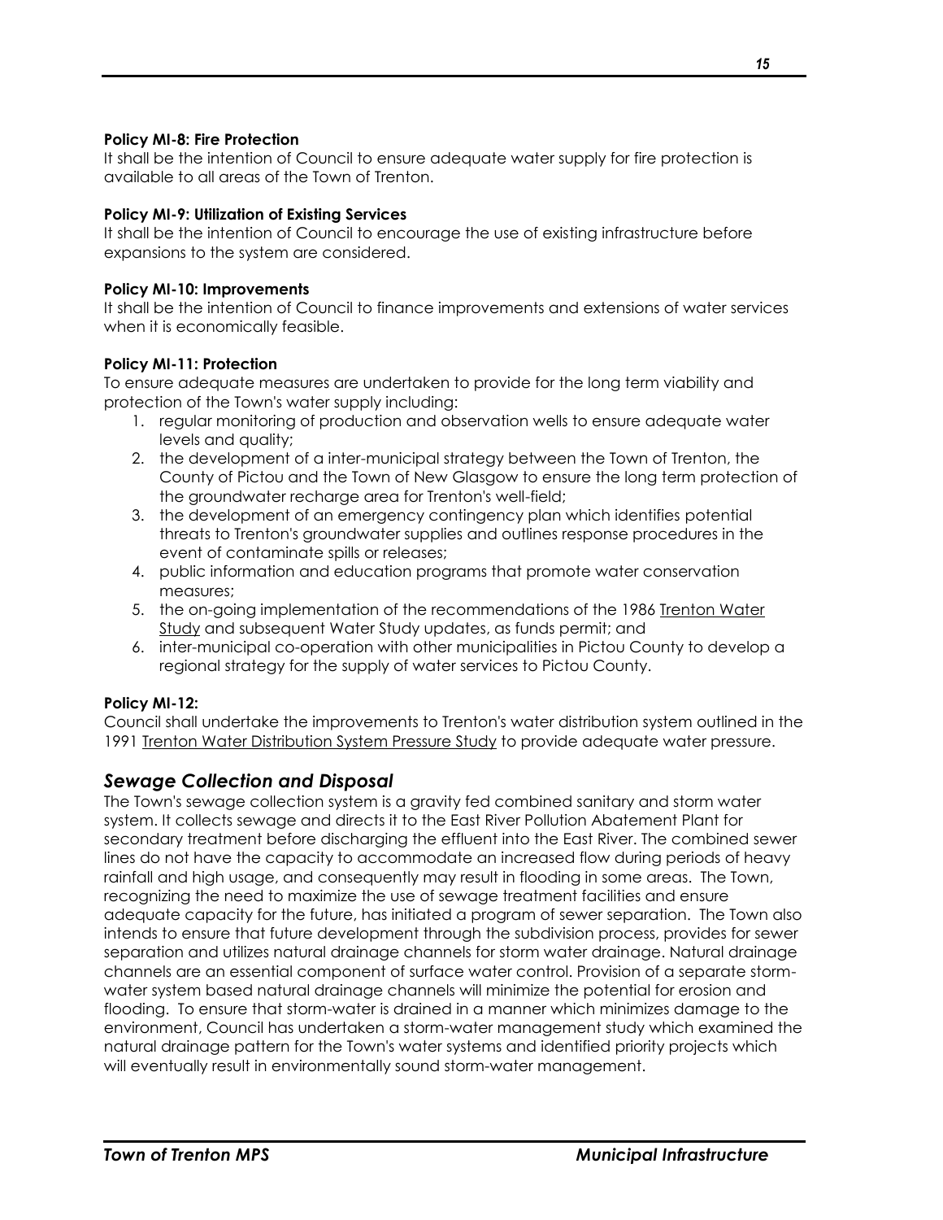**Policy MI-8: Fire Protection**
It shall be the intention of Council to ensure adequate water supply for fire protection is available to all areas of the Town of Trenton.

**Policy MI-9: Utilization of Existing Services**
It shall be the intention of Council to encourage the use of existing infrastructure before expansions to the system are considered.

**Policy MI-10: Improvements**
It shall be the intention of Council to finance improvements and extensions of water services when it is economically feasible.

**Policy MI-11: Protection**
To ensure adequate measures are undertaken to provide for the long term viability and protection of the Town's water supply including:

1. regular monitoring of production and observation wells to ensure adequate water levels and quality;
2. the development of a inter-municipal strategy between the Town of Trenton, the County of Pictou and the Town of New Glasgow to ensure the long term protection of the groundwater recharge area for Trenton's well-field;
3. the development of an emergency contingency plan which identifies potential threats to Trenton's groundwater supplies and outlines response procedures in the event of contaminate spills or releases;
4. public information and education programs that promote water conservation measures;
5. the on-going implementation of the recommendations of the 1986 Trenton Water Study and subsequent Water Study updates, as funds permit; and
6. inter-municipal co-operation with other municipalities in Pictou County to develop a regional strategy for the supply of water services to Pictou County.

**Policy MI-12:**
Council shall undertake the improvements to Trenton's water distribution system outlined in the 1991 Trenton Water Distribution System Pressure Study to provide adequate water pressure.

## *Sewage Collection and Disposal*

The Town's sewage collection system is a gravity fed combined sanitary and storm water system. It collects sewage and directs it to the East River Pollution Abatement Plant for secondary treatment before discharging the effluent into the East River. The combined sewer lines do not have the capacity to accommodate an increased flow during periods of heavy rainfall and high usage, and consequently may result in flooding in some areas. The Town, recognizing the need to maximize the use of sewage treatment facilities and ensure adequate capacity for the future, has initiated a program of sewer separation. The Town also intends to ensure that future development through the subdivision process, provides for sewer separation and utilizes natural drainage channels for storm water drainage. Natural drainage channels are an essential component of surface water control. Provision of a separate storm-water system based natural drainage channels will minimize the potential for erosion and flooding. To ensure that storm-water is drained in a manner which minimizes damage to the environment, Council has undertaken a storm-water management study which examined the natural drainage pattern for the Town's water systems and identified priority projects which will eventually result in environmentally sound storm-water management.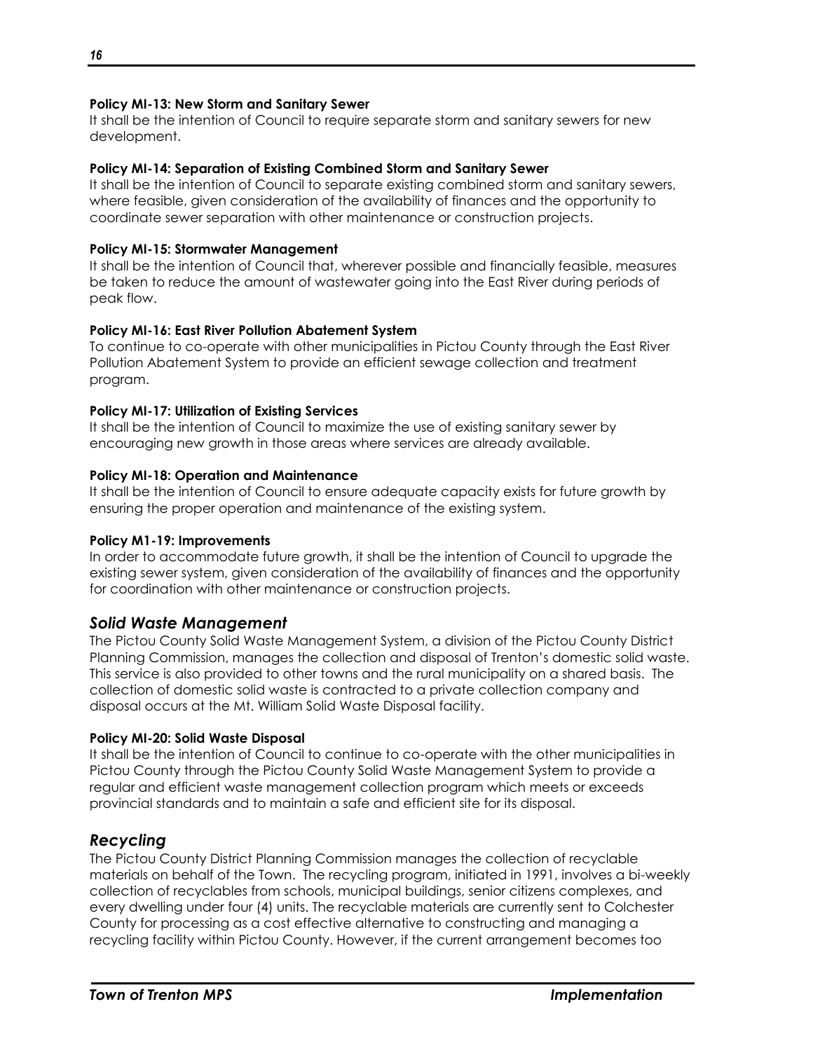**Policy MI-13: New Storm and Sanitary Sewer**

It shall be the intention of Council to require separate storm and sanitary sewers for new development.

**Policy MI-14: Separation of Existing Combined Storm and Sanitary Sewer**

It shall be the intention of Council to separate existing combined storm and sanitary sewers, where feasible, given consideration of the availability of finances and the opportunity to coordinate sewer separation with other maintenance or construction projects.

**Policy MI-15: Stormwater Management**

It shall be the intention of Council that, wherever possible and financially feasible, measures be taken to reduce the amount of wastewater going into the East River during periods of peak flow.

**Policy MI-16: East River Pollution Abatement System**

To continue to co-operate with other municipalities in Pictou County through the East River Pollution Abatement System to provide an efficient sewage collection and treatment program.

**Policy MI-17: Utilization of Existing Services**

It shall be the intention of Council to maximize the use of existing sanitary sewer by encouraging new growth in those areas where services are already available.

**Policy MI-18: Operation and Maintenance**

It shall be the intention of Council to ensure adequate capacity exists for future growth by ensuring the proper operation and maintenance of the existing system.

**Policy M1-19: Improvements**

In order to accommodate future growth, it shall be the intention of Council to upgrade the existing sewer system, given consideration of the availability of finances and the opportunity for coordination with other maintenance or construction projects.

## *Solid Waste Management*

The Pictou County Solid Waste Management System, a division of the Pictou County District Planning Commission, manages the collection and disposal of Trenton's domestic solid waste. This service is also provided to other towns and the rural municipality on a shared basis. The collection of domestic solid waste is contracted to a private collection company and disposal occurs at the Mt. William Solid Waste Disposal facility.

**Policy MI-20: Solid Waste Disposal**

It shall be the intention of Council to continue to co-operate with the other municipalities in Pictou County through the Pictou County Solid Waste Management System to provide a regular and efficient waste management collection program which meets or exceeds provincial standards and to maintain a safe and efficient site for its disposal.

## *Recycling*

The Pictou County District Planning Commission manages the collection of recyclable materials on behalf of the Town. The recycling program, initiated in 1991, involves a bi-weekly collection of recyclables from schools, municipal buildings, senior citizens complexes, and every dwelling under four (4) units. The recyclable materials are currently sent to Colchester County for processing as a cost effective alternative to constructing and managing a recycling facility within Pictou County. However, if the current arrangement becomes too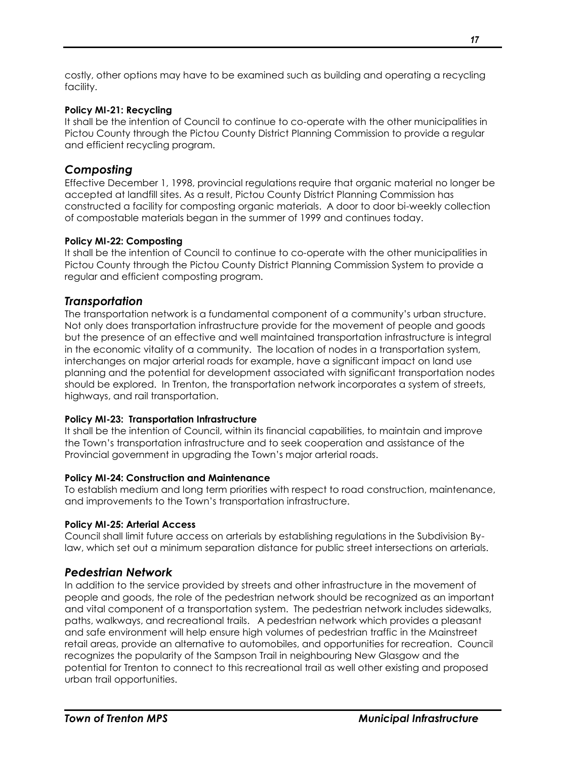costly, other options may have to be examined such as building and operating a recycling facility.

**Policy MI-21: Recycling**
It shall be the intention of Council to continue to co-operate with the other municipalities in Pictou County through the Pictou County District Planning Commission to provide a regular and efficient recycling program.

## *Composting*

Effective December 1, 1998, provincial regulations require that organic material no longer be accepted at landfill sites. As a result, Pictou County District Planning Commission has constructed a facility for composting organic materials. A door to door bi-weekly collection of compostable materials began in the summer of 1999 and continues today.

**Policy MI-22: Composting**
It shall be the intention of Council to continue to co-operate with the other municipalities in Pictou County through the Pictou County District Planning Commission System to provide a regular and efficient composting program.

## *Transportation*

The transportation network is a fundamental component of a community's urban structure. Not only does transportation infrastructure provide for the movement of people and goods but the presence of an effective and well maintained transportation infrastructure is integral in the economic vitality of a community. The location of nodes in a transportation system, interchanges on major arterial roads for example, have a significant impact on land use planning and the potential for development associated with significant transportation nodes should be explored. In Trenton, the transportation network incorporates a system of streets, highways, and rail transportation.

**Policy MI-23: Transportation Infrastructure**
It shall be the intention of Council, within its financial capabilities, to maintain and improve the Town's transportation infrastructure and to seek cooperation and assistance of the Provincial government in upgrading the Town's major arterial roads.

**Policy MI-24: Construction and Maintenance**
To establish medium and long term priorities with respect to road construction, maintenance, and improvements to the Town's transportation infrastructure.

**Policy MI-25: Arterial Access**
Council shall limit future access on arterials by establishing regulations in the Subdivision By-law, which set out a minimum separation distance for public street intersections on arterials.

## *Pedestrian Network*

In addition to the service provided by streets and other infrastructure in the movement of people and goods, the role of the pedestrian network should be recognized as an important and vital component of a transportation system. The pedestrian network includes sidewalks, paths, walkways, and recreational trails. A pedestrian network which provides a pleasant and safe environment will help ensure high volumes of pedestrian traffic in the Mainstreet retail areas, provide an alternative to automobiles, and opportunities for recreation. Council recognizes the popularity of the Sampson Trail in neighbouring New Glasgow and the potential for Trenton to connect to this recreational trail as well other existing and proposed urban trail opportunities.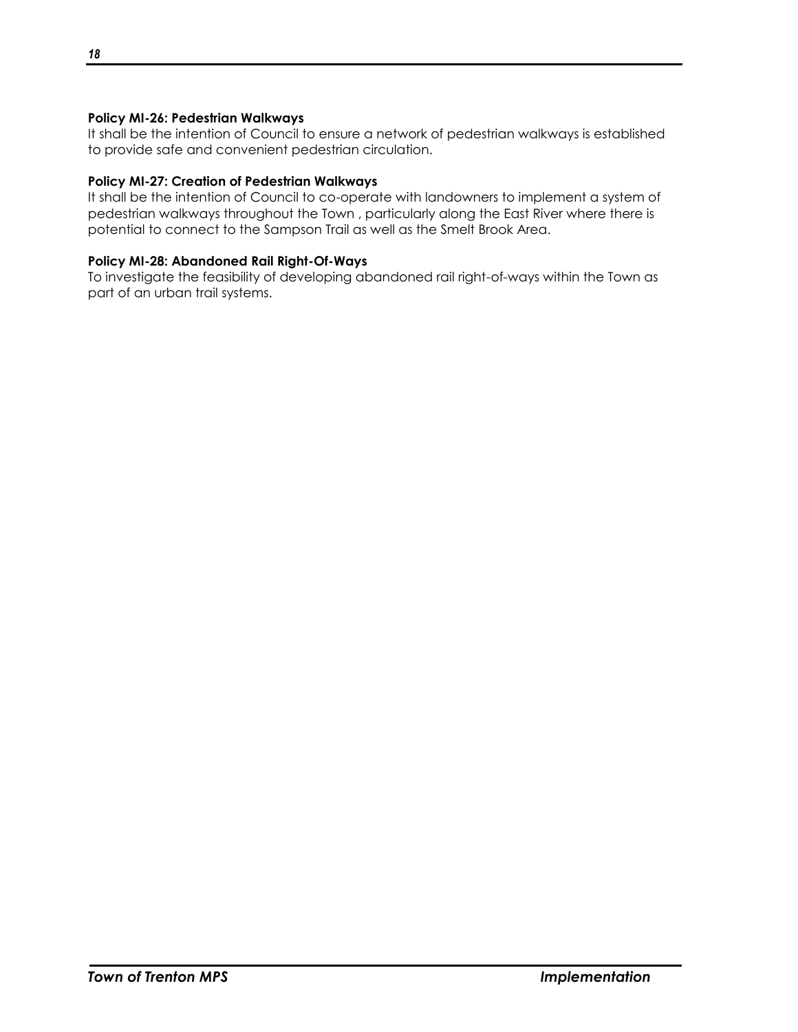**Policy MI-26: Pedestrian Walkways**
It shall be the intention of Council to ensure a network of pedestrian walkways is established to provide safe and convenient pedestrian circulation.

**Policy MI-27: Creation of Pedestrian Walkways**
It shall be the intention of Council to co-operate with landowners to implement a system of pedestrian walkways throughout the Town , particularly along the East River where there is potential to connect to the Sampson Trail as well as the Smelt Brook Area.

**Policy MI-28: Abandoned Rail Right-Of-Ways**
To investigate the feasibility of developing abandoned rail right-of-ways within the Town as part of an urban trail systems.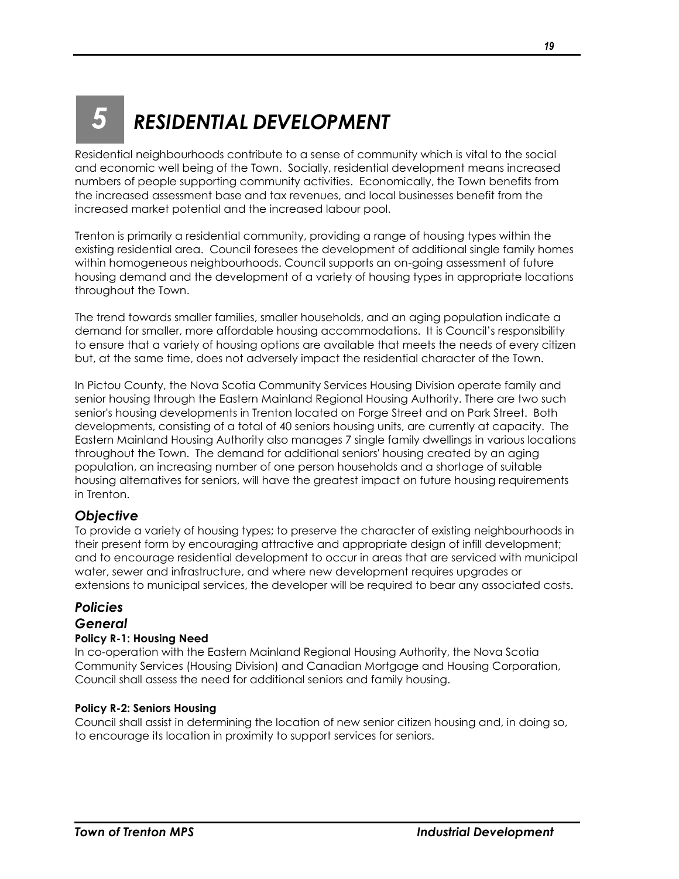# 5 RESIDENTIAL DEVELOPMENT

Residential neighbourhoods contribute to a sense of community which is vital to the social and economic well being of the Town. Socially, residential development means increased numbers of people supporting community activities. Economically, the Town benefits from the increased assessment base and tax revenues, and local businesses benefit from the increased market potential and the increased labour pool.

Trenton is primarily a residential community, providing a range of housing types within the existing residential area. Council foresees the development of additional single family homes within homogeneous neighbourhoods. Council supports an on-going assessment of future housing demand and the development of a variety of housing types in appropriate locations throughout the Town.

The trend towards smaller families, smaller households, and an aging population indicate a demand for smaller, more affordable housing accommodations. It is Council's responsibility to ensure that a variety of housing options are available that meets the needs of every citizen but, at the same time, does not adversely impact the residential character of the Town.

In Pictou County, the Nova Scotia Community Services Housing Division operate family and senior housing through the Eastern Mainland Regional Housing Authority. There are two such senior's housing developments in Trenton located on Forge Street and on Park Street. Both developments, consisting of a total of 40 seniors housing units, are currently at capacity. The Eastern Mainland Housing Authority also manages 7 single family dwellings in various locations throughout the Town. The demand for additional seniors' housing created by an aging population, an increasing number of one person households and a shortage of suitable housing alternatives for seniors, will have the greatest impact on future housing requirements in Trenton.

## *Objective*

To provide a variety of housing types; to preserve the character of existing neighbourhoods in their present form by encouraging attractive and appropriate design of infill development; and to encourage residential development to occur in areas that are serviced with municipal water, sewer and infrastructure, and where new development requires upgrades or extensions to municipal services, the developer will be required to bear any associated costs.

## *Policies*

### *General*

**Policy R-1: Housing Need**

In co-operation with the Eastern Mainland Regional Housing Authority, the Nova Scotia Community Services (Housing Division) and Canadian Mortgage and Housing Corporation, Council shall assess the need for additional seniors and family housing.

**Policy R-2: Seniors Housing**

Council shall assist in determining the location of new senior citizen housing and, in doing so, to encourage its location in proximity to support services for seniors.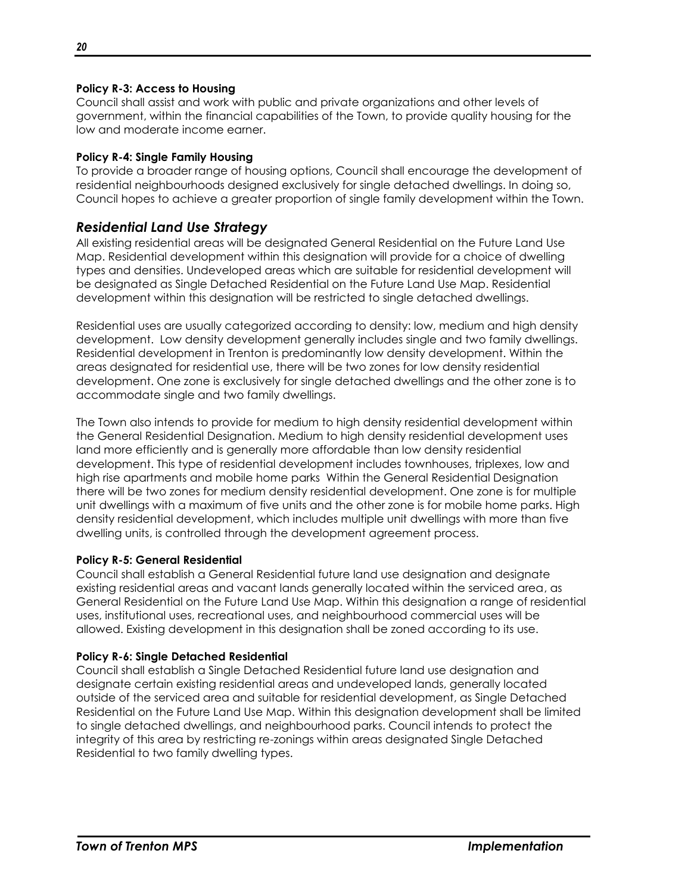**Policy R-3: Access to Housing**
Council shall assist and work with public and private organizations and other levels of government, within the financial capabilities of the Town, to provide quality housing for the low and moderate income earner.

**Policy R-4: Single Family Housing**
To provide a broader range of housing options, Council shall encourage the development of residential neighbourhoods designed exclusively for single detached dwellings. In doing so, Council hopes to achieve a greater proportion of single family development within the Town.

## *Residential Land Use Strategy*

All existing residential areas will be designated General Residential on the Future Land Use Map. Residential development within this designation will provide for a choice of dwelling types and densities. Undeveloped areas which are suitable for residential development will be designated as Single Detached Residential on the Future Land Use Map. Residential development within this designation will be restricted to single detached dwellings.

Residential uses are usually categorized according to density: low, medium and high density development. Low density development generally includes single and two family dwellings. Residential development in Trenton is predominantly low density development. Within the areas designated for residential use, there will be two zones for low density residential development. One zone is exclusively for single detached dwellings and the other zone is to accommodate single and two family dwellings.

The Town also intends to provide for medium to high density residential development within the General Residential Designation. Medium to high density residential development uses land more efficiently and is generally more affordable than low density residential development. This type of residential development includes townhouses, triplexes, low and high rise apartments and mobile home parks Within the General Residential Designation there will be two zones for medium density residential development. One zone is for multiple unit dwellings with a maximum of five units and the other zone is for mobile home parks. High density residential development, which includes multiple unit dwellings with more than five dwelling units, is controlled through the development agreement process.

**Policy R-5: General Residential**
Council shall establish a General Residential future land use designation and designate existing residential areas and vacant lands generally located within the serviced area, as General Residential on the Future Land Use Map. Within this designation a range of residential uses, institutional uses, recreational uses, and neighbourhood commercial uses will be allowed. Existing development in this designation shall be zoned according to its use.

**Policy R-6: Single Detached Residential**
Council shall establish a Single Detached Residential future land use designation and designate certain existing residential areas and undeveloped lands, generally located outside of the serviced area and suitable for residential development, as Single Detached Residential on the Future Land Use Map. Within this designation development shall be limited to single detached dwellings, and neighbourhood parks. Council intends to protect the integrity of this area by restricting re-zonings within areas designated Single Detached Residential to two family dwelling types.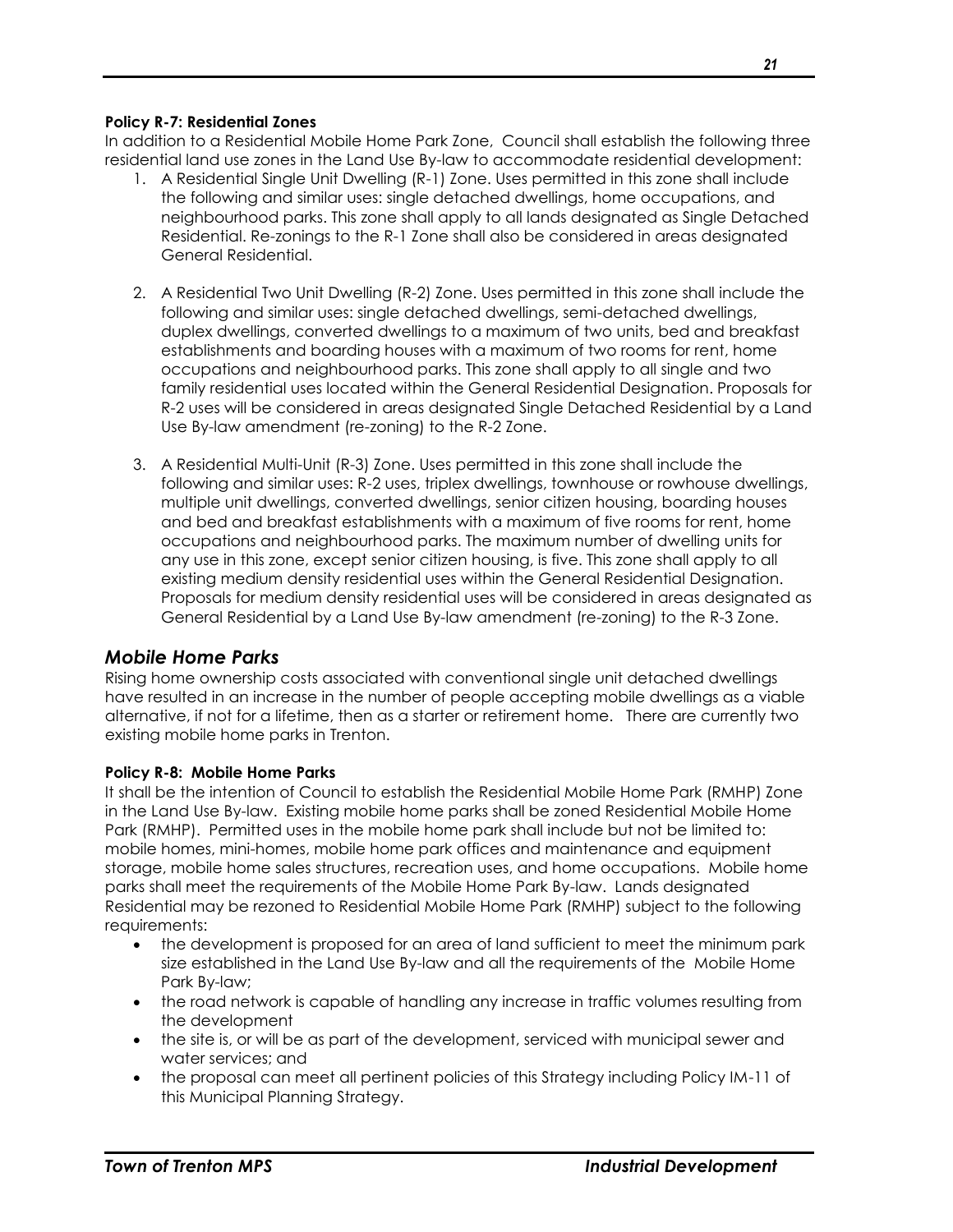**Policy R-7: Residential Zones**
In addition to a Residential Mobile Home Park Zone, Council shall establish the following three residential land use zones in the Land Use By-law to accommodate residential development:

1. A Residential Single Unit Dwelling (R-1) Zone. Uses permitted in this zone shall include the following and similar uses: single detached dwellings, home occupations, and neighbourhood parks. This zone shall apply to all lands designated as Single Detached Residential. Re-zonings to the R-1 Zone shall also be considered in areas designated General Residential.

2. A Residential Two Unit Dwelling (R-2) Zone. Uses permitted in this zone shall include the following and similar uses: single detached dwellings, semi-detached dwellings, duplex dwellings, converted dwellings to a maximum of two units, bed and breakfast establishments and boarding houses with a maximum of two rooms for rent, home occupations and neighbourhood parks. This zone shall apply to all single and two family residential uses located within the General Residential Designation. Proposals for R-2 uses will be considered in areas designated Single Detached Residential by a Land Use By-law amendment (re-zoning) to the R-2 Zone.

3. A Residential Multi-Unit (R-3) Zone. Uses permitted in this zone shall include the following and similar uses: R-2 uses, triplex dwellings, townhouse or rowhouse dwellings, multiple unit dwellings, converted dwellings, senior citizen housing, boarding houses and bed and breakfast establishments with a maximum of five rooms for rent, home occupations and neighbourhood parks. The maximum number of dwelling units for any use in this zone, except senior citizen housing, is five. This zone shall apply to all existing medium density residential uses within the General Residential Designation. Proposals for medium density residential uses will be considered in areas designated as General Residential by a Land Use By-law amendment (re-zoning) to the R-3 Zone.

## *Mobile Home Parks*

Rising home ownership costs associated with conventional single unit detached dwellings have resulted in an increase in the number of people accepting mobile dwellings as a viable alternative, if not for a lifetime, then as a starter or retirement home. There are currently two existing mobile home parks in Trenton.

**Policy R-8: Mobile Home Parks**
It shall be the intention of Council to establish the Residential Mobile Home Park (RMHP) Zone in the Land Use By-law. Existing mobile home parks shall be zoned Residential Mobile Home Park (RMHP). Permitted uses in the mobile home park shall include but not be limited to: mobile homes, mini-homes, mobile home park offices and maintenance and equipment storage, mobile home sales structures, recreation uses, and home occupations. Mobile home parks shall meet the requirements of the Mobile Home Park By-law. Lands designated Residential may be rezoned to Residential Mobile Home Park (RMHP) subject to the following requirements:

- the development is proposed for an area of land sufficient to meet the minimum park size established in the Land Use By-law and all the requirements of the Mobile Home Park By-law;
- the road network is capable of handling any increase in traffic volumes resulting from the development
- the site is, or will be as part of the development, serviced with municipal sewer and water services; and
- the proposal can meet all pertinent policies of this Strategy including Policy IM-11 of this Municipal Planning Strategy.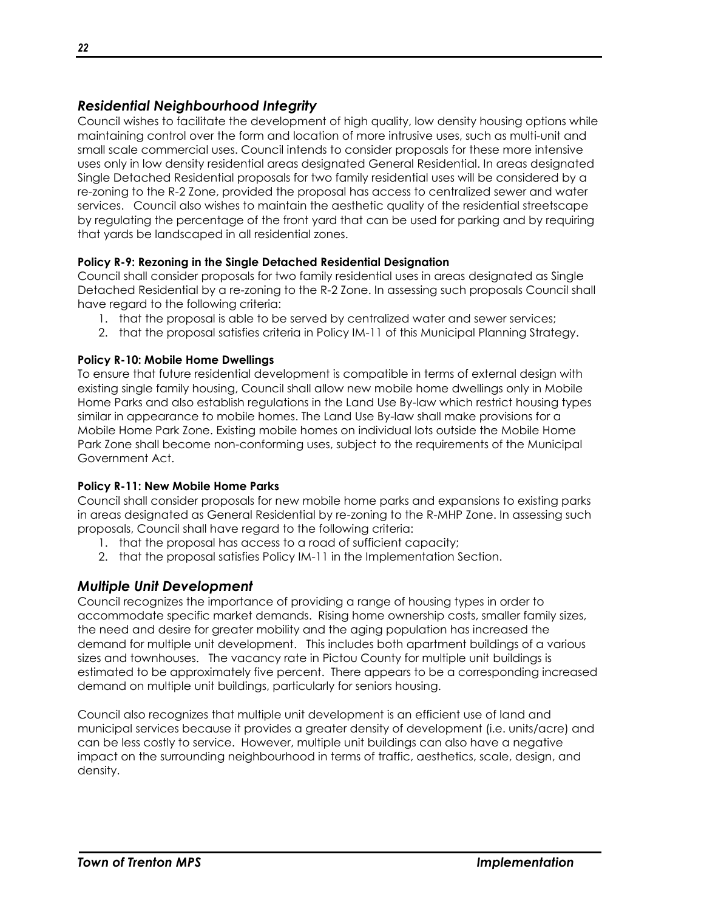## *Residential Neighbourhood Integrity*

Council wishes to facilitate the development of high quality, low density housing options while maintaining control over the form and location of more intrusive uses, such as multi-unit and small scale commercial uses. Council intends to consider proposals for these more intensive uses only in low density residential areas designated General Residential. In areas designated Single Detached Residential proposals for two family residential uses will be considered by a re-zoning to the R-2 Zone, provided the proposal has access to centralized sewer and water services. Council also wishes to maintain the aesthetic quality of the residential streetscape by regulating the percentage of the front yard that can be used for parking and by requiring that yards be landscaped in all residential zones.

**Policy R-9: Rezoning in the Single Detached Residential Designation**

Council shall consider proposals for two family residential uses in areas designated as Single Detached Residential by a re-zoning to the R-2 Zone. In assessing such proposals Council shall have regard to the following criteria:

1. that the proposal is able to be served by centralized water and sewer services;
2. that the proposal satisfies criteria in Policy IM-11 of this Municipal Planning Strategy.

**Policy R-10: Mobile Home Dwellings**

To ensure that future residential development is compatible in terms of external design with existing single family housing, Council shall allow new mobile home dwellings only in Mobile Home Parks and also establish regulations in the Land Use By-law which restrict housing types similar in appearance to mobile homes. The Land Use By-law shall make provisions for a Mobile Home Park Zone. Existing mobile homes on individual lots outside the Mobile Home Park Zone shall become non-conforming uses, subject to the requirements of the Municipal Government Act.

**Policy R-11: New Mobile Home Parks**

Council shall consider proposals for new mobile home parks and expansions to existing parks in areas designated as General Residential by re-zoning to the R-MHP Zone. In assessing such proposals, Council shall have regard to the following criteria:

1. that the proposal has access to a road of sufficient capacity;
2. that the proposal satisfies Policy IM-11 in the Implementation Section.

## *Multiple Unit Development*

Council recognizes the importance of providing a range of housing types in order to accommodate specific market demands. Rising home ownership costs, smaller family sizes, the need and desire for greater mobility and the aging population has increased the demand for multiple unit development. This includes both apartment buildings of a various sizes and townhouses. The vacancy rate in Pictou County for multiple unit buildings is estimated to be approximately five percent. There appears to be a corresponding increased demand on multiple unit buildings, particularly for seniors housing.

Council also recognizes that multiple unit development is an efficient use of land and municipal services because it provides a greater density of development (i.e. units/acre) and can be less costly to service. However, multiple unit buildings can also have a negative impact on the surrounding neighbourhood in terms of traffic, aesthetics, scale, design, and density.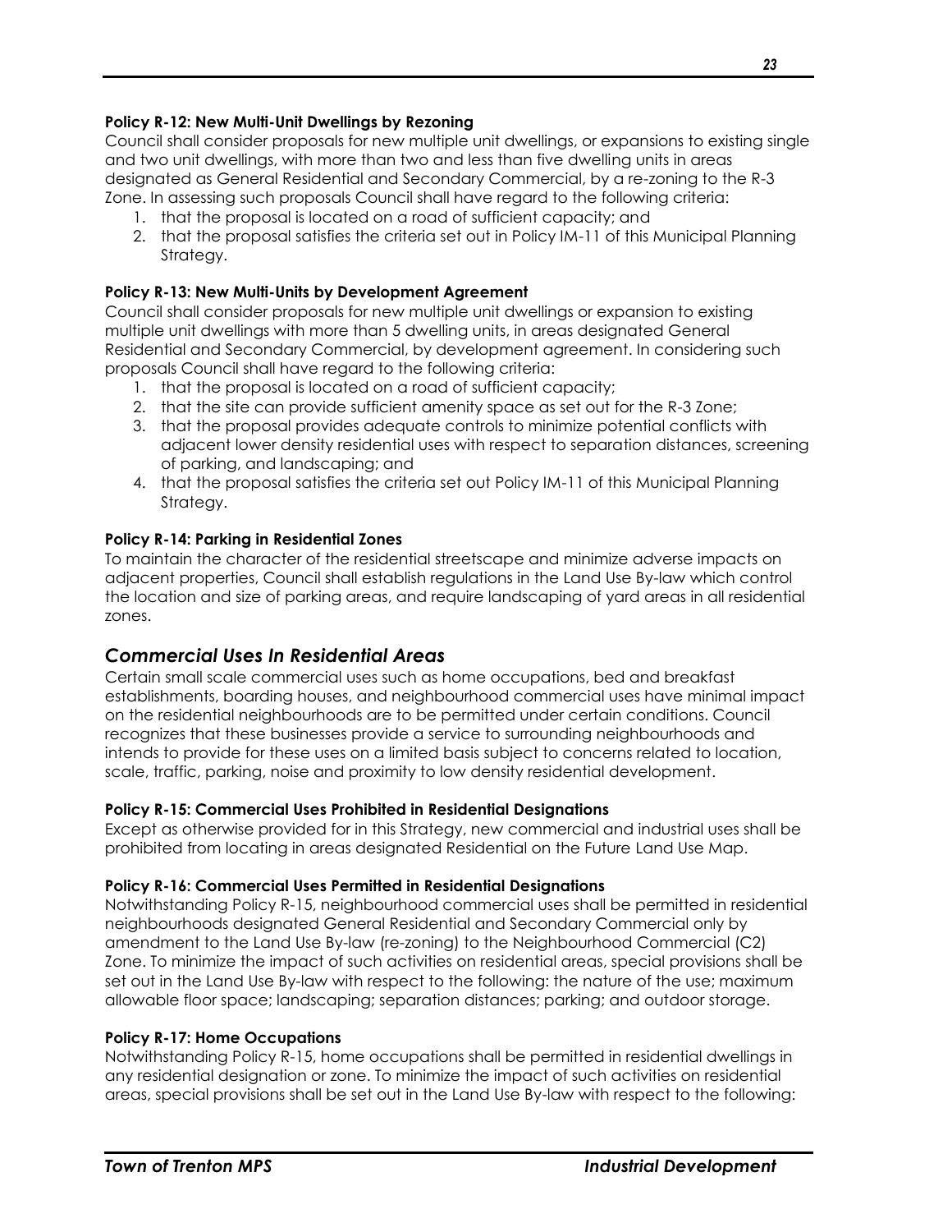**Policy R-12: New Multi-Unit Dwellings by Rezoning**

Council shall consider proposals for new multiple unit dwellings, or expansions to existing single and two unit dwellings, with more than two and less than five dwelling units in areas designated as General Residential and Secondary Commercial, by a re-zoning to the R-3 Zone. In assessing such proposals Council shall have regard to the following criteria:

1. that the proposal is located on a road of sufficient capacity; and
2. that the proposal satisfies the criteria set out in Policy IM-11 of this Municipal Planning Strategy.

**Policy R-13: New Multi-Units by Development Agreement**

Council shall consider proposals for new multiple unit dwellings or expansion to existing multiple unit dwellings with more than 5 dwelling units, in areas designated General Residential and Secondary Commercial, by development agreement. In considering such proposals Council shall have regard to the following criteria:

1. that the proposal is located on a road of sufficient capacity;
2. that the site can provide sufficient amenity space as set out for the R-3 Zone;
3. that the proposal provides adequate controls to minimize potential conflicts with adjacent lower density residential uses with respect to separation distances, screening of parking, and landscaping; and
4. that the proposal satisfies the criteria set out Policy IM-11 of this Municipal Planning Strategy.

**Policy R-14: Parking in Residential Zones**

To maintain the character of the residential streetscape and minimize adverse impacts on adjacent properties, Council shall establish regulations in the Land Use By-law which control the location and size of parking areas, and require landscaping of yard areas in all residential zones.

## *Commercial Uses In Residential Areas*

Certain small scale commercial uses such as home occupations, bed and breakfast establishments, boarding houses, and neighbourhood commercial uses have minimal impact on the residential neighbourhoods are to be permitted under certain conditions. Council recognizes that these businesses provide a service to surrounding neighbourhoods and intends to provide for these uses on a limited basis subject to concerns related to location, scale, traffic, parking, noise and proximity to low density residential development.

**Policy R-15: Commercial Uses Prohibited in Residential Designations**

Except as otherwise provided for in this Strategy, new commercial and industrial uses shall be prohibited from locating in areas designated Residential on the Future Land Use Map.

**Policy R-16: Commercial Uses Permitted in Residential Designations**

Notwithstanding Policy R-15, neighbourhood commercial uses shall be permitted in residential neighbourhoods designated General Residential and Secondary Commercial only by amendment to the Land Use By-law (re-zoning) to the Neighbourhood Commercial (C2) Zone. To minimize the impact of such activities on residential areas, special provisions shall be set out in the Land Use By-law with respect to the following: the nature of the use; maximum allowable floor space; landscaping; separation distances; parking; and outdoor storage.

**Policy R-17: Home Occupations**

Notwithstanding Policy R-15, home occupations shall be permitted in residential dwellings in any residential designation or zone. To minimize the impact of such activities on residential areas, special provisions shall be set out in the Land Use By-law with respect to the following: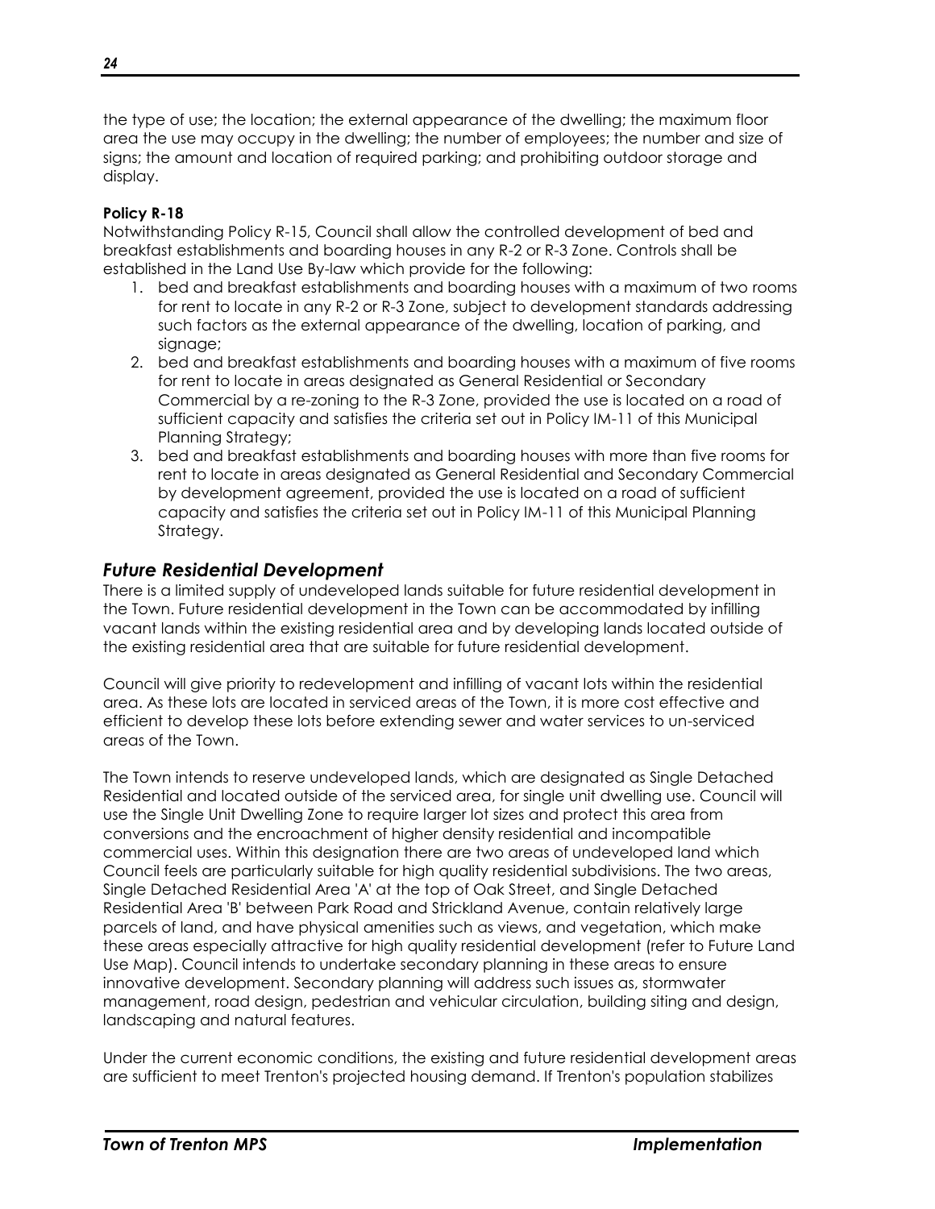the type of use; the location; the external appearance of the dwelling; the maximum floor area the use may occupy in the dwelling; the number of employees; the number and size of signs; the amount and location of required parking; and prohibiting outdoor storage and display.

**Policy R-18**

Notwithstanding Policy R-15, Council shall allow the controlled development of bed and breakfast establishments and boarding houses in any R-2 or R-3 Zone. Controls shall be established in the Land Use By-law which provide for the following:

1. bed and breakfast establishments and boarding houses with a maximum of two rooms for rent to locate in any R-2 or R-3 Zone, subject to development standards addressing such factors as the external appearance of the dwelling, location of parking, and signage;
2. bed and breakfast establishments and boarding houses with a maximum of five rooms for rent to locate in areas designated as General Residential or Secondary Commercial by a re-zoning to the R-3 Zone, provided the use is located on a road of sufficient capacity and satisfies the criteria set out in Policy IM-11 of this Municipal Planning Strategy;
3. bed and breakfast establishments and boarding houses with more than five rooms for rent to locate in areas designated as General Residential and Secondary Commercial by development agreement, provided the use is located on a road of sufficient capacity and satisfies the criteria set out in Policy IM-11 of this Municipal Planning Strategy.

## *Future Residential Development*

There is a limited supply of undeveloped lands suitable for future residential development in the Town. Future residential development in the Town can be accommodated by infilling vacant lands within the existing residential area and by developing lands located outside of the existing residential area that are suitable for future residential development.

Council will give priority to redevelopment and infilling of vacant lots within the residential area. As these lots are located in serviced areas of the Town, it is more cost effective and efficient to develop these lots before extending sewer and water services to un-serviced areas of the Town.

The Town intends to reserve undeveloped lands, which are designated as Single Detached Residential and located outside of the serviced area, for single unit dwelling use. Council will use the Single Unit Dwelling Zone to require larger lot sizes and protect this area from conversions and the encroachment of higher density residential and incompatible commercial uses. Within this designation there are two areas of undeveloped land which Council feels are particularly suitable for high quality residential subdivisions. The two areas, Single Detached Residential Area 'A' at the top of Oak Street, and Single Detached Residential Area 'B' between Park Road and Strickland Avenue, contain relatively large parcels of land, and have physical amenities such as views, and vegetation, which make these areas especially attractive for high quality residential development (refer to Future Land Use Map). Council intends to undertake secondary planning in these areas to ensure innovative development. Secondary planning will address such issues as, stormwater management, road design, pedestrian and vehicular circulation, building siting and design, landscaping and natural features.

Under the current economic conditions, the existing and future residential development areas are sufficient to meet Trenton's projected housing demand. If Trenton's population stabilizes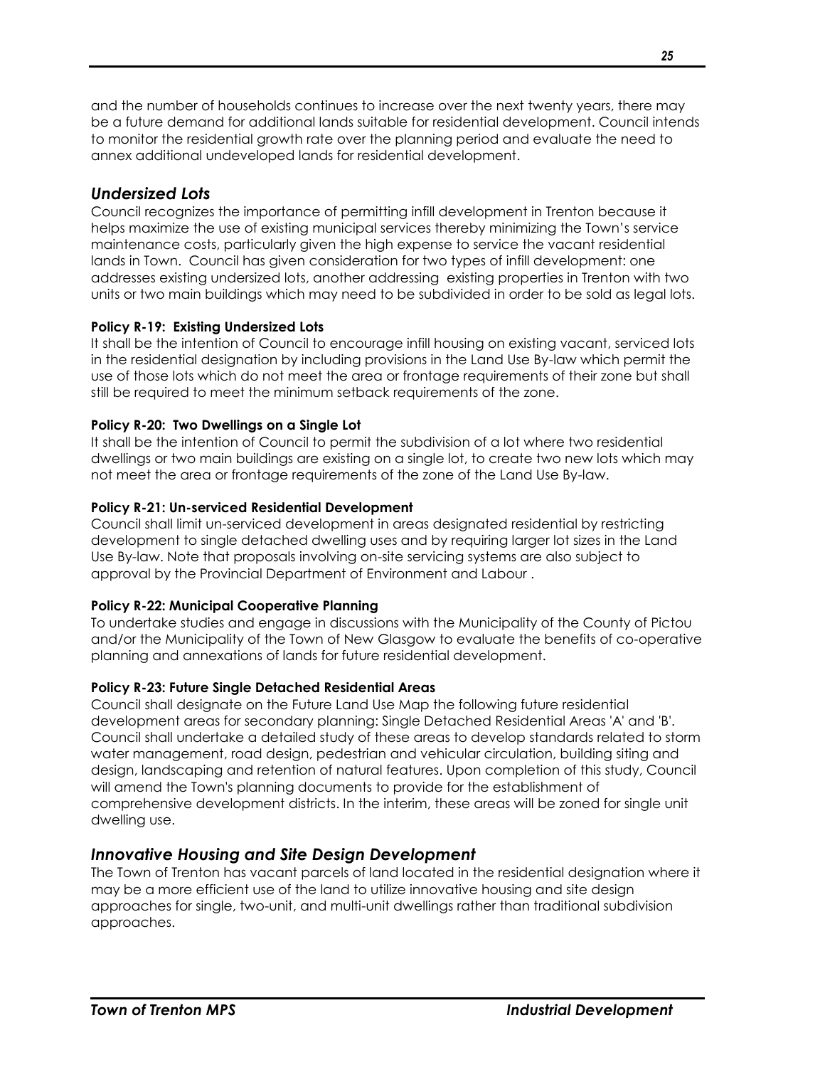and the number of households continues to increase over the next twenty years, there may be a future demand for additional lands suitable for residential development. Council intends to monitor the residential growth rate over the planning period and evaluate the need to annex additional undeveloped lands for residential development.

## *Undersized Lots*

Council recognizes the importance of permitting infill development in Trenton because it helps maximize the use of existing municipal services thereby minimizing the Town's service maintenance costs, particularly given the high expense to service the vacant residential lands in Town. Council has given consideration for two types of infill development: one addresses existing undersized lots, another addressing existing properties in Trenton with two units or two main buildings which may need to be subdivided in order to be sold as legal lots.

**Policy R-19: Existing Undersized Lots**
It shall be the intention of Council to encourage infill housing on existing vacant, serviced lots in the residential designation by including provisions in the Land Use By-law which permit the use of those lots which do not meet the area or frontage requirements of their zone but shall still be required to meet the minimum setback requirements of the zone.

**Policy R-20: Two Dwellings on a Single Lot**
It shall be the intention of Council to permit the subdivision of a lot where two residential dwellings or two main buildings are existing on a single lot, to create two new lots which may not meet the area or frontage requirements of the zone of the Land Use By-law.

**Policy R-21: Un-serviced Residential Development**
Council shall limit un-serviced development in areas designated residential by restricting development to single detached dwelling uses and by requiring larger lot sizes in the Land Use By-law. Note that proposals involving on-site servicing systems are also subject to approval by the Provincial Department of Environment and Labour .

**Policy R-22: Municipal Cooperative Planning**
To undertake studies and engage in discussions with the Municipality of the County of Pictou and/or the Municipality of the Town of New Glasgow to evaluate the benefits of co-operative planning and annexations of lands for future residential development.

**Policy R-23: Future Single Detached Residential Areas**
Council shall designate on the Future Land Use Map the following future residential development areas for secondary planning: Single Detached Residential Areas 'A' and 'B'. Council shall undertake a detailed study of these areas to develop standards related to storm water management, road design, pedestrian and vehicular circulation, building siting and design, landscaping and retention of natural features. Upon completion of this study, Council will amend the Town's planning documents to provide for the establishment of comprehensive development districts. In the interim, these areas will be zoned for single unit dwelling use.

## *Innovative Housing and Site Design Development*

The Town of Trenton has vacant parcels of land located in the residential designation where it may be a more efficient use of the land to utilize innovative housing and site design approaches for single, two-unit, and multi-unit dwellings rather than traditional subdivision approaches.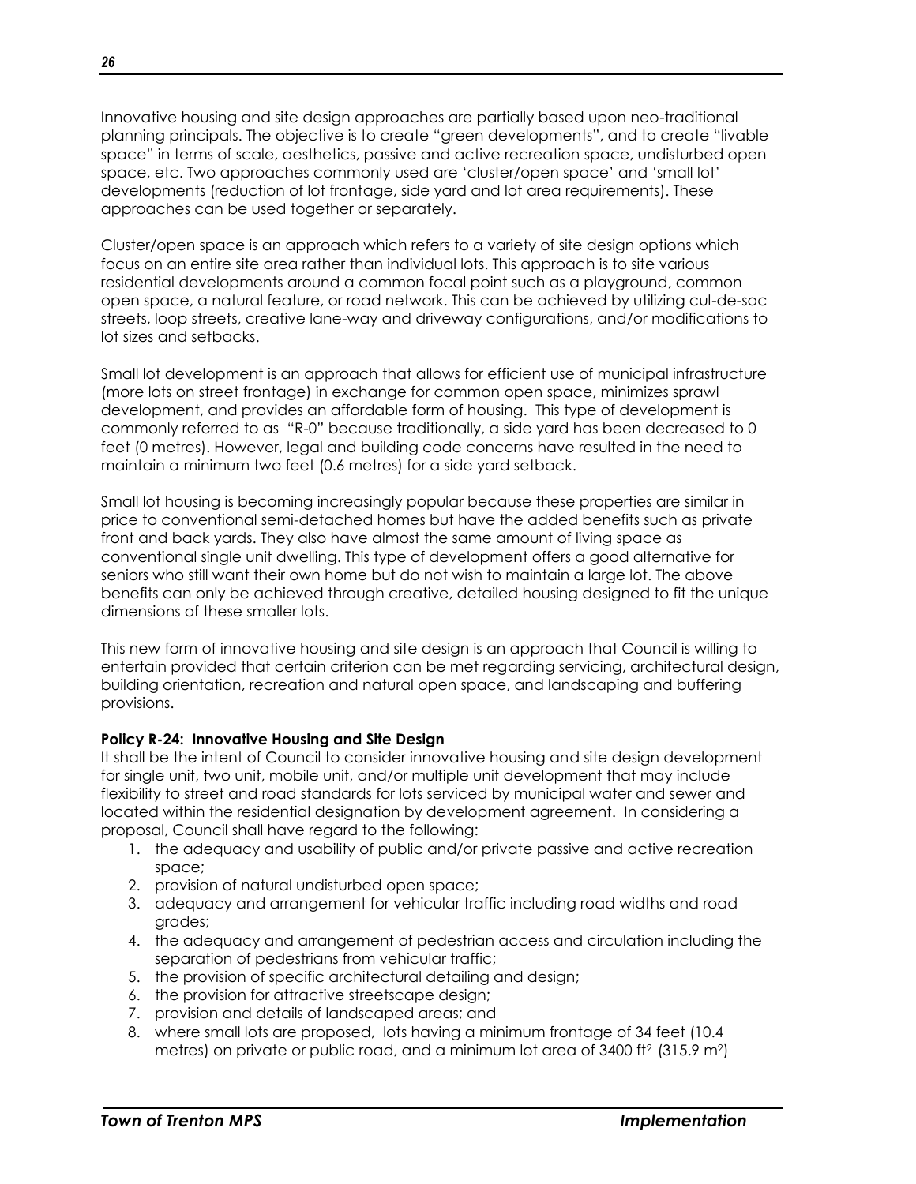Innovative housing and site design approaches are partially based upon neo-traditional planning principals. The objective is to create "green developments", and to create "livable space" in terms of scale, aesthetics, passive and active recreation space, undisturbed open space, etc. Two approaches commonly used are 'cluster/open space' and 'small lot' developments (reduction of lot frontage, side yard and lot area requirements). These approaches can be used together or separately.

Cluster/open space is an approach which refers to a variety of site design options which focus on an entire site area rather than individual lots. This approach is to site various residential developments around a common focal point such as a playground, common open space, a natural feature, or road network. This can be achieved by utilizing cul-de-sac streets, loop streets, creative lane-way and driveway configurations, and/or modifications to lot sizes and setbacks.

Small lot development is an approach that allows for efficient use of municipal infrastructure (more lots on street frontage) in exchange for common open space, minimizes sprawl development, and provides an affordable form of housing. This type of development is commonly referred to as "R-0" because traditionally, a side yard has been decreased to 0 feet (0 metres). However, legal and building code concerns have resulted in the need to maintain a minimum two feet (0.6 metres) for a side yard setback.

Small lot housing is becoming increasingly popular because these properties are similar in price to conventional semi-detached homes but have the added benefits such as private front and back yards. They also have almost the same amount of living space as conventional single unit dwelling. This type of development offers a good alternative for seniors who still want their own home but do not wish to maintain a large lot. The above benefits can only be achieved through creative, detailed housing designed to fit the unique dimensions of these smaller lots.

This new form of innovative housing and site design is an approach that Council is willing to entertain provided that certain criterion can be met regarding servicing, architectural design, building orientation, recreation and natural open space, and landscaping and buffering provisions.

**Policy R-24: Innovative Housing and Site Design**

It shall be the intent of Council to consider innovative housing and site design development for single unit, two unit, mobile unit, and/or multiple unit development that may include flexibility to street and road standards for lots serviced by municipal water and sewer and located within the residential designation by development agreement. In considering a proposal, Council shall have regard to the following:

1. the adequacy and usability of public and/or private passive and active recreation space;
2. provision of natural undisturbed open space;
3. adequacy and arrangement for vehicular traffic including road widths and road grades;
4. the adequacy and arrangement of pedestrian access and circulation including the separation of pedestrians from vehicular traffic;
5. the provision of specific architectural detailing and design;
6. the provision for attractive streetscape design;
7. provision and details of landscaped areas; and
8. where small lots are proposed, lots having a minimum frontage of 34 feet (10.4 metres) on private or public road, and a minimum lot area of 3400 $ft^2$ (315.9 $m^2$)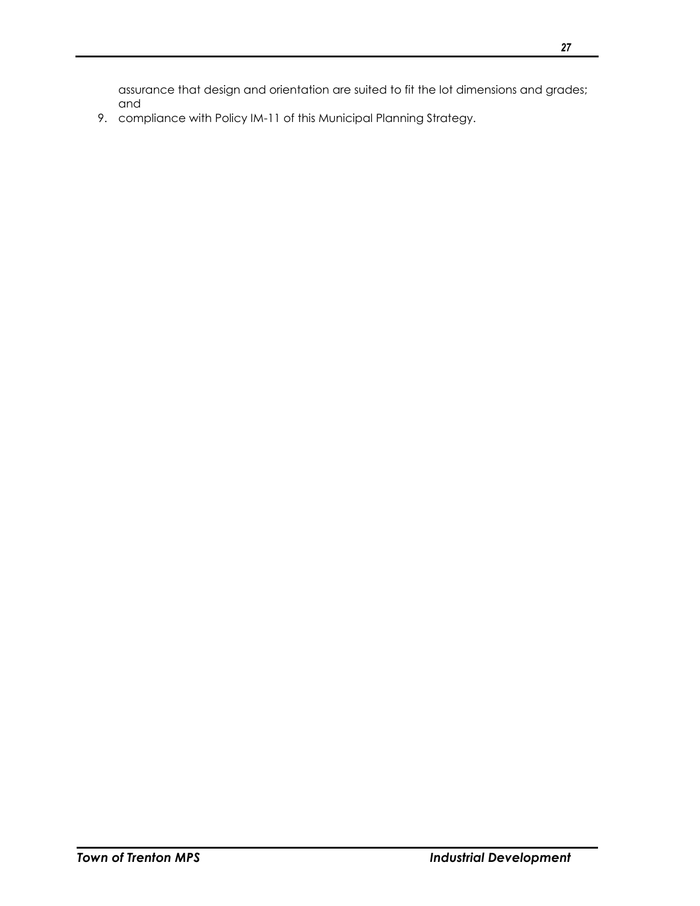assurance that design and orientation are suited to fit the lot dimensions and grades; and

9. compliance with Policy IM-11 of this Municipal Planning Strategy.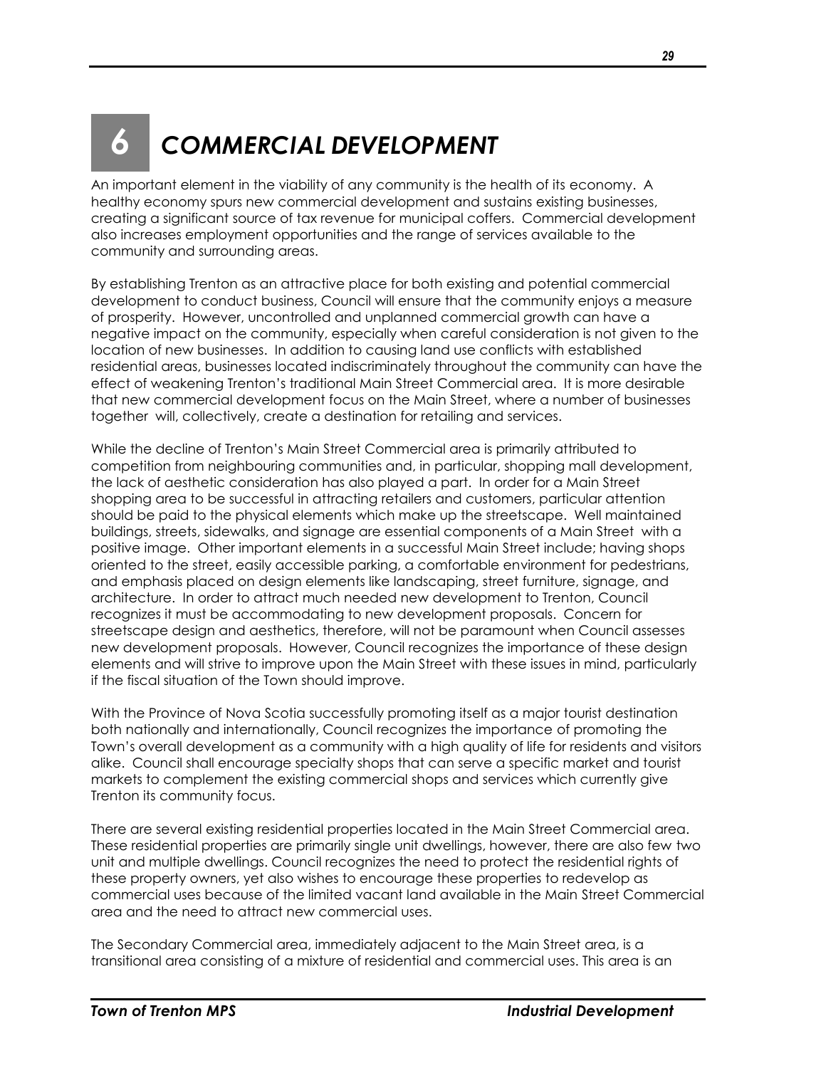# 6 COMMERCIAL DEVELOPMENT

An important element in the viability of any community is the health of its economy. A healthy economy spurs new commercial development and sustains existing businesses, creating a significant source of tax revenue for municipal coffers. Commercial development also increases employment opportunities and the range of services available to the community and surrounding areas.

By establishing Trenton as an attractive place for both existing and potential commercial development to conduct business, Council will ensure that the community enjoys a measure of prosperity. However, uncontrolled and unplanned commercial growth can have a negative impact on the community, especially when careful consideration is not given to the location of new businesses. In addition to causing land use conflicts with established residential areas, businesses located indiscriminately throughout the community can have the effect of weakening Trenton's traditional Main Street Commercial area. It is more desirable that new commercial development focus on the Main Street, where a number of businesses together will, collectively, create a destination for retailing and services.

While the decline of Trenton's Main Street Commercial area is primarily attributed to competition from neighbouring communities and, in particular, shopping mall development, the lack of aesthetic consideration has also played a part. In order for a Main Street shopping area to be successful in attracting retailers and customers, particular attention should be paid to the physical elements which make up the streetscape. Well maintained buildings, streets, sidewalks, and signage are essential components of a Main Street with a positive image. Other important elements in a successful Main Street include; having shops oriented to the street, easily accessible parking, a comfortable environment for pedestrians, and emphasis placed on design elements like landscaping, street furniture, signage, and architecture. In order to attract much needed new development to Trenton, Council recognizes it must be accommodating to new development proposals. Concern for streetscape design and aesthetics, therefore, will not be paramount when Council assesses new development proposals. However, Council recognizes the importance of these design elements and will strive to improve upon the Main Street with these issues in mind, particularly if the fiscal situation of the Town should improve.

With the Province of Nova Scotia successfully promoting itself as a major tourist destination both nationally and internationally, Council recognizes the importance of promoting the Town's overall development as a community with a high quality of life for residents and visitors alike. Council shall encourage specialty shops that can serve a specific market and tourist markets to complement the existing commercial shops and services which currently give Trenton its community focus.

There are several existing residential properties located in the Main Street Commercial area. These residential properties are primarily single unit dwellings, however, there are also few two unit and multiple dwellings. Council recognizes the need to protect the residential rights of these property owners, yet also wishes to encourage these properties to redevelop as commercial uses because of the limited vacant land available in the Main Street Commercial area and the need to attract new commercial uses.

The Secondary Commercial area, immediately adjacent to the Main Street area, is a transitional area consisting of a mixture of residential and commercial uses. This area is an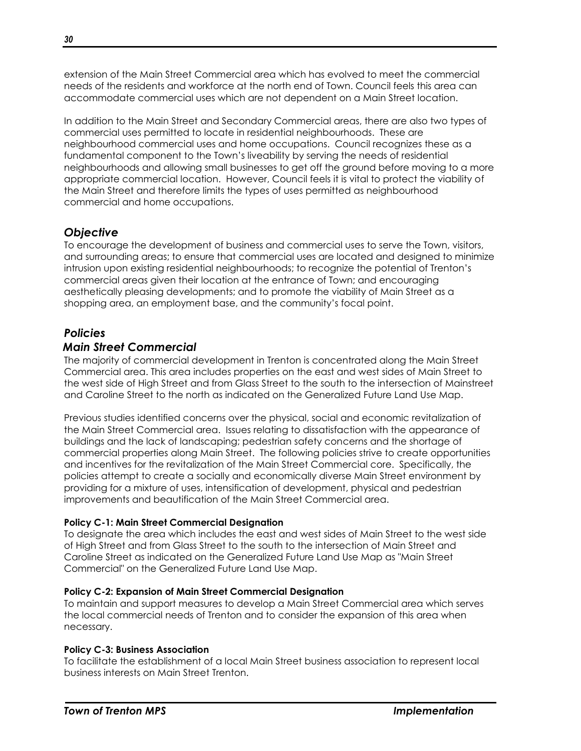extension of the Main Street Commercial area which has evolved to meet the commercial needs of the residents and workforce at the north end of Town. Council feels this area can accommodate commercial uses which are not dependent on a Main Street location.

In addition to the Main Street and Secondary Commercial areas, there are also two types of commercial uses permitted to locate in residential neighbourhoods. These are neighbourhood commercial uses and home occupations. Council recognizes these as a fundamental component to the Town's liveability by serving the needs of residential neighbourhoods and allowing small businesses to get off the ground before moving to a more appropriate commercial location. However, Council feels it is vital to protect the viability of the Main Street and therefore limits the types of uses permitted as neighbourhood commercial and home occupations.

## *Objective*

To encourage the development of business and commercial uses to serve the Town, visitors, and surrounding areas; to ensure that commercial uses are located and designed to minimize intrusion upon existing residential neighbourhoods; to recognize the potential of Trenton's commercial areas given their location at the entrance of Town; and encouraging aesthetically pleasing developments; and to promote the viability of Main Street as a shopping area, an employment base, and the community's focal point.

## *Policies*

### *Main Street Commercial*

The majority of commercial development in Trenton is concentrated along the Main Street Commercial area. This area includes properties on the east and west sides of Main Street to the west side of High Street and from Glass Street to the south to the intersection of Mainstreet and Caroline Street to the north as indicated on the Generalized Future Land Use Map.

Previous studies identified concerns over the physical, social and economic revitalization of the Main Street Commercial area. Issues relating to dissatisfaction with the appearance of buildings and the lack of landscaping; pedestrian safety concerns and the shortage of commercial properties along Main Street. The following policies strive to create opportunities and incentives for the revitalization of the Main Street Commercial core. Specifically, the policies attempt to create a socially and economically diverse Main Street environment by providing for a mixture of uses, intensification of development, physical and pedestrian improvements and beautification of the Main Street Commercial area.

**Policy C-1: Main Street Commercial Designation**

To designate the area which includes the east and west sides of Main Street to the west side of High Street and from Glass Street to the south to the intersection of Main Street and Caroline Street as indicated on the Generalized Future Land Use Map as "Main Street Commercial" on the Generalized Future Land Use Map.

**Policy C-2: Expansion of Main Street Commercial Designation**

To maintain and support measures to develop a Main Street Commercial area which serves the local commercial needs of Trenton and to consider the expansion of this area when necessary.

**Policy C-3: Business Association**

To facilitate the establishment of a local Main Street business association to represent local business interests on Main Street Trenton.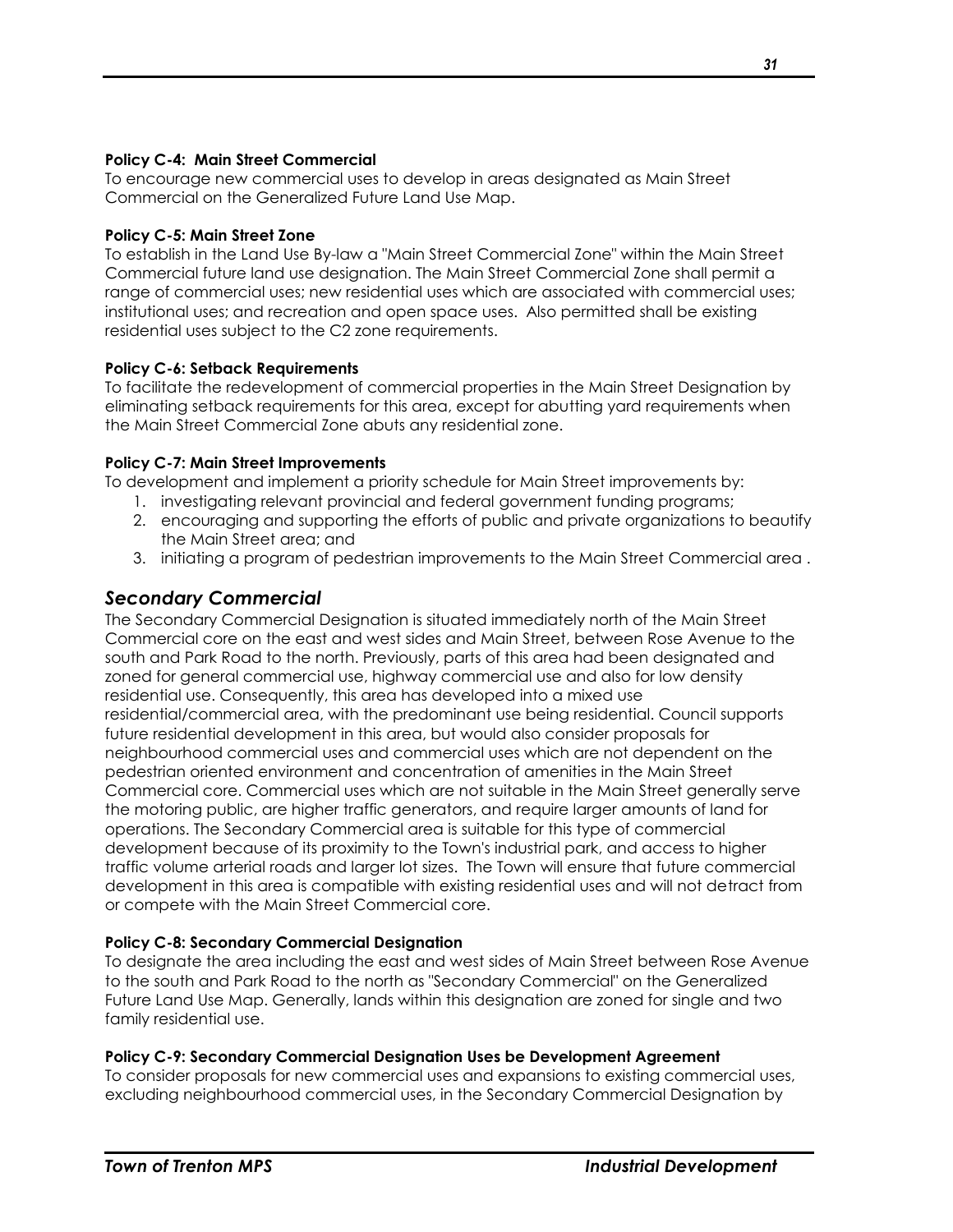**Policy C-4: Main Street Commercial**
To encourage new commercial uses to develop in areas designated as Main Street Commercial on the Generalized Future Land Use Map.

**Policy C-5: Main Street Zone**
To establish in the Land Use By-law a "Main Street Commercial Zone" within the Main Street Commercial future land use designation. The Main Street Commercial Zone shall permit a range of commercial uses; new residential uses which are associated with commercial uses; institutional uses; and recreation and open space uses. Also permitted shall be existing residential uses subject to the C2 zone requirements.

**Policy C-6: Setback Requirements**
To facilitate the redevelopment of commercial properties in the Main Street Designation by eliminating setback requirements for this area, except for abutting yard requirements when the Main Street Commercial Zone abuts any residential zone.

**Policy C-7: Main Street Improvements**
To development and implement a priority schedule for Main Street improvements by:

1. investigating relevant provincial and federal government funding programs;
2. encouraging and supporting the efforts of public and private organizations to beautify the Main Street area; and
3. initiating a program of pedestrian improvements to the Main Street Commercial area .

## *Secondary Commercial*

The Secondary Commercial Designation is situated immediately north of the Main Street Commercial core on the east and west sides and Main Street, between Rose Avenue to the south and Park Road to the north. Previously, parts of this area had been designated and zoned for general commercial use, highway commercial use and also for low density residential use. Consequently, this area has developed into a mixed use residential/commercial area, with the predominant use being residential. Council supports future residential development in this area, but would also consider proposals for neighbourhood commercial uses and commercial uses which are not dependent on the pedestrian oriented environment and concentration of amenities in the Main Street Commercial core. Commercial uses which are not suitable in the Main Street generally serve the motoring public, are higher traffic generators, and require larger amounts of land for operations. The Secondary Commercial area is suitable for this type of commercial development because of its proximity to the Town's industrial park, and access to higher traffic volume arterial roads and larger lot sizes. The Town will ensure that future commercial development in this area is compatible with existing residential uses and will not detract from or compete with the Main Street Commercial core.

**Policy C-8: Secondary Commercial Designation**
To designate the area including the east and west sides of Main Street between Rose Avenue to the south and Park Road to the north as "Secondary Commercial" on the Generalized Future Land Use Map. Generally, lands within this designation are zoned for single and two family residential use.

**Policy C-9: Secondary Commercial Designation Uses be Development Agreement**
To consider proposals for new commercial uses and expansions to existing commercial uses, excluding neighbourhood commercial uses, in the Secondary Commercial Designation by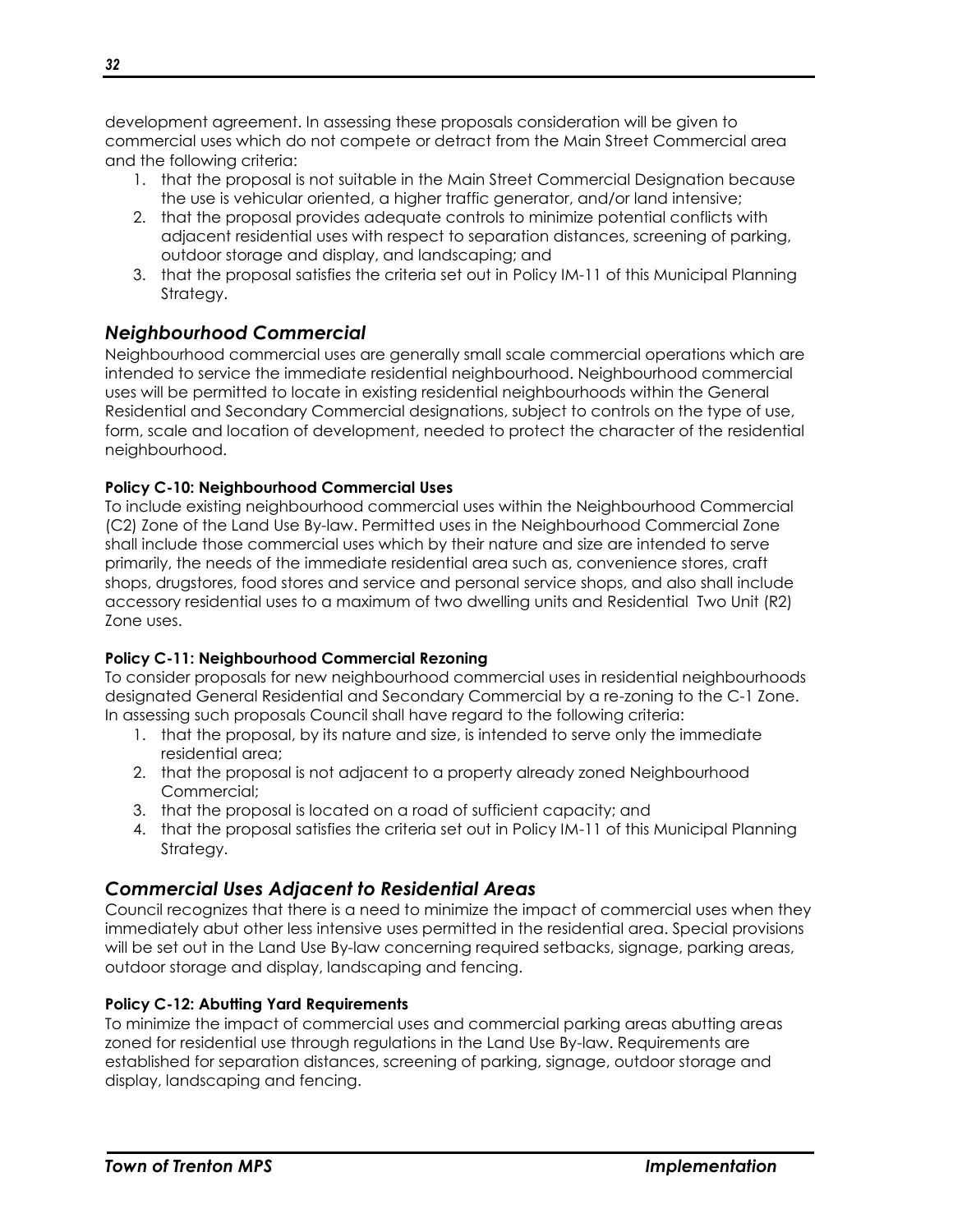development agreement. In assessing these proposals consideration will be given to commercial uses which do not compete or detract from the Main Street Commercial area and the following criteria:

1. that the proposal is not suitable in the Main Street Commercial Designation because the use is vehicular oriented, a higher traffic generator, and/or land intensive;
2. that the proposal provides adequate controls to minimize potential conflicts with adjacent residential uses with respect to separation distances, screening of parking, outdoor storage and display, and landscaping; and
3. that the proposal satisfies the criteria set out in Policy IM-11 of this Municipal Planning Strategy.

## *Neighbourhood Commercial*

Neighbourhood commercial uses are generally small scale commercial operations which are intended to service the immediate residential neighbourhood. Neighbourhood commercial uses will be permitted to locate in existing residential neighbourhoods within the General Residential and Secondary Commercial designations, subject to controls on the type of use, form, scale and location of development, needed to protect the character of the residential neighbourhood.

**Policy C-10: Neighbourhood Commercial Uses**

To include existing neighbourhood commercial uses within the Neighbourhood Commercial (C2) Zone of the Land Use By-law. Permitted uses in the Neighbourhood Commercial Zone shall include those commercial uses which by their nature and size are intended to serve primarily, the needs of the immediate residential area such as, convenience stores, craft shops, drugstores, food stores and service and personal service shops, and also shall include accessory residential uses to a maximum of two dwelling units and Residential Two Unit (R2) Zone uses.

**Policy C-11: Neighbourhood Commercial Rezoning**

To consider proposals for new neighbourhood commercial uses in residential neighbourhoods designated General Residential and Secondary Commercial by a re-zoning to the C-1 Zone. In assessing such proposals Council shall have regard to the following criteria:

1. that the proposal, by its nature and size, is intended to serve only the immediate residential area;
2. that the proposal is not adjacent to a property already zoned Neighbourhood Commercial;
3. that the proposal is located on a road of sufficient capacity; and
4. that the proposal satisfies the criteria set out in Policy IM-11 of this Municipal Planning Strategy.

## *Commercial Uses Adjacent to Residential Areas*

Council recognizes that there is a need to minimize the impact of commercial uses when they immediately abut other less intensive uses permitted in the residential area. Special provisions will be set out in the Land Use By-law concerning required setbacks, signage, parking areas, outdoor storage and display, landscaping and fencing.

**Policy C-12: Abutting Yard Requirements**

To minimize the impact of commercial uses and commercial parking areas abutting areas zoned for residential use through regulations in the Land Use By-law. Requirements are established for separation distances, screening of parking, signage, outdoor storage and display, landscaping and fencing.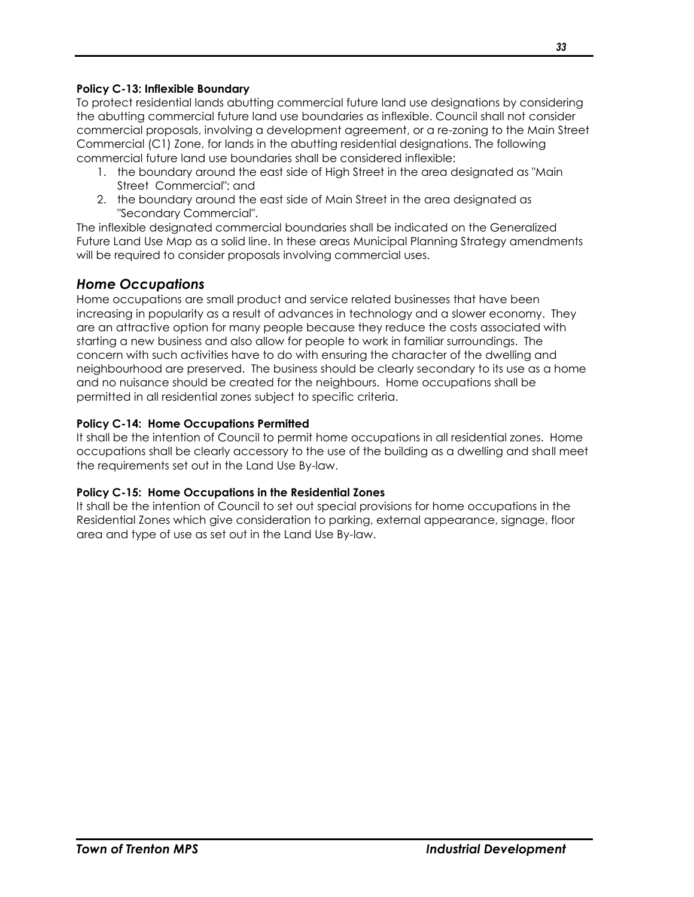**Policy C-13: Inflexible Boundary**

To protect residential lands abutting commercial future land use designations by considering the abutting commercial future land use boundaries as inflexible. Council shall not consider commercial proposals, involving a development agreement, or a re-zoning to the Main Street Commercial (C1) Zone, for lands in the abutting residential designations. The following commercial future land use boundaries shall be considered inflexible:

1. the boundary around the east side of High Street in the area designated as "Main Street Commercial"; and
2. the boundary around the east side of Main Street in the area designated as "Secondary Commercial".

The inflexible designated commercial boundaries shall be indicated on the Generalized Future Land Use Map as a solid line. In these areas Municipal Planning Strategy amendments will be required to consider proposals involving commercial uses.

## *Home Occupations*

Home occupations are small product and service related businesses that have been increasing in popularity as a result of advances in technology and a slower economy. They are an attractive option for many people because they reduce the costs associated with starting a new business and also allow for people to work in familiar surroundings. The concern with such activities have to do with ensuring the character of the dwelling and neighbourhood are preserved. The business should be clearly secondary to its use as a home and no nuisance should be created for the neighbours. Home occupations shall be permitted in all residential zones subject to specific criteria.

**Policy C-14: Home Occupations Permitted**

It shall be the intention of Council to permit home occupations in all residential zones. Home occupations shall be clearly accessory to the use of the building as a dwelling and shall meet the requirements set out in the Land Use By-law.

**Policy C-15: Home Occupations in the Residential Zones**

It shall be the intention of Council to set out special provisions for home occupations in the Residential Zones which give consideration to parking, external appearance, signage, floor area and type of use as set out in the Land Use By-law.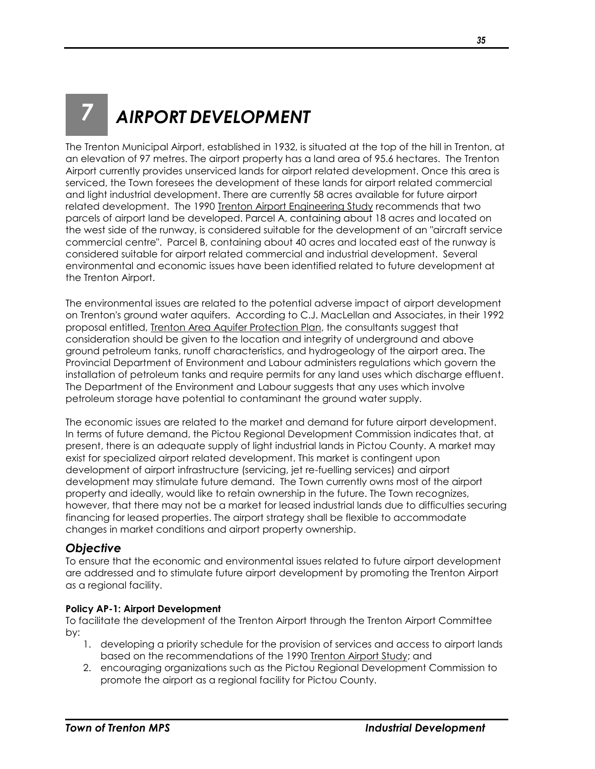# 7 AIRPORT DEVELOPMENT

The Trenton Municipal Airport, established in 1932, is situated at the top of the hill in Trenton, at an elevation of 97 metres. The airport property has a land area of 95.6 hectares. The Trenton Airport currently provides unserviced lands for airport related development. Once this area is serviced, the Town foresees the development of these lands for airport related commercial and light industrial development. There are currently 58 acres available for future airport related development. The 1990 Trenton Airport Engineering Study recommends that two parcels of airport land be developed. Parcel A, containing about 18 acres and located on the west side of the runway, is considered suitable for the development of an "aircraft service commercial centre". Parcel B, containing about 40 acres and located east of the runway is considered suitable for airport related commercial and industrial development. Several environmental and economic issues have been identified related to future development at the Trenton Airport.

The environmental issues are related to the potential adverse impact of airport development on Trenton's ground water aquifers. According to C.J. MacLellan and Associates, in their 1992 proposal entitled, Trenton Area Aquifer Protection Plan, the consultants suggest that consideration should be given to the location and integrity of underground and above ground petroleum tanks, runoff characteristics, and hydrogeology of the airport area. The Provincial Department of Environment and Labour administers regulations which govern the installation of petroleum tanks and require permits for any land uses which discharge effluent. The Department of the Environment and Labour suggests that any uses which involve petroleum storage have potential to contaminant the ground water supply.

The economic issues are related to the market and demand for future airport development. In terms of future demand, the Pictou Regional Development Commission indicates that, at present, there is an adequate supply of light industrial lands in Pictou County. A market may exist for specialized airport related development. This market is contingent upon development of airport infrastructure (servicing, jet re-fuelling services) and airport development may stimulate future demand. The Town currently owns most of the airport property and ideally, would like to retain ownership in the future. The Town recognizes, however, that there may not be a market for leased industrial lands due to difficulties securing financing for leased properties. The airport strategy shall be flexible to accommodate changes in market conditions and airport property ownership.

## *Objective*

To ensure that the economic and environmental issues related to future airport development are addressed and to stimulate future airport development by promoting the Trenton Airport as a regional facility.

**Policy AP-1: Airport Development**

To facilitate the development of the Trenton Airport through the Trenton Airport Committee by:

1. developing a priority schedule for the provision of services and access to airport lands based on the recommendations of the 1990 Trenton Airport Study; and
2. encouraging organizations such as the Pictou Regional Development Commission to promote the airport as a regional facility for Pictou County.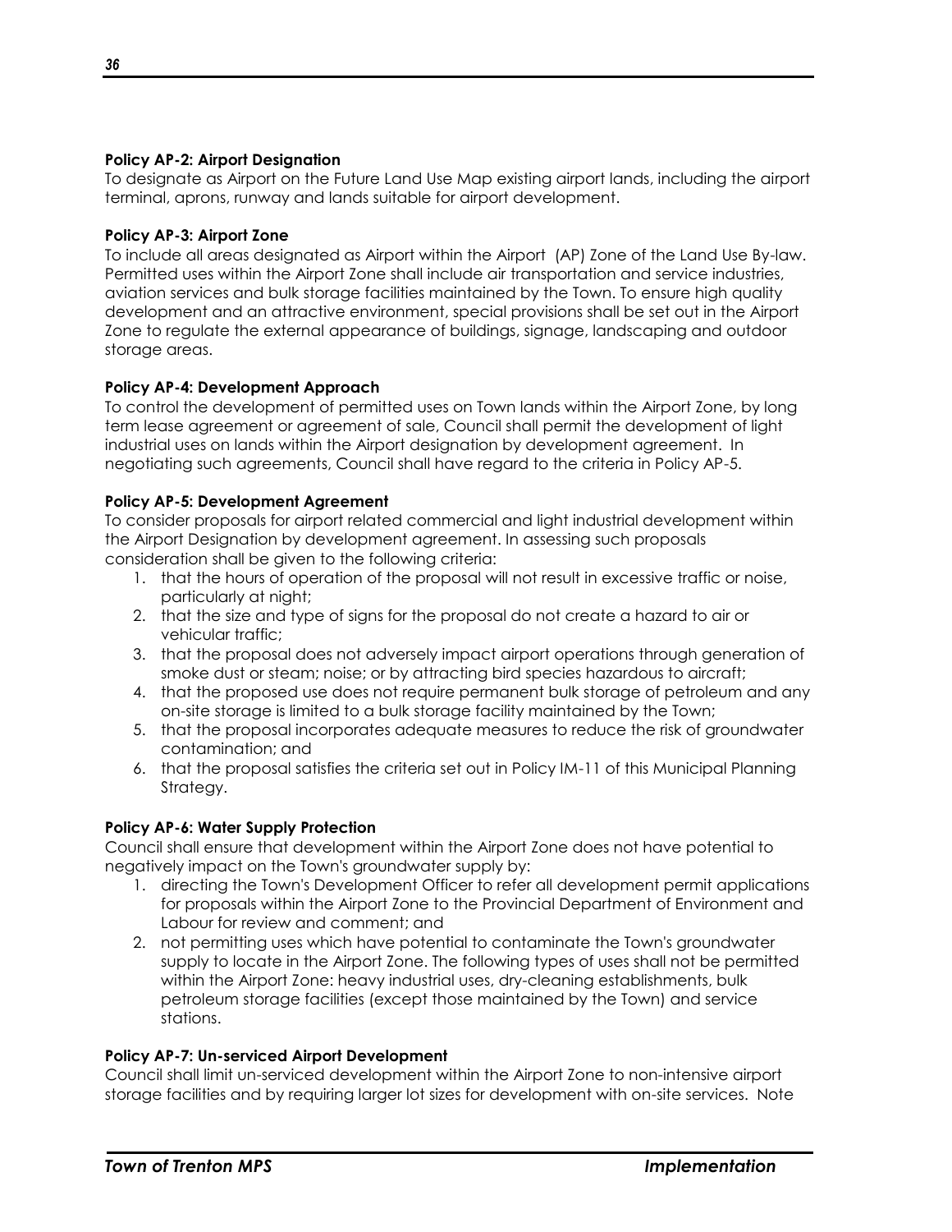**Policy AP-2: Airport Designation**
To designate as Airport on the Future Land Use Map existing airport lands, including the airport terminal, aprons, runway and lands suitable for airport development.

**Policy AP-3: Airport Zone**
To include all areas designated as Airport within the Airport (AP) Zone of the Land Use By-law. Permitted uses within the Airport Zone shall include air transportation and service industries, aviation services and bulk storage facilities maintained by the Town. To ensure high quality development and an attractive environment, special provisions shall be set out in the Airport Zone to regulate the external appearance of buildings, signage, landscaping and outdoor storage areas.

**Policy AP-4: Development Approach**
To control the development of permitted uses on Town lands within the Airport Zone, by long term lease agreement or agreement of sale, Council shall permit the development of light industrial uses on lands within the Airport designation by development agreement. In negotiating such agreements, Council shall have regard to the criteria in Policy AP-5.

**Policy AP-5: Development Agreement**
To consider proposals for airport related commercial and light industrial development within the Airport Designation by development agreement. In assessing such proposals consideration shall be given to the following criteria:

1. that the hours of operation of the proposal will not result in excessive traffic or noise, particularly at night;
2. that the size and type of signs for the proposal do not create a hazard to air or vehicular traffic;
3. that the proposal does not adversely impact airport operations through generation of smoke dust or steam; noise; or by attracting bird species hazardous to aircraft;
4. that the proposed use does not require permanent bulk storage of petroleum and any on-site storage is limited to a bulk storage facility maintained by the Town;
5. that the proposal incorporates adequate measures to reduce the risk of groundwater contamination; and
6. that the proposal satisfies the criteria set out in Policy IM-11 of this Municipal Planning Strategy.

**Policy AP-6: Water Supply Protection**
Council shall ensure that development within the Airport Zone does not have potential to negatively impact on the Town's groundwater supply by:

1. directing the Town's Development Officer to refer all development permit applications for proposals within the Airport Zone to the Provincial Department of Environment and Labour for review and comment; and
2. not permitting uses which have potential to contaminate the Town's groundwater supply to locate in the Airport Zone. The following types of uses shall not be permitted within the Airport Zone: heavy industrial uses, dry-cleaning establishments, bulk petroleum storage facilities (except those maintained by the Town) and service stations.

**Policy AP-7: Un-serviced Airport Development**
Council shall limit un-serviced development within the Airport Zone to non-intensive airport storage facilities and by requiring larger lot sizes for development with on-site services. Note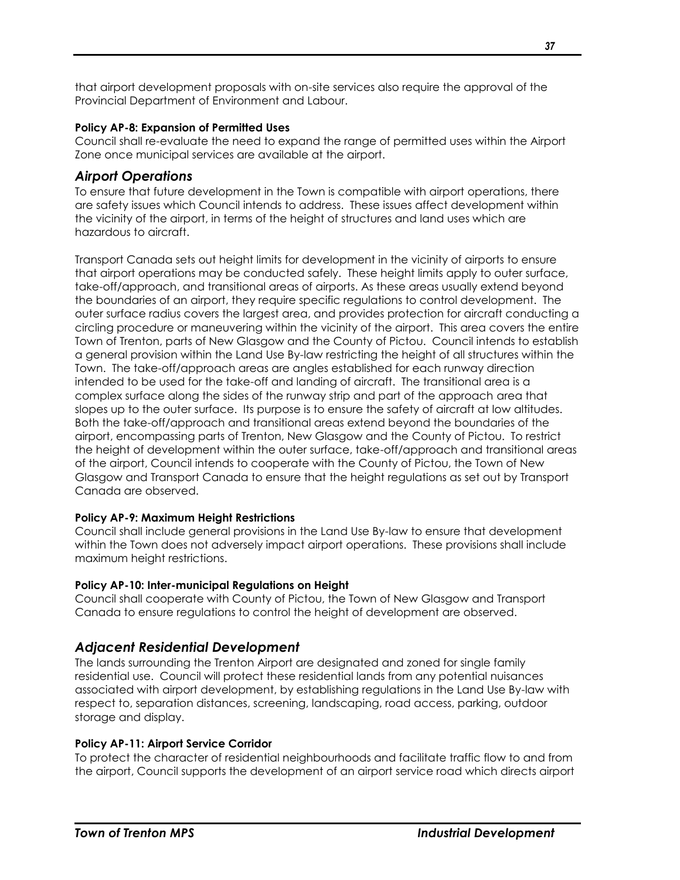that airport development proposals with on-site services also require the approval of the Provincial Department of Environment and Labour.

**Policy AP-8: Expansion of Permitted Uses**
Council shall re-evaluate the need to expand the range of permitted uses within the Airport Zone once municipal services are available at the airport.

## *Airport Operations*

To ensure that future development in the Town is compatible with airport operations, there are safety issues which Council intends to address. These issues affect development within the vicinity of the airport, in terms of the height of structures and land uses which are hazardous to aircraft.

Transport Canada sets out height limits for development in the vicinity of airports to ensure that airport operations may be conducted safely. These height limits apply to outer surface, take-off/approach, and transitional areas of airports. As these areas usually extend beyond the boundaries of an airport, they require specific regulations to control development. The outer surface radius covers the largest area, and provides protection for aircraft conducting a circling procedure or maneuvering within the vicinity of the airport. This area covers the entire Town of Trenton, parts of New Glasgow and the County of Pictou. Council intends to establish a general provision within the Land Use By-law restricting the height of all structures within the Town. The take-off/approach areas are angles established for each runway direction intended to be used for the take-off and landing of aircraft. The transitional area is a complex surface along the sides of the runway strip and part of the approach area that slopes up to the outer surface. Its purpose is to ensure the safety of aircraft at low altitudes. Both the take-off/approach and transitional areas extend beyond the boundaries of the airport, encompassing parts of Trenton, New Glasgow and the County of Pictou. To restrict the height of development within the outer surface, take-off/approach and transitional areas of the airport, Council intends to cooperate with the County of Pictou, the Town of New Glasgow and Transport Canada to ensure that the height regulations as set out by Transport Canada are observed.

**Policy AP-9: Maximum Height Restrictions**
Council shall include general provisions in the Land Use By-law to ensure that development within the Town does not adversely impact airport operations. These provisions shall include maximum height restrictions.

**Policy AP-10: Inter-municipal Regulations on Height**
Council shall cooperate with County of Pictou, the Town of New Glasgow and Transport Canada to ensure regulations to control the height of development are observed.

## *Adjacent Residential Development*

The lands surrounding the Trenton Airport are designated and zoned for single family residential use. Council will protect these residential lands from any potential nuisances associated with airport development, by establishing regulations in the Land Use By-law with respect to, separation distances, screening, landscaping, road access, parking, outdoor storage and display.

**Policy AP-11: Airport Service Corridor**
To protect the character of residential neighbourhoods and facilitate traffic flow to and from the airport, Council supports the development of an airport service road which directs airport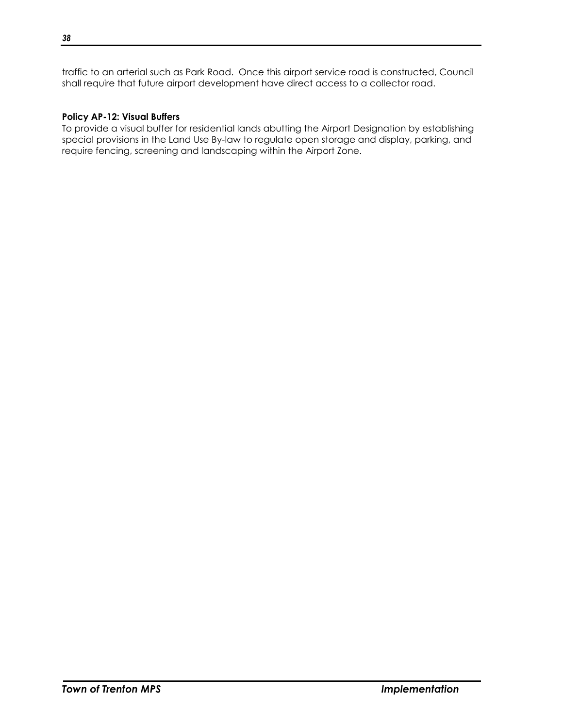traffic to an arterial such as Park Road. Once this airport service road is constructed, Council shall require that future airport development have direct access to a collector road.

**Policy AP-12: Visual Buffers**
To provide a visual buffer for residential lands abutting the Airport Designation by establishing special provisions in the Land Use By-law to regulate open storage and display, parking, and require fencing, screening and landscaping within the Airport Zone.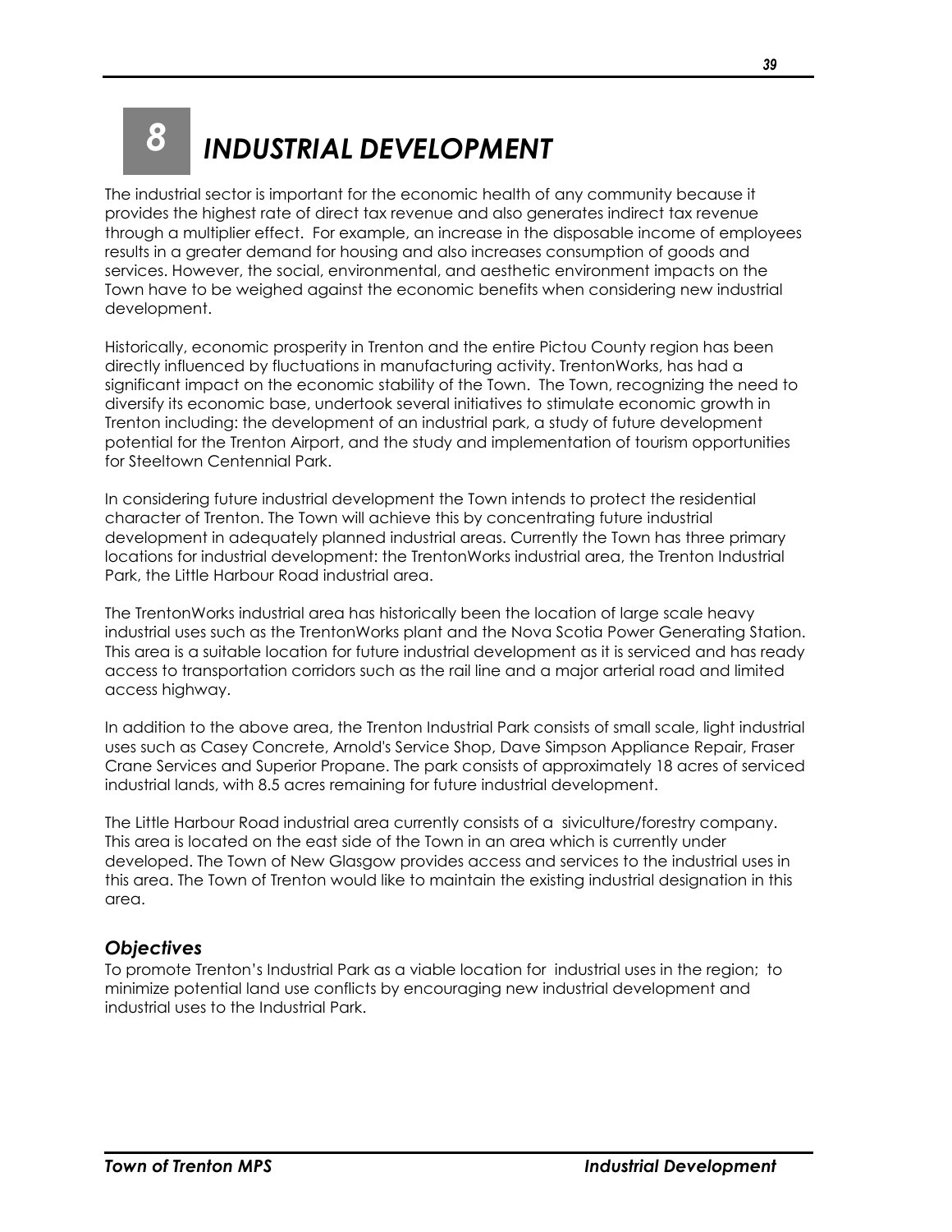# 8 INDUSTRIAL DEVELOPMENT

The industrial sector is important for the economic health of any community because it provides the highest rate of direct tax revenue and also generates indirect tax revenue through a multiplier effect. For example, an increase in the disposable income of employees results in a greater demand for housing and also increases consumption of goods and services. However, the social, environmental, and aesthetic environment impacts on the Town have to be weighed against the economic benefits when considering new industrial development.

Historically, economic prosperity in Trenton and the entire Pictou County region has been directly influenced by fluctuations in manufacturing activity. TrentonWorks, has had a significant impact on the economic stability of the Town. The Town, recognizing the need to diversify its economic base, undertook several initiatives to stimulate economic growth in Trenton including: the development of an industrial park, a study of future development potential for the Trenton Airport, and the study and implementation of tourism opportunities for Steeltown Centennial Park.

In considering future industrial development the Town intends to protect the residential character of Trenton. The Town will achieve this by concentrating future industrial development in adequately planned industrial areas. Currently the Town has three primary locations for industrial development: the TrentonWorks industrial area, the Trenton Industrial Park, the Little Harbour Road industrial area.

The TrentonWorks industrial area has historically been the location of large scale heavy industrial uses such as the TrentonWorks plant and the Nova Scotia Power Generating Station. This area is a suitable location for future industrial development as it is serviced and has ready access to transportation corridors such as the rail line and a major arterial road and limited access highway.

In addition to the above area, the Trenton Industrial Park consists of small scale, light industrial uses such as Casey Concrete, Arnold's Service Shop, Dave Simpson Appliance Repair, Fraser Crane Services and Superior Propane. The park consists of approximately 18 acres of serviced industrial lands, with 8.5 acres remaining for future industrial development.

The Little Harbour Road industrial area currently consists of a siviculture/forestry company. This area is located on the east side of the Town in an area which is currently under developed. The Town of New Glasgow provides access and services to the industrial uses in this area. The Town of Trenton would like to maintain the existing industrial designation in this area.

## *Objectives*

To promote Trenton's Industrial Park as a viable location for industrial uses in the region; to minimize potential land use conflicts by encouraging new industrial development and industrial uses to the Industrial Park.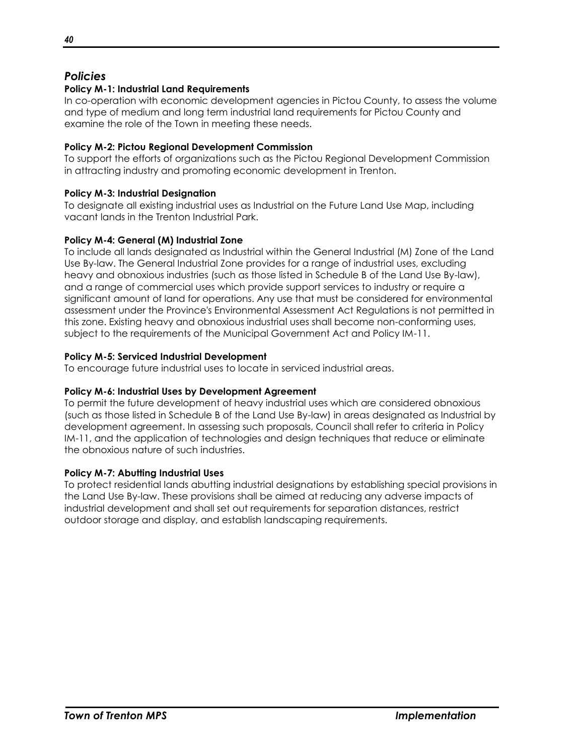## *Policies*

**Policy M-1: Industrial Land Requirements**
In co-operation with economic development agencies in Pictou County, to assess the volume and type of medium and long term industrial land requirements for Pictou County and examine the role of the Town in meeting these needs.

**Policy M-2: Pictou Regional Development Commission**
To support the efforts of organizations such as the Pictou Regional Development Commission in attracting industry and promoting economic development in Trenton.

**Policy M-3: Industrial Designation**
To designate all existing industrial uses as Industrial on the Future Land Use Map, including vacant lands in the Trenton Industrial Park.

**Policy M-4: General (M) Industrial Zone**
To include all lands designated as Industrial within the General Industrial (M) Zone of the Land Use By-law. The General Industrial Zone provides for a range of industrial uses, excluding heavy and obnoxious industries (such as those listed in Schedule B of the Land Use By-law), and a range of commercial uses which provide support services to industry or require a significant amount of land for operations. Any use that must be considered for environmental assessment under the Province's Environmental Assessment Act Regulations is not permitted in this zone. Existing heavy and obnoxious industrial uses shall become non-conforming uses, subject to the requirements of the Municipal Government Act and Policy IM-11.

**Policy M-5: Serviced Industrial Development**
To encourage future industrial uses to locate in serviced industrial areas.

**Policy M-6: Industrial Uses by Development Agreement**
To permit the future development of heavy industrial uses which are considered obnoxious (such as those listed in Schedule B of the Land Use By-law) in areas designated as Industrial by development agreement. In assessing such proposals, Council shall refer to criteria in Policy IM-11, and the application of technologies and design techniques that reduce or eliminate the obnoxious nature of such industries.

**Policy M-7: Abutting Industrial Uses**
To protect residential lands abutting industrial designations by establishing special provisions in the Land Use By-law. These provisions shall be aimed at reducing any adverse impacts of industrial development and shall set out requirements for separation distances, restrict outdoor storage and display, and establish landscaping requirements.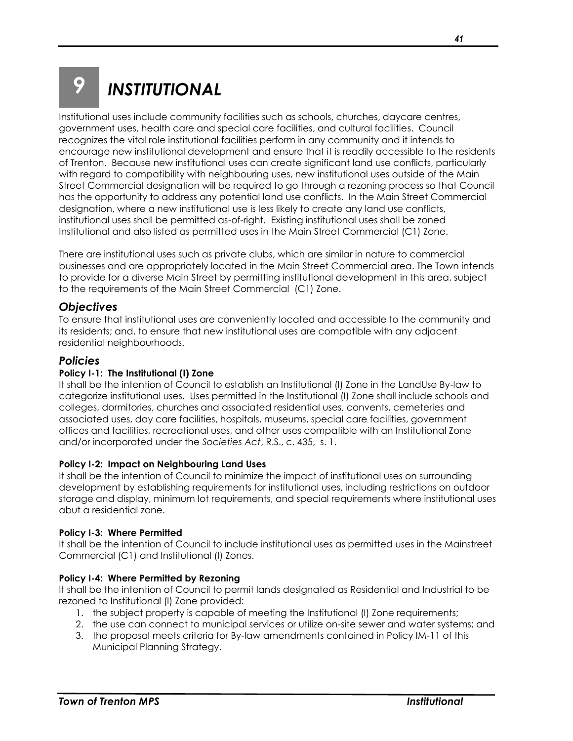# 9 *INSTITUTIONAL*

Institutional uses include community facilities such as schools, churches, daycare centres, government uses, health care and special care facilities, and cultural facilities. Council recognizes the vital role institutional facilities perform in any community and it intends to encourage new institutional development and ensure that it is readily accessible to the residents of Trenton. Because new institutional uses can create significant land use conflicts, particularly with regard to compatibility with neighbouring uses, new institutional uses outside of the Main Street Commercial designation will be required to go through a rezoning process so that Council has the opportunity to address any potential land use conflicts. In the Main Street Commercial designation, where a new institutional use is less likely to create any land use conflicts, institutional uses shall be permitted as-of-right. Existing institutional uses shall be zoned Institutional and also listed as permitted uses in the Main Street Commercial (C1) Zone.

There are institutional uses such as private clubs, which are similar in nature to commercial businesses and are appropriately located in the Main Street Commercial area. The Town intends to provide for a diverse Main Street by permitting institutional development in this area, subject to the requirements of the Main Street Commercial (C1) Zone.

## *Objectives*

To ensure that institutional uses are conveniently located and accessible to the community and its residents; and, to ensure that new institutional uses are compatible with any adjacent residential neighbourhoods.

## *Policies*

**Policy I-1: The Institutional (I) Zone**

It shall be the intention of Council to establish an Institutional (I) Zone in the LandUse By-law to categorize institutional uses. Uses permitted in the Institutional (I) Zone shall include schools and colleges, dormitories, churches and associated residential uses, convents, cemeteries and associated uses, day care facilities, hospitals, museums, special care facilities, government offices and facilities, recreational uses, and other uses compatible with an Institutional Zone and/or incorporated under the *Societies Act*, R.S., c. 435, s. 1.

**Policy I-2: Impact on Neighbouring Land Uses**

It shall be the intention of Council to minimize the impact of institutional uses on surrounding development by establishing requirements for institutional uses, including restrictions on outdoor storage and display, minimum lot requirements, and special requirements where institutional uses abut a residential zone.

**Policy I-3: Where Permitted**

It shall be the intention of Council to include institutional uses as permitted uses in the Mainstreet Commercial (C1) and Institutional (I) Zones.

**Policy I-4: Where Permitted by Rezoning**

It shall be the intention of Council to permit lands designated as Residential and Industrial to be rezoned to Institutional (I) Zone provided:

1. the subject property is capable of meeting the Institutional (I) Zone requirements;
2. the use can connect to municipal services or utilize on-site sewer and water systems; and
3. the proposal meets criteria for By-law amendments contained in Policy IM-11 of this Municipal Planning Strategy.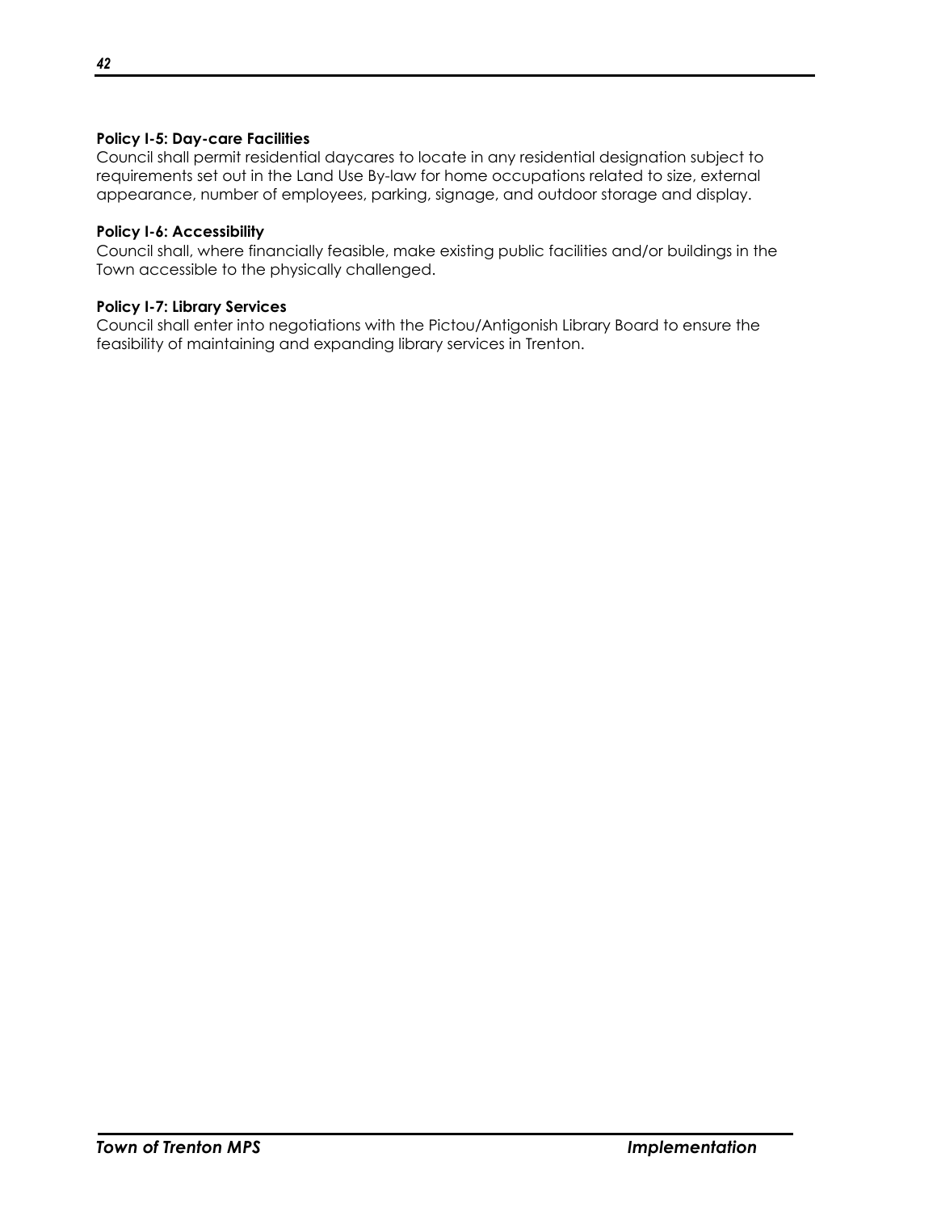**Policy I-5: Day-care Facilities**
Council shall permit residential daycares to locate in any residential designation subject to requirements set out in the Land Use By-law for home occupations related to size, external appearance, number of employees, parking, signage, and outdoor storage and display.

**Policy I-6: Accessibility**
Council shall, where financially feasible, make existing public facilities and/or buildings in the Town accessible to the physically challenged.

**Policy I-7: Library Services**
Council shall enter into negotiations with the Pictou/Antigonish Library Board to ensure the feasibility of maintaining and expanding library services in Trenton.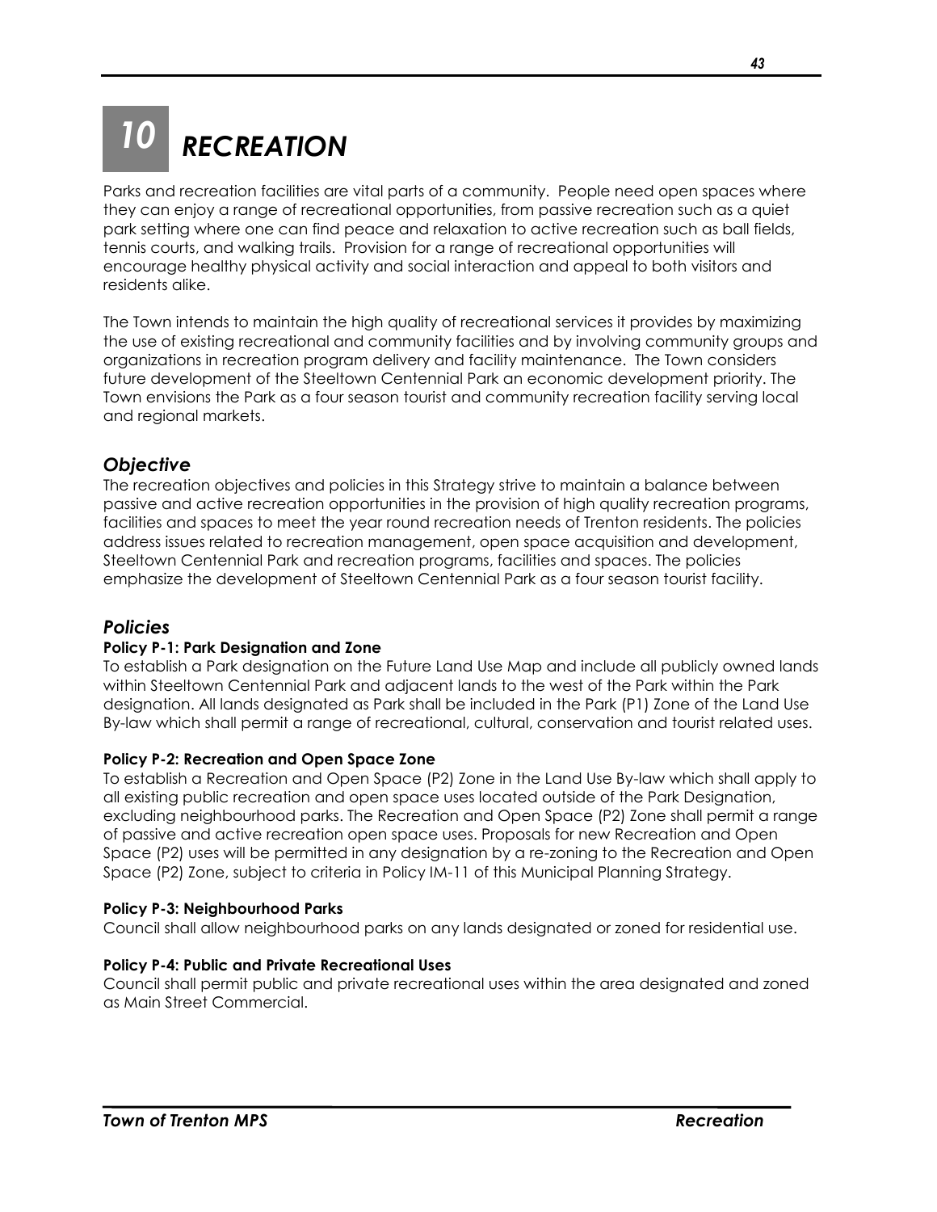# 10 RECREATION

Parks and recreation facilities are vital parts of a community. People need open spaces where they can enjoy a range of recreational opportunities, from passive recreation such as a quiet park setting where one can find peace and relaxation to active recreation such as ball fields, tennis courts, and walking trails. Provision for a range of recreational opportunities will encourage healthy physical activity and social interaction and appeal to both visitors and residents alike.

The Town intends to maintain the high quality of recreational services it provides by maximizing the use of existing recreational and community facilities and by involving community groups and organizations in recreation program delivery and facility maintenance. The Town considers future development of the Steeltown Centennial Park an economic development priority. The Town envisions the Park as a four season tourist and community recreation facility serving local and regional markets.

## *Objective*

The recreation objectives and policies in this Strategy strive to maintain a balance between passive and active recreation opportunities in the provision of high quality recreation programs, facilities and spaces to meet the year round recreation needs of Trenton residents. The policies address issues related to recreation management, open space acquisition and development, Steeltown Centennial Park and recreation programs, facilities and spaces. The policies emphasize the development of Steeltown Centennial Park as a four season tourist facility.

## *Policies*

**Policy P-1: Park Designation and Zone**
To establish a Park designation on the Future Land Use Map and include all publicly owned lands within Steeltown Centennial Park and adjacent lands to the west of the Park within the Park designation. All lands designated as Park shall be included in the Park (P1) Zone of the Land Use By-law which shall permit a range of recreational, cultural, conservation and tourist related uses.

**Policy P-2: Recreation and Open Space Zone**
To establish a Recreation and Open Space (P2) Zone in the Land Use By-law which shall apply to all existing public recreation and open space uses located outside of the Park Designation, excluding neighbourhood parks. The Recreation and Open Space (P2) Zone shall permit a range of passive and active recreation open space uses. Proposals for new Recreation and Open Space (P2) uses will be permitted in any designation by a re-zoning to the Recreation and Open Space (P2) Zone, subject to criteria in Policy IM-11 of this Municipal Planning Strategy.

**Policy P-3: Neighbourhood Parks**
Council shall allow neighbourhood parks on any lands designated or zoned for residential use.

**Policy P-4: Public and Private Recreational Uses**
Council shall permit public and private recreational uses within the area designated and zoned as Main Street Commercial.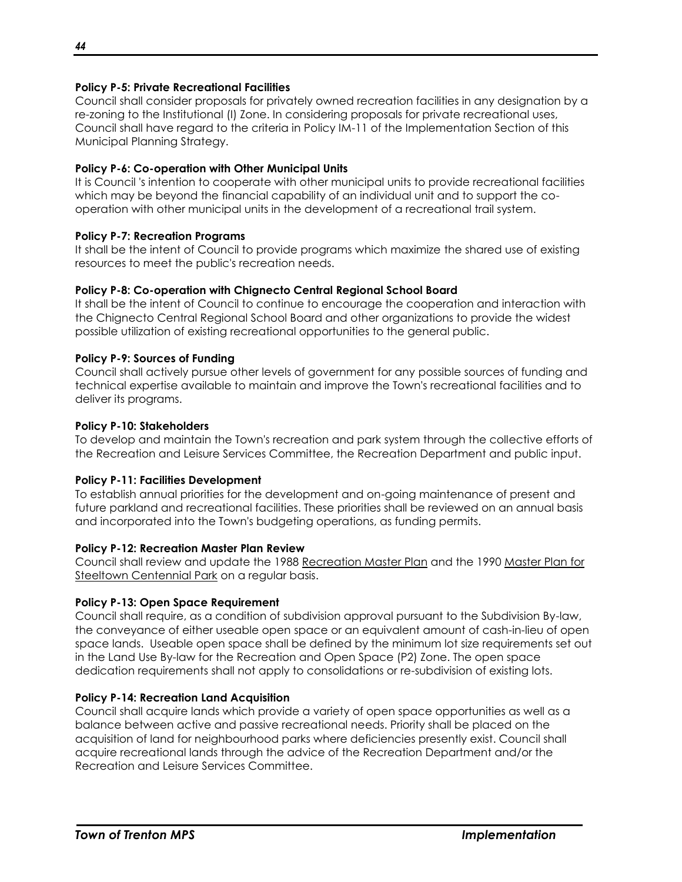**Policy P-5: Private Recreational Facilities**

Council shall consider proposals for privately owned recreation facilities in any designation by a re-zoning to the Institutional (I) Zone. In considering proposals for private recreational uses, Council shall have regard to the criteria in Policy IM-11 of the Implementation Section of this Municipal Planning Strategy.

**Policy P-6: Co-operation with Other Municipal Units**

It is Council 's intention to cooperate with other municipal units to provide recreational facilities which may be beyond the financial capability of an individual unit and to support the co-operation with other municipal units in the development of a recreational trail system.

**Policy P-7: Recreation Programs**

It shall be the intent of Council to provide programs which maximize the shared use of existing resources to meet the public's recreation needs.

**Policy P-8: Co-operation with Chignecto Central Regional School Board**

It shall be the intent of Council to continue to encourage the cooperation and interaction with the Chignecto Central Regional School Board and other organizations to provide the widest possible utilization of existing recreational opportunities to the general public.

**Policy P-9: Sources of Funding**

Council shall actively pursue other levels of government for any possible sources of funding and technical expertise available to maintain and improve the Town's recreational facilities and to deliver its programs.

**Policy P-10: Stakeholders**

To develop and maintain the Town's recreation and park system through the collective efforts of the Recreation and Leisure Services Committee, the Recreation Department and public input.

**Policy P-11: Facilities Development**

To establish annual priorities for the development and on-going maintenance of present and future parkland and recreational facilities. These priorities shall be reviewed on an annual basis and incorporated into the Town's budgeting operations, as funding permits.

**Policy P-12: Recreation Master Plan Review**

Council shall review and update the 1988 Recreation Master Plan and the 1990 Master Plan for Steeltown Centennial Park on a regular basis.

**Policy P-13: Open Space Requirement**

Council shall require, as a condition of subdivision approval pursuant to the Subdivision By-law, the conveyance of either useable open space or an equivalent amount of cash-in-lieu of open space lands. Useable open space shall be defined by the minimum lot size requirements set out in the Land Use By-law for the Recreation and Open Space (P2) Zone. The open space dedication requirements shall not apply to consolidations or re-subdivision of existing lots.

**Policy P-14: Recreation Land Acquisition**

Council shall acquire lands which provide a variety of open space opportunities as well as a balance between active and passive recreational needs. Priority shall be placed on the acquisition of land for neighbourhood parks where deficiencies presently exist. Council shall acquire recreational lands through the advice of the Recreation Department and/or the Recreation and Leisure Services Committee.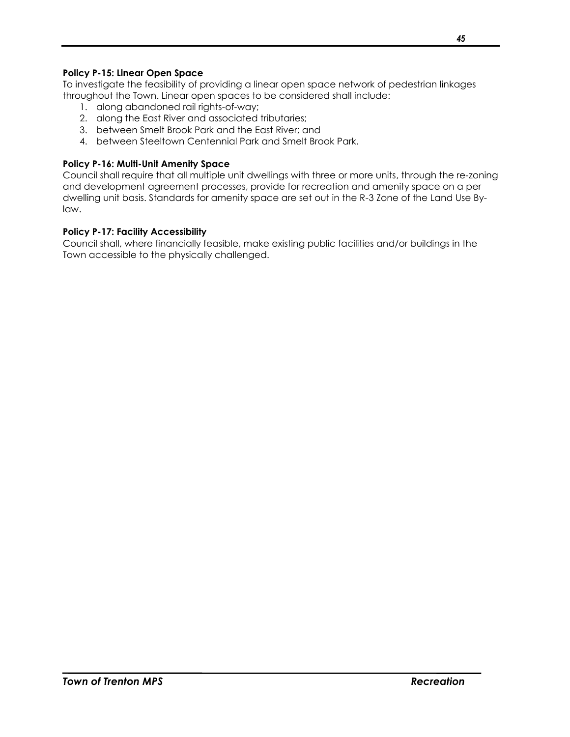**Policy P-15: Linear Open Space**
To investigate the feasibility of providing a linear open space network of pedestrian linkages throughout the Town. Linear open spaces to be considered shall include:

1. along abandoned rail rights-of-way;
2. along the East River and associated tributaries;
3. between Smelt Brook Park and the East River; and
4. between Steeltown Centennial Park and Smelt Brook Park.

**Policy P-16: Multi-Unit Amenity Space**
Council shall require that all multiple unit dwellings with three or more units, through the re-zoning and development agreement processes, provide for recreation and amenity space on a per dwelling unit basis. Standards for amenity space are set out in the R-3 Zone of the Land Use By-law.

**Policy P-17: Facility Accessibility**
Council shall, where financially feasible, make existing public facilities and/or buildings in the Town accessible to the physically challenged.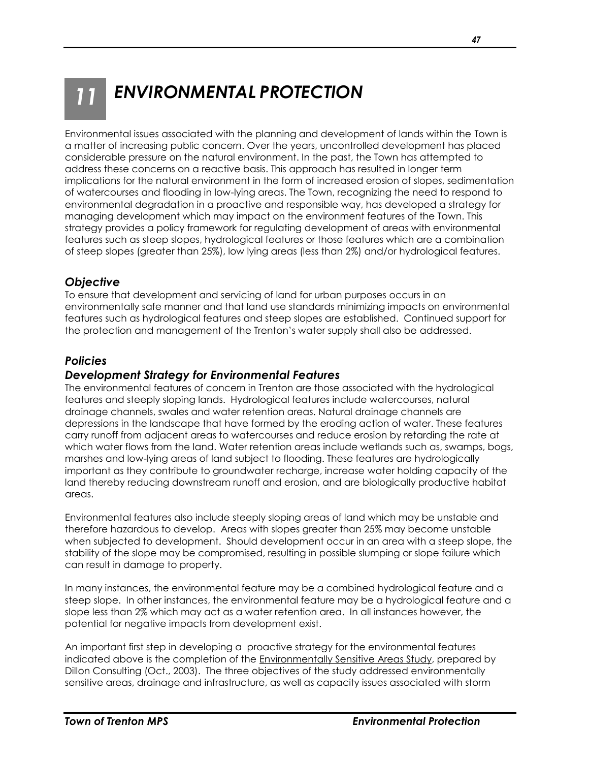# 11 ENVIRONMENTAL PROTECTION

Environmental issues associated with the planning and development of lands within the Town is a matter of increasing public concern. Over the years, uncontrolled development has placed considerable pressure on the natural environment. In the past, the Town has attempted to address these concerns on a reactive basis. This approach has resulted in longer term implications for the natural environment in the form of increased erosion of slopes, sedimentation of watercourses and flooding in low-lying areas. The Town, recognizing the need to respond to environmental degradation in a proactive and responsible way, has developed a strategy for managing development which may impact on the environment features of the Town. This strategy provides a policy framework for regulating development of areas with environmental features such as steep slopes, hydrological features or those features which are a combination of steep slopes (greater than 25%), low lying areas (less than 2%) and/or hydrological features.

## *Objective*

To ensure that development and servicing of land for urban purposes occurs in an environmentally safe manner and that land use standards minimizing impacts on environmental features such as hydrological features and steep slopes are established. Continued support for the protection and management of the Trenton's water supply shall also be addressed.

## *Policies*

### *Development Strategy for Environmental Features*

The environmental features of concern in Trenton are those associated with the hydrological features and steeply sloping lands. Hydrological features include watercourses, natural drainage channels, swales and water retention areas. Natural drainage channels are depressions in the landscape that have formed by the eroding action of water. These features carry runoff from adjacent areas to watercourses and reduce erosion by retarding the rate at which water flows from the land. Water retention areas include wetlands such as, swamps, bogs, marshes and low-lying areas of land subject to flooding. These features are hydrologically important as they contribute to groundwater recharge, increase water holding capacity of the land thereby reducing downstream runoff and erosion, and are biologically productive habitat areas.

Environmental features also include steeply sloping areas of land which may be unstable and therefore hazardous to develop. Areas with slopes greater than 25% may become unstable when subjected to development. Should development occur in an area with a steep slope, the stability of the slope may be compromised, resulting in possible slumping or slope failure which can result in damage to property.

In many instances, the environmental feature may be a combined hydrological feature and a steep slope. In other instances, the environmental feature may be a hydrological feature and a slope less than 2% which may act as a water retention area. In all instances however, the potential for negative impacts from development exist.

An important first step in developing a proactive strategy for the environmental features indicated above is the completion of the Environmentally Sensitive Areas Study, prepared by Dillon Consulting (Oct., 2003). The three objectives of the study addressed environmentally sensitive areas, drainage and infrastructure, as well as capacity issues associated with storm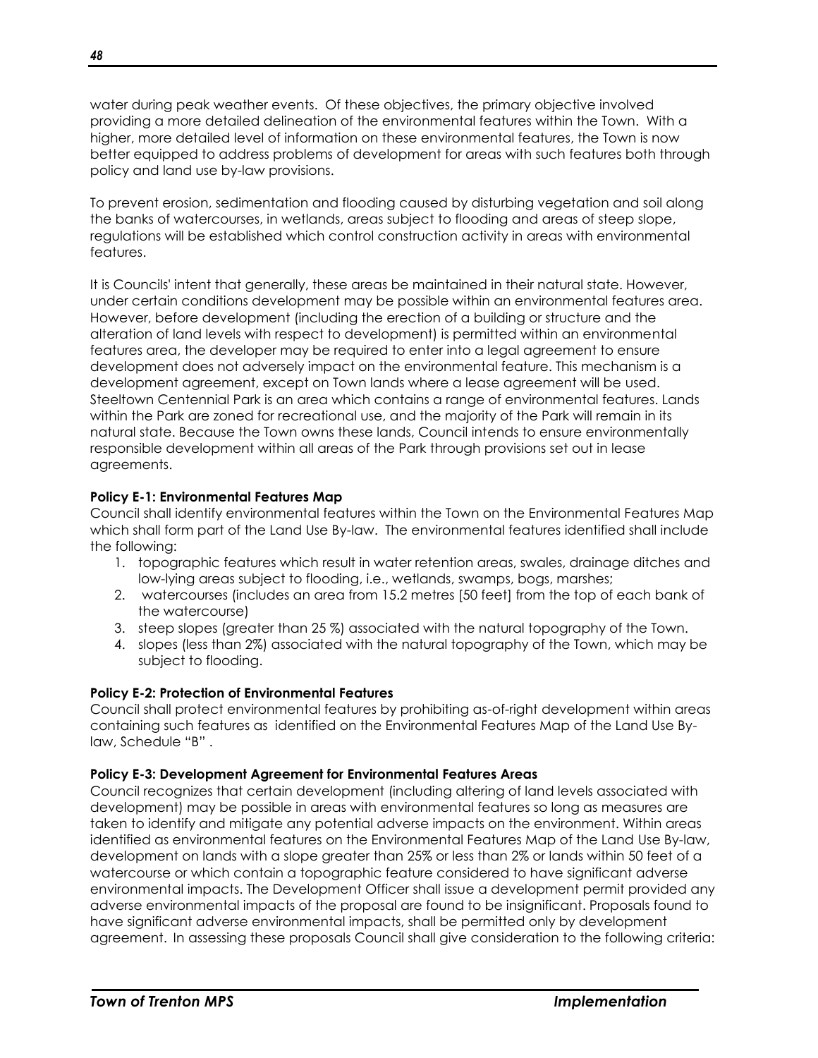water during peak weather events. Of these objectives, the primary objective involved providing a more detailed delineation of the environmental features within the Town. With a higher, more detailed level of information on these environmental features, the Town is now better equipped to address problems of development for areas with such features both through policy and land use by-law provisions.

To prevent erosion, sedimentation and flooding caused by disturbing vegetation and soil along the banks of watercourses, in wetlands, areas subject to flooding and areas of steep slope, regulations will be established which control construction activity in areas with environmental features.

It is Councils' intent that generally, these areas be maintained in their natural state. However, under certain conditions development may be possible within an environmental features area. However, before development (including the erection of a building or structure and the alteration of land levels with respect to development) is permitted within an environmental features area, the developer may be required to enter into a legal agreement to ensure development does not adversely impact on the environmental feature. This mechanism is a development agreement, except on Town lands where a lease agreement will be used. Steeltown Centennial Park is an area which contains a range of environmental features. Lands within the Park are zoned for recreational use, and the majority of the Park will remain in its natural state. Because the Town owns these lands, Council intends to ensure environmentally responsible development within all areas of the Park through provisions set out in lease agreements.

**Policy E-1: Environmental Features Map**
Council shall identify environmental features within the Town on the Environmental Features Map which shall form part of the Land Use By-law. The environmental features identified shall include the following:

1. topographic features which result in water retention areas, swales, drainage ditches and low-lying areas subject to flooding, i.e., wetlands, swamps, bogs, marshes;
2. watercourses (includes an area from 15.2 metres [50 feet] from the top of each bank of the watercourse)
3. steep slopes (greater than 25 %) associated with the natural topography of the Town.
4. slopes (less than 2%) associated with the natural topography of the Town, which may be subject to flooding.

**Policy E-2: Protection of Environmental Features**
Council shall protect environmental features by prohibiting as-of-right development within areas containing such features as identified on the Environmental Features Map of the Land Use By-law, Schedule "B" .

**Policy E-3: Development Agreement for Environmental Features Areas**
Council recognizes that certain development (including altering of land levels associated with development) may be possible in areas with environmental features so long as measures are taken to identify and mitigate any potential adverse impacts on the environment. Within areas identified as environmental features on the Environmental Features Map of the Land Use By-law, development on lands with a slope greater than 25% or less than 2% or lands within 50 feet of a watercourse or which contain a topographic feature considered to have significant adverse environmental impacts. The Development Officer shall issue a development permit provided any adverse environmental impacts of the proposal are found to be insignificant. Proposals found to have significant adverse environmental impacts, shall be permitted only by development agreement. In assessing these proposals Council shall give consideration to the following criteria: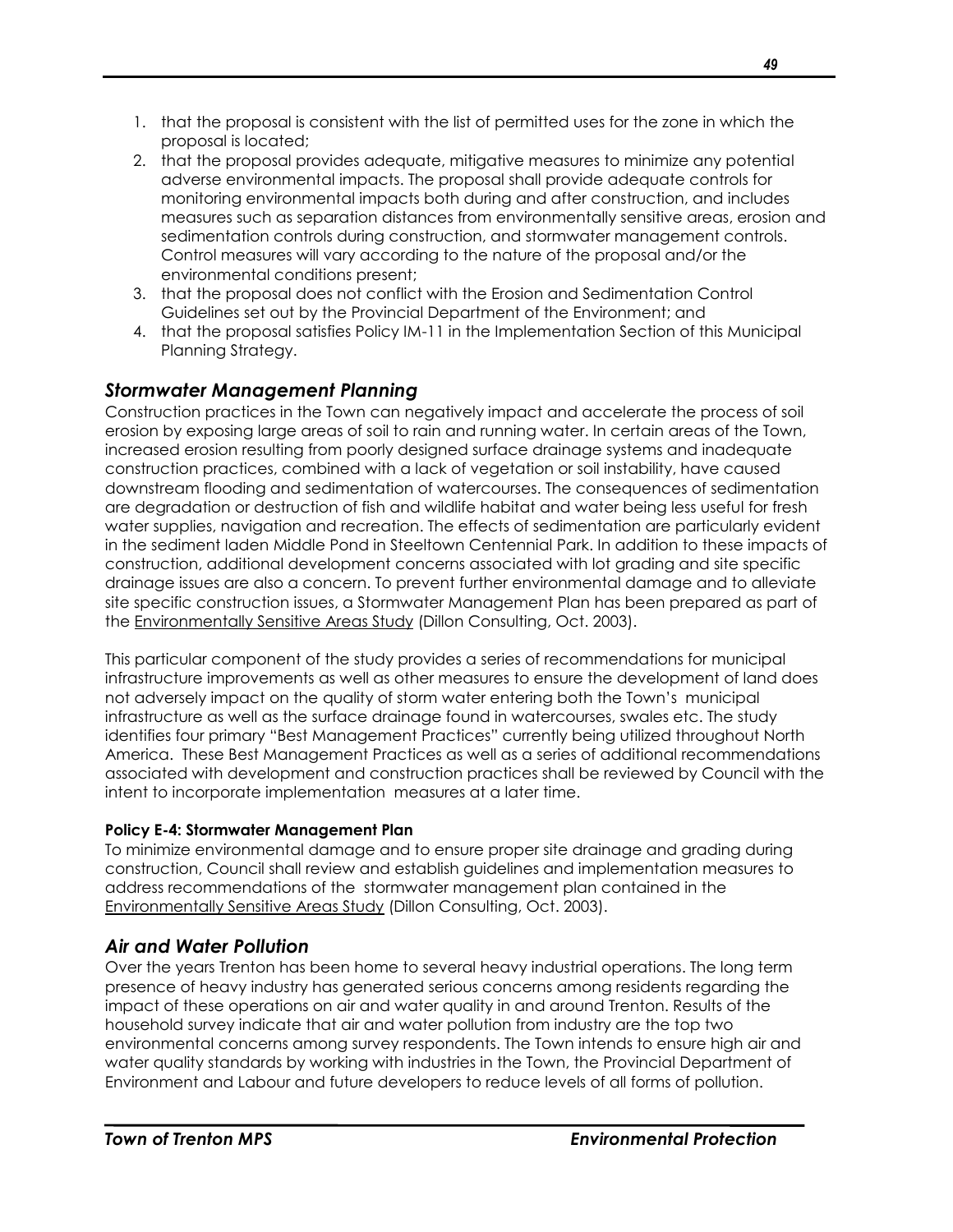1. that the proposal is consistent with the list of permitted uses for the zone in which the proposal is located;
2. that the proposal provides adequate, mitigative measures to minimize any potential adverse environmental impacts. The proposal shall provide adequate controls for monitoring environmental impacts both during and after construction, and includes measures such as separation distances from environmentally sensitive areas, erosion and sedimentation controls during construction, and stormwater management controls. Control measures will vary according to the nature of the proposal and/or the environmental conditions present;
3. that the proposal does not conflict with the Erosion and Sedimentation Control Guidelines set out by the Provincial Department of the Environment; and
4. that the proposal satisfies Policy IM-11 in the Implementation Section of this Municipal Planning Strategy.

## *Stormwater Management Planning*

Construction practices in the Town can negatively impact and accelerate the process of soil erosion by exposing large areas of soil to rain and running water. In certain areas of the Town, increased erosion resulting from poorly designed surface drainage systems and inadequate construction practices, combined with a lack of vegetation or soil instability, have caused downstream flooding and sedimentation of watercourses. The consequences of sedimentation are degradation or destruction of fish and wildlife habitat and water being less useful for fresh water supplies, navigation and recreation. The effects of sedimentation are particularly evident in the sediment laden Middle Pond in Steeltown Centennial Park. In addition to these impacts of construction, additional development concerns associated with lot grading and site specific drainage issues are also a concern. To prevent further environmental damage and to alleviate site specific construction issues, a Stormwater Management Plan has been prepared as part of the Environmentally Sensitive Areas Study (Dillon Consulting, Oct. 2003).

This particular component of the study provides a series of recommendations for municipal infrastructure improvements as well as other measures to ensure the development of land does not adversely impact on the quality of storm water entering both the Town's municipal infrastructure as well as the surface drainage found in watercourses, swales etc. The study identifies four primary "Best Management Practices" currently being utilized throughout North America. These Best Management Practices as well as a series of additional recommendations associated with development and construction practices shall be reviewed by Council with the intent to incorporate implementation measures at a later time.

**Policy E-4: Stormwater Management Plan**

To minimize environmental damage and to ensure proper site drainage and grading during construction, Council shall review and establish guidelines and implementation measures to address recommendations of the stormwater management plan contained in the Environmentally Sensitive Areas Study (Dillon Consulting, Oct. 2003).

## *Air and Water Pollution*

Over the years Trenton has been home to several heavy industrial operations. The long term presence of heavy industry has generated serious concerns among residents regarding the impact of these operations on air and water quality in and around Trenton. Results of the household survey indicate that air and water pollution from industry are the top two environmental concerns among survey respondents. The Town intends to ensure high air and water quality standards by working with industries in the Town, the Provincial Department of Environment and Labour and future developers to reduce levels of all forms of pollution.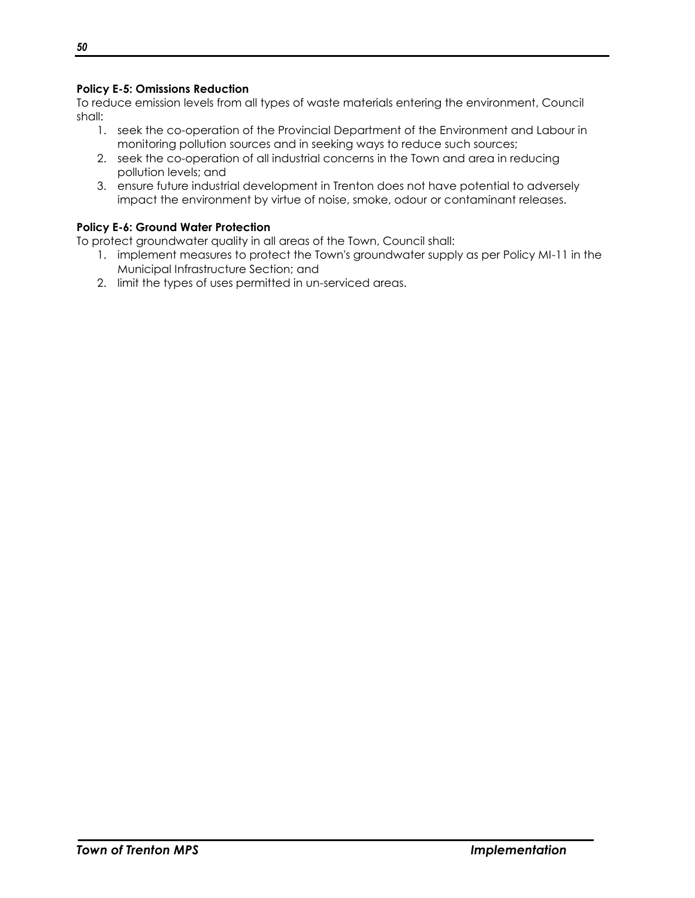**Policy E-5: Omissions Reduction**

To reduce emission levels from all types of waste materials entering the environment, Council shall:

1. seek the co-operation of the Provincial Department of the Environment and Labour in monitoring pollution sources and in seeking ways to reduce such sources;
2. seek the co-operation of all industrial concerns in the Town and area in reducing pollution levels; and
3. ensure future industrial development in Trenton does not have potential to adversely impact the environment by virtue of noise, smoke, odour or contaminant releases.

**Policy E-6: Ground Water Protection**

To protect groundwater quality in all areas of the Town, Council shall:

1. implement measures to protect the Town's groundwater supply as per Policy MI-11 in the Municipal Infrastructure Section; and
2. limit the types of uses permitted in un-serviced areas.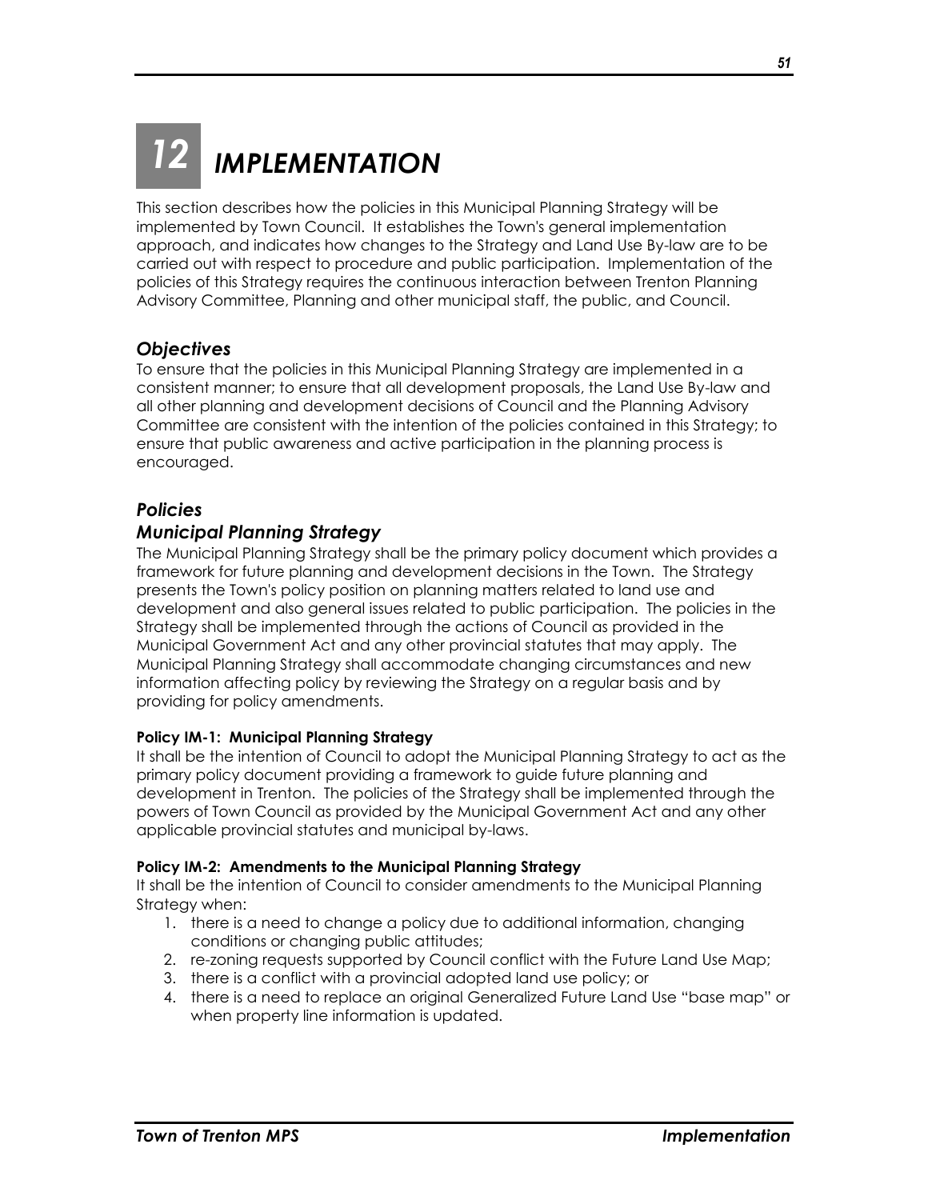# 12 IMPLEMENTATION

This section describes how the policies in this Municipal Planning Strategy will be implemented by Town Council. It establishes the Town's general implementation approach, and indicates how changes to the Strategy and Land Use By-law are to be carried out with respect to procedure and public participation. Implementation of the policies of this Strategy requires the continuous interaction between Trenton Planning Advisory Committee, Planning and other municipal staff, the public, and Council.

## *Objectives*

To ensure that the policies in this Municipal Planning Strategy are implemented in a consistent manner; to ensure that all development proposals, the Land Use By-law and all other planning and development decisions of Council and the Planning Advisory Committee are consistent with the intention of the policies contained in this Strategy; to ensure that public awareness and active participation in the planning process is encouraged.

## *Policies*

## *Municipal Planning Strategy*

The Municipal Planning Strategy shall be the primary policy document which provides a framework for future planning and development decisions in the Town. The Strategy presents the Town's policy position on planning matters related to land use and development and also general issues related to public participation. The policies in the Strategy shall be implemented through the actions of Council as provided in the Municipal Government Act and any other provincial statutes that may apply. The Municipal Planning Strategy shall accommodate changing circumstances and new information affecting policy by reviewing the Strategy on a regular basis and by providing for policy amendments.

#### Policy IM-1: Municipal Planning Strategy

It shall be the intention of Council to adopt the Municipal Planning Strategy to act as the primary policy document providing a framework to guide future planning and development in Trenton. The policies of the Strategy shall be implemented through the powers of Town Council as provided by the Municipal Government Act and any other applicable provincial statutes and municipal by-laws.

#### Policy IM-2: Amendments to the Municipal Planning Strategy

It shall be the intention of Council to consider amendments to the Municipal Planning Strategy when:

1. there is a need to change a policy due to additional information, changing conditions or changing public attitudes;
2. re-zoning requests supported by Council conflict with the Future Land Use Map;
3. there is a conflict with a provincial adopted land use policy; or
4. there is a need to replace an original Generalized Future Land Use "base map" or when property line information is updated.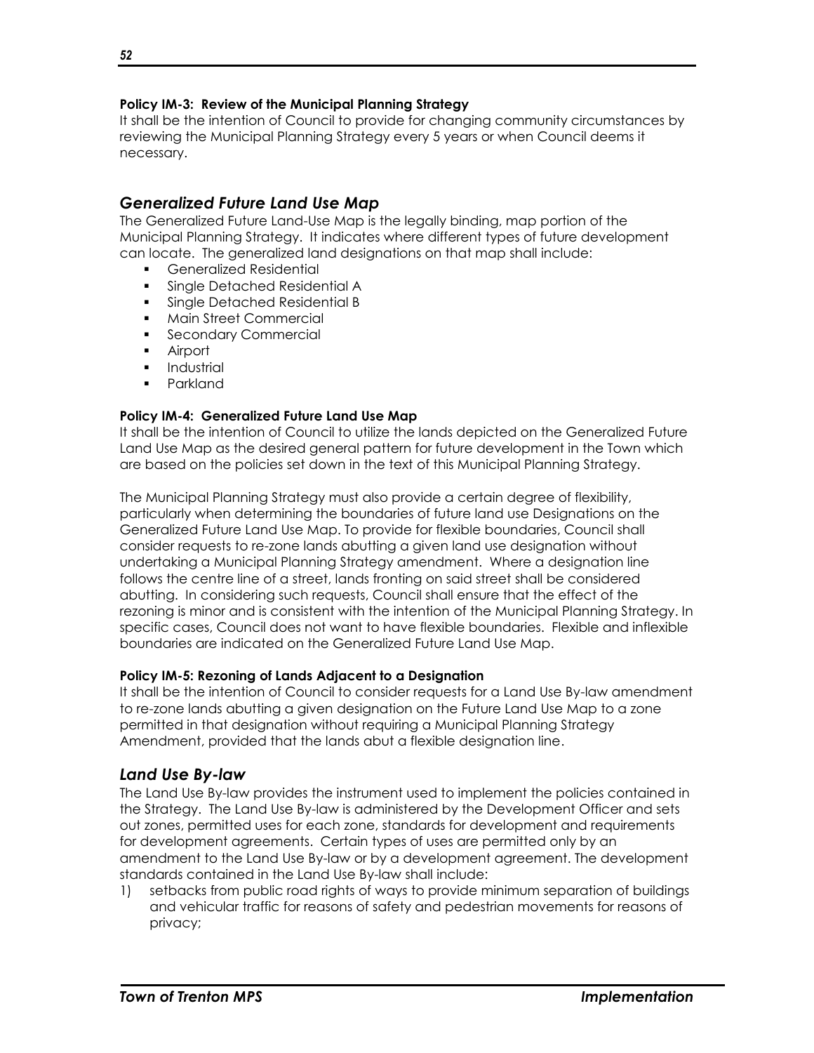**Policy IM-3: Review of the Municipal Planning Strategy**
It shall be the intention of Council to provide for changing community circumstances by reviewing the Municipal Planning Strategy every 5 years or when Council deems it necessary.

## *Generalized Future Land Use Map*

The Generalized Future Land-Use Map is the legally binding, map portion of the Municipal Planning Strategy. It indicates where different types of future development can locate. The generalized land designations on that map shall include:

- Generalized Residential
- Single Detached Residential A
- Single Detached Residential B
- Main Street Commercial
- Secondary Commercial
- Airport
- Industrial
- Parkland

**Policy IM-4: Generalized Future Land Use Map**
It shall be the intention of Council to utilize the lands depicted on the Generalized Future Land Use Map as the desired general pattern for future development in the Town which are based on the policies set down in the text of this Municipal Planning Strategy.

The Municipal Planning Strategy must also provide a certain degree of flexibility, particularly when determining the boundaries of future land use Designations on the Generalized Future Land Use Map. To provide for flexible boundaries, Council shall consider requests to re-zone lands abutting a given land use designation without undertaking a Municipal Planning Strategy amendment. Where a designation line follows the centre line of a street, lands fronting on said street shall be considered abutting. In considering such requests, Council shall ensure that the effect of the rezoning is minor and is consistent with the intention of the Municipal Planning Strategy. In specific cases, Council does not want to have flexible boundaries. Flexible and inflexible boundaries are indicated on the Generalized Future Land Use Map.

**Policy IM-5: Rezoning of Lands Adjacent to a Designation**
It shall be the intention of Council to consider requests for a Land Use By-law amendment to re-zone lands abutting a given designation on the Future Land Use Map to a zone permitted in that designation without requiring a Municipal Planning Strategy Amendment, provided that the lands abut a flexible designation line.

## *Land Use By-law*

The Land Use By-law provides the instrument used to implement the policies contained in the Strategy. The Land Use By-law is administered by the Development Officer and sets out zones, permitted uses for each zone, standards for development and requirements for development agreements. Certain types of uses are permitted only by an amendment to the Land Use By-law or by a development agreement. The development standards contained in the Land Use By-law shall include:

1) setbacks from public road rights of ways to provide minimum separation of buildings and vehicular traffic for reasons of safety and pedestrian movements for reasons of privacy;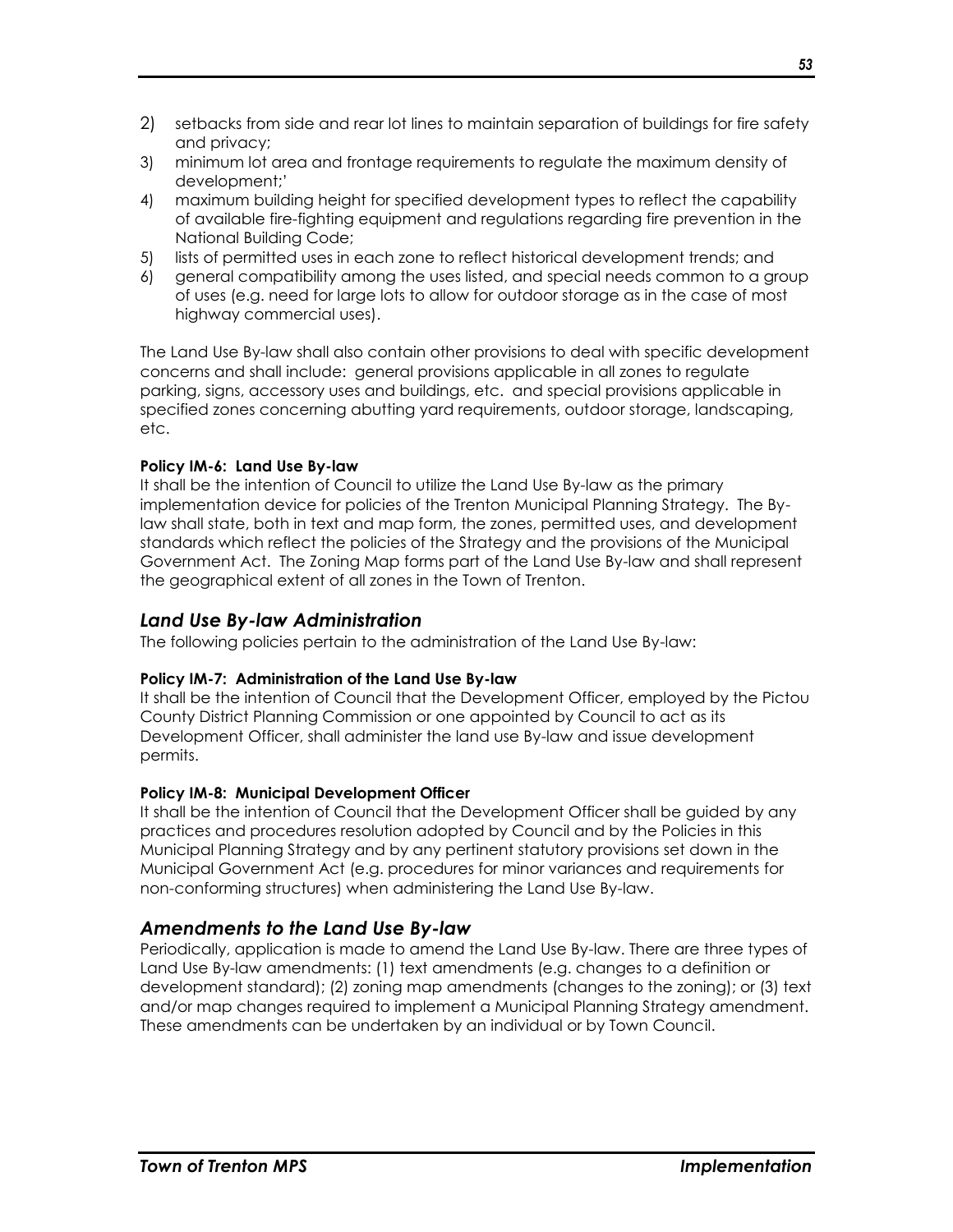2) setbacks from side and rear lot lines to maintain separation of buildings for fire safety and privacy;
3) minimum lot area and frontage requirements to regulate the maximum density of development;'
4) maximum building height for specified development types to reflect the capability of available fire-fighting equipment and regulations regarding fire prevention in the National Building Code;
5) lists of permitted uses in each zone to reflect historical development trends; and
6) general compatibility among the uses listed, and special needs common to a group of uses (e.g. need for large lots to allow for outdoor storage as in the case of most highway commercial uses).

The Land Use By-law shall also contain other provisions to deal with specific development concerns and shall include: general provisions applicable in all zones to regulate parking, signs, accessory uses and buildings, etc. and special provisions applicable in specified zones concerning abutting yard requirements, outdoor storage, landscaping, etc.

**Policy IM-6: Land Use By-law**
It shall be the intention of Council to utilize the Land Use By-law as the primary implementation device for policies of the Trenton Municipal Planning Strategy. The By-law shall state, both in text and map form, the zones, permitted uses, and development standards which reflect the policies of the Strategy and the provisions of the Municipal Government Act. The Zoning Map forms part of the Land Use By-law and shall represent the geographical extent of all zones in the Town of Trenton.

## *Land Use By-law Administration*

The following policies pertain to the administration of the Land Use By-law:

**Policy IM-7: Administration of the Land Use By-law**
It shall be the intention of Council that the Development Officer, employed by the Pictou County District Planning Commission or one appointed by Council to act as its Development Officer, shall administer the land use By-law and issue development permits.

**Policy IM-8: Municipal Development Officer**
It shall be the intention of Council that the Development Officer shall be guided by any practices and procedures resolution adopted by Council and by the Policies in this Municipal Planning Strategy and by any pertinent statutory provisions set down in the Municipal Government Act (e.g. procedures for minor variances and requirements for non-conforming structures) when administering the Land Use By-law.

## *Amendments to the Land Use By-law*

Periodically, application is made to amend the Land Use By-law. There are three types of Land Use By-law amendments: (1) text amendments (e.g. changes to a definition or development standard); (2) zoning map amendments (changes to the zoning); or (3) text and/or map changes required to implement a Municipal Planning Strategy amendment. These amendments can be undertaken by an individual or by Town Council.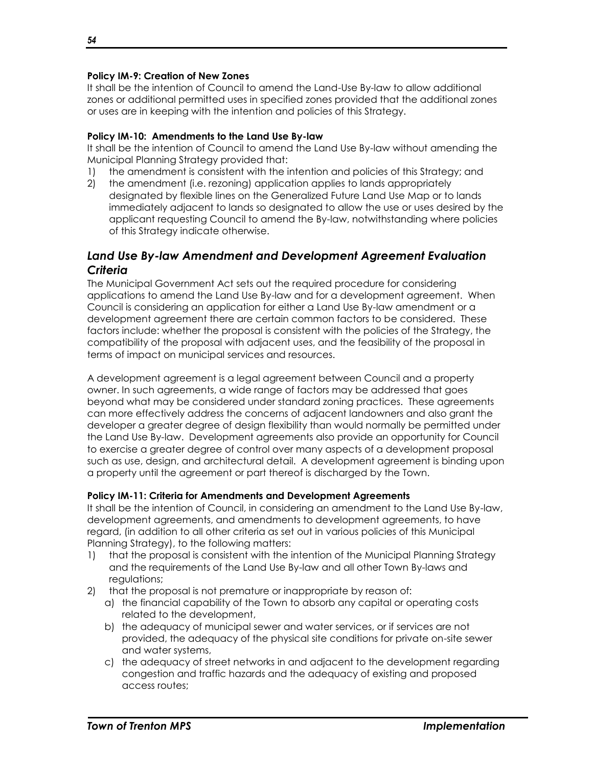**Policy IM-9: Creation of New Zones**
It shall be the intention of Council to amend the Land-Use By-law to allow additional zones or additional permitted uses in specified zones provided that the additional zones or uses are in keeping with the intention and policies of this Strategy.

**Policy IM-10: Amendments to the Land Use By-law**
It shall be the intention of Council to amend the Land Use By-law without amending the Municipal Planning Strategy provided that:

1) the amendment is consistent with the intention and policies of this Strategy; and
2) the amendment (i.e. rezoning) application applies to lands appropriately designated by flexible lines on the Generalized Future Land Use Map or to lands immediately adjacent to lands so designated to allow the use or uses desired by the applicant requesting Council to amend the By-law, notwithstanding where policies of this Strategy indicate otherwise.

## *Land Use By-law Amendment and Development Agreement Evaluation Criteria*

The Municipal Government Act sets out the required procedure for considering applications to amend the Land Use By-law and for a development agreement. When Council is considering an application for either a Land Use By-law amendment or a development agreement there are certain common factors to be considered. These factors include: whether the proposal is consistent with the policies of the Strategy, the compatibility of the proposal with adjacent uses, and the feasibility of the proposal in terms of impact on municipal services and resources.

A development agreement is a legal agreement between Council and a property owner. In such agreements, a wide range of factors may be addressed that goes beyond what may be considered under standard zoning practices. These agreements can more effectively address the concerns of adjacent landowners and also grant the developer a greater degree of design flexibility than would normally be permitted under the Land Use By-law. Development agreements also provide an opportunity for Council to exercise a greater degree of control over many aspects of a development proposal such as use, design, and architectural detail. A development agreement is binding upon a property until the agreement or part thereof is discharged by the Town.

**Policy IM-11: Criteria for Amendments and Development Agreements**
It shall be the intention of Council, in considering an amendment to the Land Use By-law, development agreements, and amendments to development agreements, to have regard, (in addition to all other criteria as set out in various policies of this Municipal Planning Strategy), to the following matters:

1) that the proposal is consistent with the intention of the Municipal Planning Strategy and the requirements of the Land Use By-law and all other Town By-laws and regulations;
2) that the proposal is not premature or inappropriate by reason of:
   a) the financial capability of the Town to absorb any capital or operating costs related to the development,
   b) the adequacy of municipal sewer and water services, or if services are not provided, the adequacy of the physical site conditions for private on-site sewer and water systems,
   c) the adequacy of street networks in and adjacent to the development regarding congestion and traffic hazards and the adequacy of existing and proposed access routes;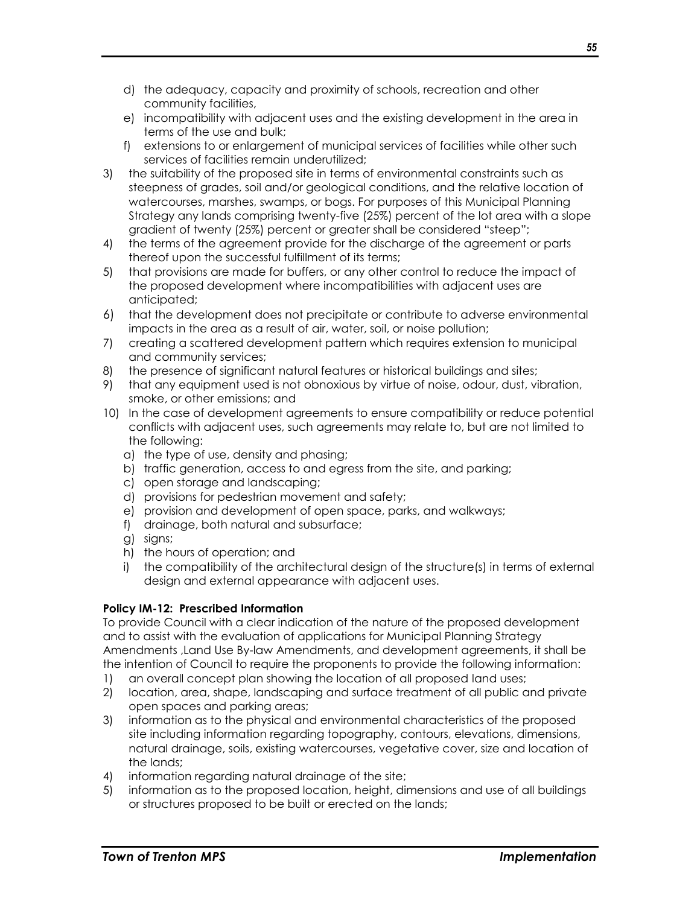d) the adequacy, capacity and proximity of schools, recreation and other community facilities,
e) incompatibility with adjacent uses and the existing development in the area in terms of the use and bulk;
f) extensions to or enlargement of municipal services of facilities while other such services of facilities remain underutilized;

3) the suitability of the proposed site in terms of environmental constraints such as steepness of grades, soil and/or geological conditions, and the relative location of watercourses, marshes, swamps, or bogs. For purposes of this Municipal Planning Strategy any lands comprising twenty-five (25%) percent of the lot area with a slope gradient of twenty (25%) percent or greater shall be considered "steep";
4) the terms of the agreement provide for the discharge of the agreement or parts thereof upon the successful fulfillment of its terms;
5) that provisions are made for buffers, or any other control to reduce the impact of the proposed development where incompatibilities with adjacent uses are anticipated;
6) that the development does not precipitate or contribute to adverse environmental impacts in the area as a result of air, water, soil, or noise pollution;
7) creating a scattered development pattern which requires extension to municipal and community services;
8) the presence of significant natural features or historical buildings and sites;
9) that any equipment used is not obnoxious by virtue of noise, odour, dust, vibration, smoke, or other emissions; and
10) In the case of development agreements to ensure compatibility or reduce potential conflicts with adjacent uses, such agreements may relate to, but are not limited to the following:
    a) the type of use, density and phasing;
    b) traffic generation, access to and egress from the site, and parking;
    c) open storage and landscaping;
    d) provisions for pedestrian movement and safety;
    e) provision and development of open space, parks, and walkways;
    f) drainage, both natural and subsurface;
    g) signs;
    h) the hours of operation; and
    i) the compatibility of the architectural design of the structure(s) in terms of external design and external appearance with adjacent uses.

**Policy IM-12: Prescribed Information**

To provide Council with a clear indication of the nature of the proposed development and to assist with the evaluation of applications for Municipal Planning Strategy Amendments ,Land Use By-law Amendments, and development agreements, it shall be the intention of Council to require the proponents to provide the following information:

1) an overall concept plan showing the location of all proposed land uses;
2) location, area, shape, landscaping and surface treatment of all public and private open spaces and parking areas;
3) information as to the physical and environmental characteristics of the proposed site including information regarding topography, contours, elevations, dimensions, natural drainage, soils, existing watercourses, vegetative cover, size and location of the lands;
4) information regarding natural drainage of the site;
5) information as to the proposed location, height, dimensions and use of all buildings or structures proposed to be built or erected on the lands;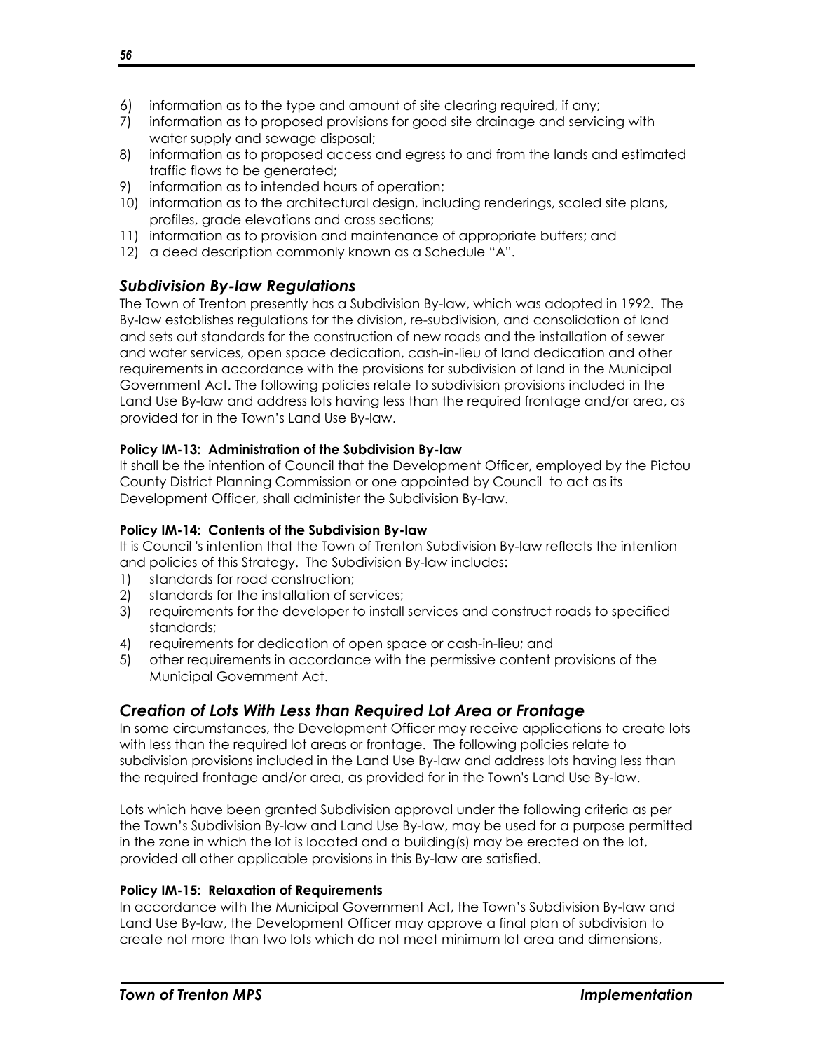6) information as to the type and amount of site clearing required, if any;
7) information as to proposed provisions for good site drainage and servicing with water supply and sewage disposal;
8) information as to proposed access and egress to and from the lands and estimated traffic flows to be generated;
9) information as to intended hours of operation;
10) information as to the architectural design, including renderings, scaled site plans, profiles, grade elevations and cross sections;
11) information as to provision and maintenance of appropriate buffers; and
12) a deed description commonly known as a Schedule "A".

## *Subdivision By-law Regulations*

The Town of Trenton presently has a Subdivision By-law, which was adopted in 1992. The By-law establishes regulations for the division, re-subdivision, and consolidation of land and sets out standards for the construction of new roads and the installation of sewer and water services, open space dedication, cash-in-lieu of land dedication and other requirements in accordance with the provisions for subdivision of land in the Municipal Government Act. The following policies relate to subdivision provisions included in the Land Use By-law and address lots having less than the required frontage and/or area, as provided for in the Town's Land Use By-law.

**Policy IM-13: Administration of the Subdivision By-law**

It shall be the intention of Council that the Development Officer, employed by the Pictou County District Planning Commission or one appointed by Council to act as its Development Officer, shall administer the Subdivision By-law.

**Policy IM-14: Contents of the Subdivision By-law**

It is Council 's intention that the Town of Trenton Subdivision By-law reflects the intention and policies of this Strategy. The Subdivision By-law includes:

1) standards for road construction;
2) standards for the installation of services;
3) requirements for the developer to install services and construct roads to specified standards;
4) requirements for dedication of open space or cash-in-lieu; and
5) other requirements in accordance with the permissive content provisions of the Municipal Government Act.

## *Creation of Lots With Less than Required Lot Area or Frontage*

In some circumstances, the Development Officer may receive applications to create lots with less than the required lot areas or frontage. The following policies relate to subdivision provisions included in the Land Use By-law and address lots having less than the required frontage and/or area, as provided for in the Town's Land Use By-law.

Lots which have been granted Subdivision approval under the following criteria as per the Town's Subdivision By-law and Land Use By-law, may be used for a purpose permitted in the zone in which the lot is located and a building(s) may be erected on the lot, provided all other applicable provisions in this By-law are satisfied.

**Policy IM-15: Relaxation of Requirements**

In accordance with the Municipal Government Act, the Town's Subdivision By-law and Land Use By-law, the Development Officer may approve a final plan of subdivision to create not more than two lots which do not meet minimum lot area and dimensions,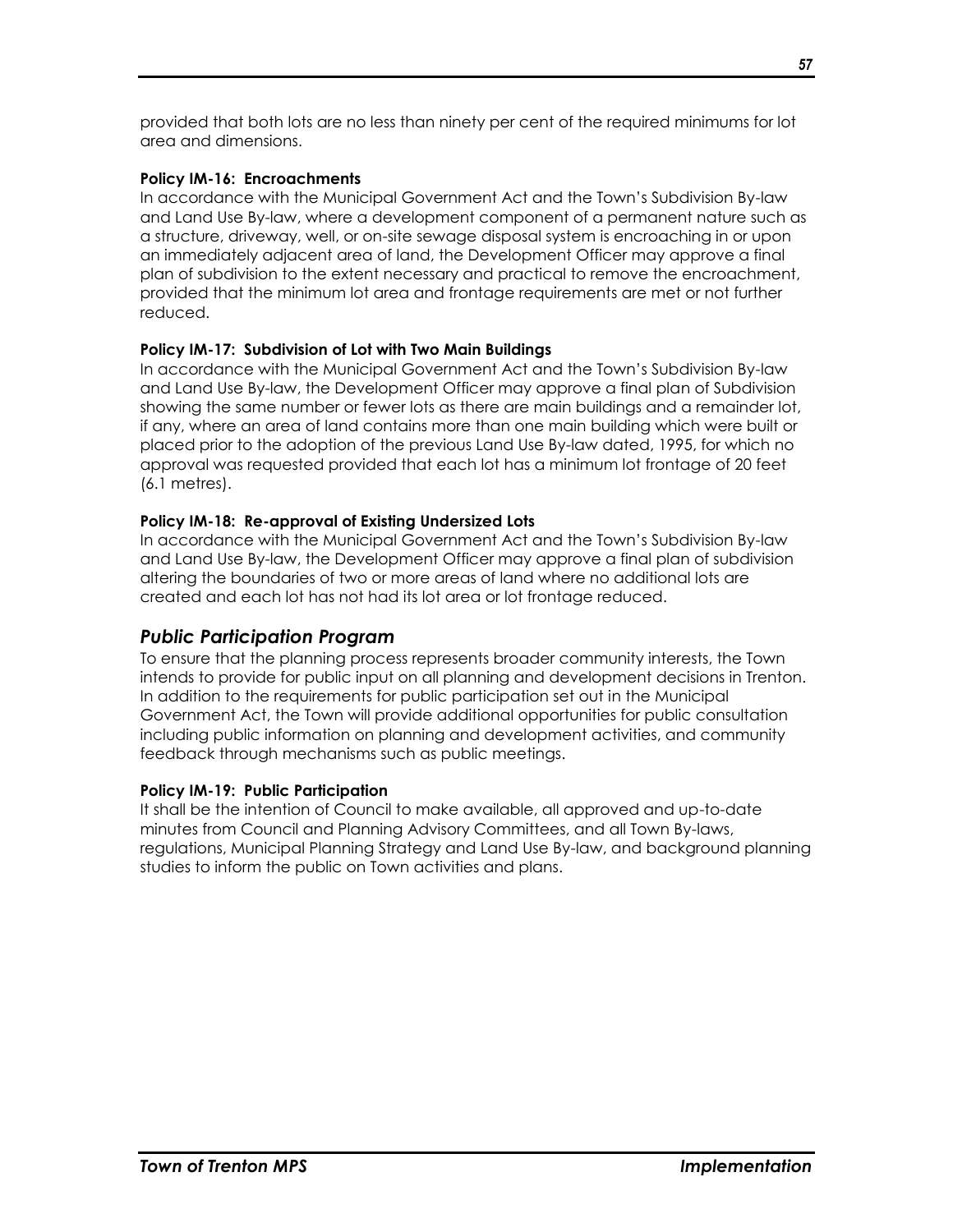provided that both lots are no less than ninety per cent of the required minimums for lot area and dimensions.

**Policy IM-16: Encroachments**
In accordance with the Municipal Government Act and the Town's Subdivision By-law and Land Use By-law, where a development component of a permanent nature such as a structure, driveway, well, or on-site sewage disposal system is encroaching in or upon an immediately adjacent area of land, the Development Officer may approve a final plan of subdivision to the extent necessary and practical to remove the encroachment, provided that the minimum lot area and frontage requirements are met or not further reduced.

**Policy IM-17: Subdivision of Lot with Two Main Buildings**
In accordance with the Municipal Government Act and the Town's Subdivision By-law and Land Use By-law, the Development Officer may approve a final plan of Subdivision showing the same number or fewer lots as there are main buildings and a remainder lot, if any, where an area of land contains more than one main building which were built or placed prior to the adoption of the previous Land Use By-law dated, 1995, for which no approval was requested provided that each lot has a minimum lot frontage of 20 feet (6.1 metres).

**Policy IM-18: Re-approval of Existing Undersized Lots**
In accordance with the Municipal Government Act and the Town's Subdivision By-law and Land Use By-law, the Development Officer may approve a final plan of subdivision altering the boundaries of two or more areas of land where no additional lots are created and each lot has not had its lot area or lot frontage reduced.

## *Public Participation Program*

To ensure that the planning process represents broader community interests, the Town intends to provide for public input on all planning and development decisions in Trenton. In addition to the requirements for public participation set out in the Municipal Government Act, the Town will provide additional opportunities for public consultation including public information on planning and development activities, and community feedback through mechanisms such as public meetings.

**Policy IM-19: Public Participation**
It shall be the intention of Council to make available, all approved and up-to-date minutes from Council and Planning Advisory Committees, and all Town By-laws, regulations, Municipal Planning Strategy and Land Use By-law, and background planning studies to inform the public on Town activities and plans.